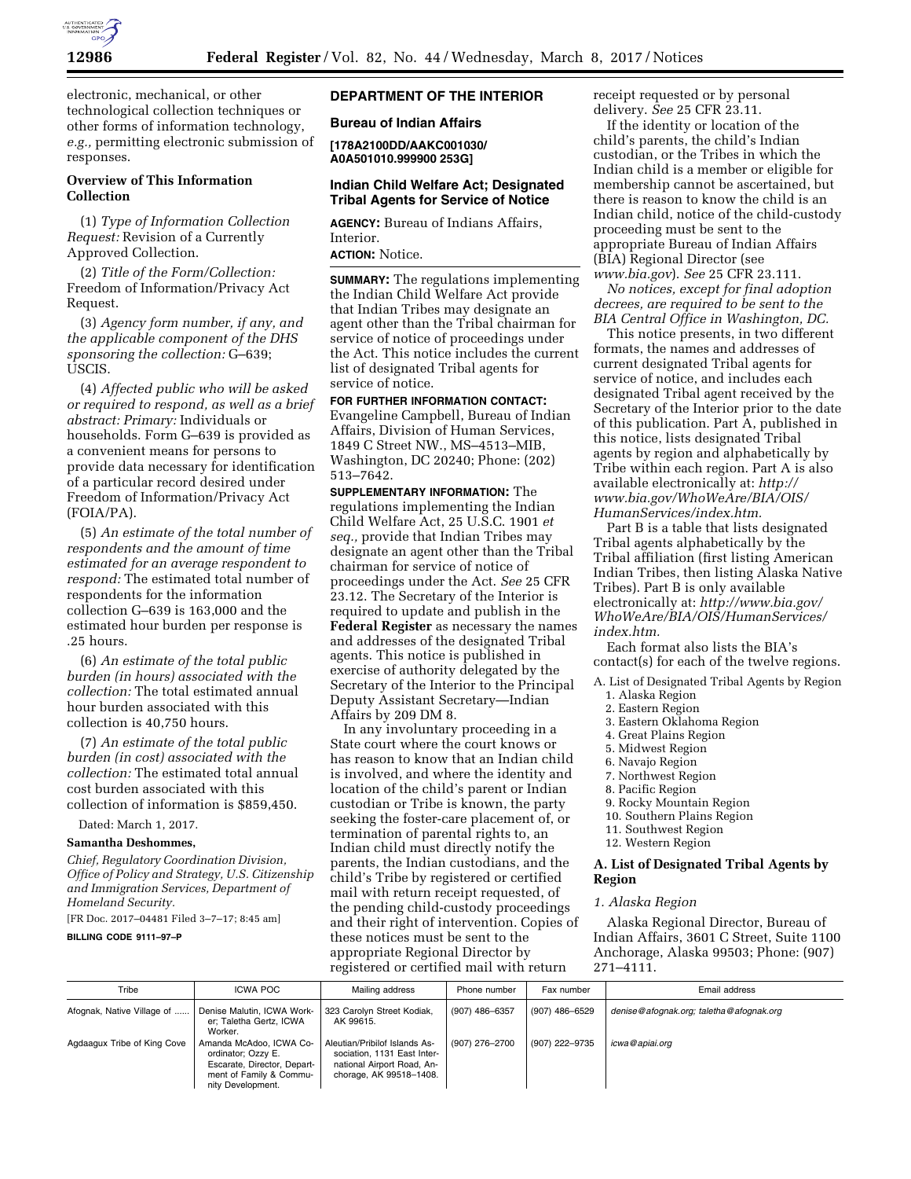electronic, mechanical, or other technological collection techniques or other forms of information technology, *e.g.,* permitting electronic submission of responses.

**Overview of This Information Collection**

(1) *Type of Information Collection Request:* Revision of a Currently Approved Collection.

(2) *Title of the Form/Collection:* Freedom of Information/Privacy Act Request.

(3) *Agency form number, if any, and the applicable component of the DHS sponsoring the collection:* G–639; USCIS.

(4) *Affected public who will be asked or required to respond, as well as a brief abstract: Primary:* Individuals or households. Form G–639 is provided as a convenient means for persons to provide data necessary for identification of a particular record desired under Freedom of Information/Privacy Act (FOIA/PA).

(5) *An estimate of the total number of respondents and the amount of time estimated for an average respondent to respond:* The estimated total number of respondents for the information collection G–639 is 163,000 and the estimated hour burden per response is .25 hours.

(6) *An estimate of the total public burden (in hours) associated with the collection:* The total estimated annual hour burden associated with this collection is 40,750 hours.

(7) *An estimate of the total public burden (in cost) associated with the collection:* The estimated total annual cost burden associated with this collection of information is $859,450.

Dated: March 1, 2017.

**Samantha Deshommes,**

*Chief, Regulatory Coordination Division, Office of Policy and Strategy, U.S. Citizenship and Immigration Services, Department of Homeland Security.*

[FR Doc. 2017–04481 Filed 3–7–17; 8:45 am]

**BILLING CODE 9111–97–P**

## DEPARTMENT OF THE INTERIOR

### Bureau of Indian Affairs

**[178A2100DD/AAKC001030/A0A501010.999900 253G]**

### Indian Child Welfare Act; Designated Tribal Agents for Service of Notice

**AGENCY:** Bureau of Indians Affairs, Interior.

**ACTION:** Notice.

**SUMMARY:** The regulations implementing the Indian Child Welfare Act provide that Indian Tribes may designate an agent other than the Tribal chairman for service of notice of proceedings under the Act. This notice includes the current list of designated Tribal agents for service of notice.

**FOR FURTHER INFORMATION CONTACT:** Evangeline Campbell, Bureau of Indian Affairs, Division of Human Services, 1849 C Street NW., MS–4513–MIB, Washington, DC 20240; Phone: (202) 513–7642.

**SUPPLEMENTARY INFORMATION:** The regulations implementing the Indian Child Welfare Act, 25 U.S.C. 1901 *et seq.,* provide that Indian Tribes may designate an agent other than the Tribal chairman for service of notice of proceedings under the Act. *See* 25 CFR 23.12. The Secretary of the Interior is required to update and publish in the **Federal Register** as necessary the names and addresses of the designated Tribal agents. This notice is published in exercise of authority delegated by the Secretary of the Interior to the Principal Deputy Assistant Secretary—Indian Affairs by 209 DM 8.

In any involuntary proceeding in a State court where the court knows or has reason to know that an Indian child is involved, and where the identity and location of the child's parent or Indian custodian or Tribe is known, the party seeking the foster-care placement of, or termination of parental rights to, an Indian child must directly notify the parents, the Indian custodians, and the child's Tribe by registered or certified mail with return receipt requested, of the pending child-custody proceedings and their right of intervention. Copies of these notices must be sent to the appropriate Regional Director by registered or certified mail with return receipt requested or by personal delivery. *See* 25 CFR 23.11.

If the identity or location of the child's parents, the child's Indian custodian, or the Tribes in which the Indian child is a member or eligible for membership cannot be ascertained, but there is reason to know the child is an Indian child, notice of the child-custody proceeding must be sent to the appropriate Bureau of Indian Affairs (BIA) Regional Director (see *www.bia.gov*). *See* 25 CFR 23.111.

*No notices, except for final adoption decrees, are required to be sent to the BIA Central Office in Washington, DC.*

This notice presents, in two different formats, the names and addresses of current designated Tribal agents for service of notice, and includes each designated Tribal agent received by the Secretary of the Interior prior to the date of this publication. Part A, published in this notice, lists designated Tribal agents by region and alphabetically by Tribe within each region. Part A is also available electronically at: *http://www.bia.gov/WhoWeAre/BIA/OIS/HumanServices/index.htm.*

Part B is a table that lists designated Tribal agents alphabetically by the Tribal affiliation (first listing American Indian Tribes, then listing Alaska Native Tribes). Part B is only available electronically at: *http://www.bia.gov/WhoWeAre/BIA/OIS/HumanServices/index.htm.*

Each format also lists the BIA's contact(s) for each of the twelve regions.

A. List of Designated Tribal Agents by Region
1. Alaska Region
2. Eastern Region
3. Eastern Oklahoma Region
4. Great Plains Region
5. Midwest Region
6. Navajo Region
7. Northwest Region
8. Pacific Region
9. Rocky Mountain Region
10. Southern Plains Region
11. Southwest Region
12. Western Region

### A. List of Designated Tribal Agents by Region

#### *1. Alaska Region*

Alaska Regional Director, Bureau of Indian Affairs, 3601 C Street, Suite 1100 Anchorage, Alaska 99503; Phone: (907) 271–4111.

| Tribe | ICWA POC | Mailing address | Phone number | Fax number | Email address |
|---|---|---|---|---|---|
| Afognak, Native Village of ...... | Denise Malutin, ICWA Worker; Taletha Gertz, ICWA Worker. | 323 Carolyn Street Kodiak, AK 99615. | (907) 486–6357 | (907) 486–6529 | *denise@afognak.org; taletha@afognak.org* |
| Agdaagux Tribe of King Cove | Amanda McAdoo, ICWA Coordinator; Ozzy E. Escarate, Director, Department of Family & Community Development. | Aleutian/Pribilof Islands Association, 1131 East International Airport Road, Anchorage, AK 99518–1408. | (907) 276–2700 | (907) 222–9735 | *icwa@apiai.org* |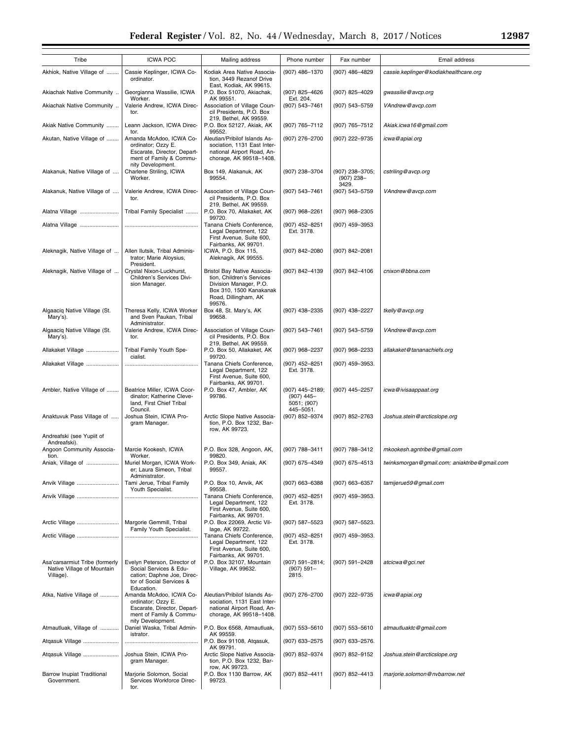| Tribe | ICWA POC | Mailing address | Phone number | Fax number | Email address |
|---|---|---|---|---|---|
| Akhiok, Native Village of | Cassie Keplinger, ICWA Coordinator. | Kodiak Area Native Association, 3449 Rezanof Drive East, Kodiak, AK 99615. | (907) 486–1370 | (907) 486–4829 | cassie.keplinger@kodiakhealthcare.org |
| Akiachak Native Community | Georgianna Wassilie, ICWA Worker. | P.O. Box 51070, Akiachak, AK 99551. | (907) 825–4626 Ext. 204. | (907) 825–4029 | gwassilie@avcp.org |
| Akiachak Native Community | Valerie Andrew, ICWA Director. | Association of Village Council Presidents, P.O. Box 219, Bethel, AK 99559. | (907) 543–7461 | (907) 543–5759 | VAndrew@avcp.com |
| Akiak Native Community | Leann Jackson, ICWA Director. | P.O. Box 52127, Akiak, AK 99552. | (907) 765–7112 | (907) 765–7512 | Akiak.icwa16@gmail.com |
| Akutan, Native Village of | Amanda McAdoo, ICWA Coordinator; Ozzy E. Escarate, Director, Department of Family & Community Development. | Aleutian/Pribilof Islands Association, 1131 East International Airport Road, Anchorage, AK 99518–1408. | (907) 276–2700 | (907) 222–9735 | icwa@apiai.org |
| Alakanuk, Native Village of | Charlene Striling, ICWA Worker. | Box 149, Alakanuk, AK 99554. | (907) 238–3704 | (907) 238–3705; (907) 238–3429. | cstriling@avcp.org |
| Alakanuk, Native Village of | Valerie Andrew, ICWA Director. | Association of Village Council Presidents, P.O. Box 219, Bethel, AK 99559. | (907) 543–7461 | (907) 543–5759 | VAndrew@avcp.com |
| Alatna Village | Tribal Family Specialist | P.O. Box 70, Allakaket, AK 99720. | (907) 968–2261 | (907) 968–2305 | |
| Alatna Village | | Tanana Chiefs Conference, Legal Department, 122 First Avenue, Suite 600, Fairbanks, AK 99701. | (907) 452–8251 Ext. 3178. | (907) 459–3953 | |
| Aleknagik, Native Village of | Allen Ilutsik, Tribal Administrator; Marie Aloysius, President. | ICWA, P.O. Box 115, Aleknagik, AK 99555. | (907) 842–2080 | (907) 842–2081 | |
| Aleknagik, Native Village of | Crystal Nixon-Luckhurst, Children's Services Division Manager. | Bristol Bay Native Association, Children's Services Division Manager, P.O. Box 310, 1500 Kanakanak Road, Dillingham, AK 99576. | (907) 842–4139 | (907) 842–4106 | cnixon@bbna.com |
| Algaaciq Native Village (St. Mary's). | Theresa Kelly, ICWA Worker and Sven Paukan, Tribal Administrator. | Box 48, St. Mary's, AK 99658. | (907) 438–2335 | (907) 438–2227 | tkelly@avcp.org |
| Algaaciq Native Village (St. Mary's). | Valerie Andrew, ICWA Director. | Association of Village Council Presidents, P.O. Box 219, Bethel, AK 99559. | (907) 543–7461 | (907) 543–5759 | VAndrew@avcp.com |
| Allakaket Village | Tribal Family Youth Specialist. | P.O. Box 50, Allakaket, AK 99720. | (907) 968–2237 | (907) 968–2233 | allakaket@tananachiefs.org |
| Allakaket Village | | Tanana Chiefs Conference, Legal Department, 122 First Avenue, Suite 600, Fairbanks, AK 99701. | (907) 452–8251 Ext. 3178. | (907) 459–3953. | |
| Ambler, Native Village of | Beatrice Miller, ICWA Coordinator; Katherine Cleveland, First Chief Tribal Council. | P.O. Box 47, Ambler, AK 99786. | (907) 445–2189; (907) 445–5051; (907) 445–5051. | (907) 445–2257 | icwa@ivisaappaat.org |
| Anaktuvuk Pass Village of | Joshua Stein, ICWA Program Manager. | Arctic Slope Native Association, P.O. Box 1232, Barrow, AK 99723. | (907) 852–9374 | (907) 852–2763 | Joshua.stein@arcticslope.org |
| Andreafski (see Yupiit of Andreafski). | | | | | |
| Angoon Community Association. | Marcie Kookesh, ICWA Worker. | P.O. Box 328, Angoon, AK, 99820. | (907) 788–3411 | (907) 788–3412 | mkookesh.agntribe@gmail.com |
| Aniak, Village of | Muriel Morgan, ICWA Worker; Laura Simeon, Tribal Administrator. | P.O. Box 349, Aniak, AK 99557. | (907) 675–4349 | (907) 675–4513 | twinksmorgan@gmail.com; aniaktribe@gmail.com |
| Anvik Village | Tami Jerue, Tribal Family Youth Specialist. | P.O. Box 10, Anvik, AK 99558. | (907) 663–6388 | (907) 663–6357 | tamijerue59@gmail.com |
| Anvik Village | | Tanana Chiefs Conference, Legal Department, 122 First Avenue, Suite 600, Fairbanks, AK 99701. | (907) 452–8251 Ext. 3178. | (907) 459–3953. | |
| Arctic Village | Margorie Gemmill, Tribal Family Youth Specialist. | P.O. Box 22069, Arctic Village, AK 99722. | (907) 587–5523 | (907) 587–5523. | |
| Arctic Village | | Tanana Chiefs Conference, Legal Department, 122 First Avenue, Suite 600, Fairbanks, AK 99701. | (907) 452–8251 Ext. 3178. | (907) 459–3953. | |
| Asa'carsarmiut Tribe (formerly Native Village of Mountain Village). | Evelyn Peterson, Director of Social Services & Education; Daphne Joe, Director of Social Services & Education. | P.O. Box 32107, Mountain Village, AK 99632. | (907) 591–2814; (907) 591–2815. | (907) 591–2428 | atcicwa@gci.net |
| Atka, Native Village of | Amanda McAdoo, ICWA Coordinator; Ozzy E. Escarate, Director, Department of Family & Community Development. | Aleutian/Pribilof Islands Association, 1131 East International Airport Road, Anchorage, AK 99518–1408. | (907) 276–2700 | (907) 222–9735 | icwa@apiai.org |
| Atmautluak, Village of | Daniel Waska, Tribal Administrator. | P.O. Box 6568, Atmautluak, AK 99559. | (907) 553–5610 | (907) 553–5610 | atmautluaktc@gmail.com |
| Atqasuk Village | | P.O. Box 91108, Atqasuk, AK 99791. | (907) 633–2575 | (907) 633–2576. | |
| Atqasuk Village | Joshua Stein, ICWA Program Manager. | Arctic Slope Native Association, P.O. Box 1232, Barrow, AK 99723. | (907) 852–9374 | (907) 852–9152 | Joshua.stein@arcticslope.org |
| Barrow Inupiat Traditional Government. | Marjorie Solomon, Social Services Workforce Director. | P.O. Box 1130 Barrow, AK 99723. | (907) 852–4411 | (907) 852–4413 | marjorie.solomon@nvbarrow.net |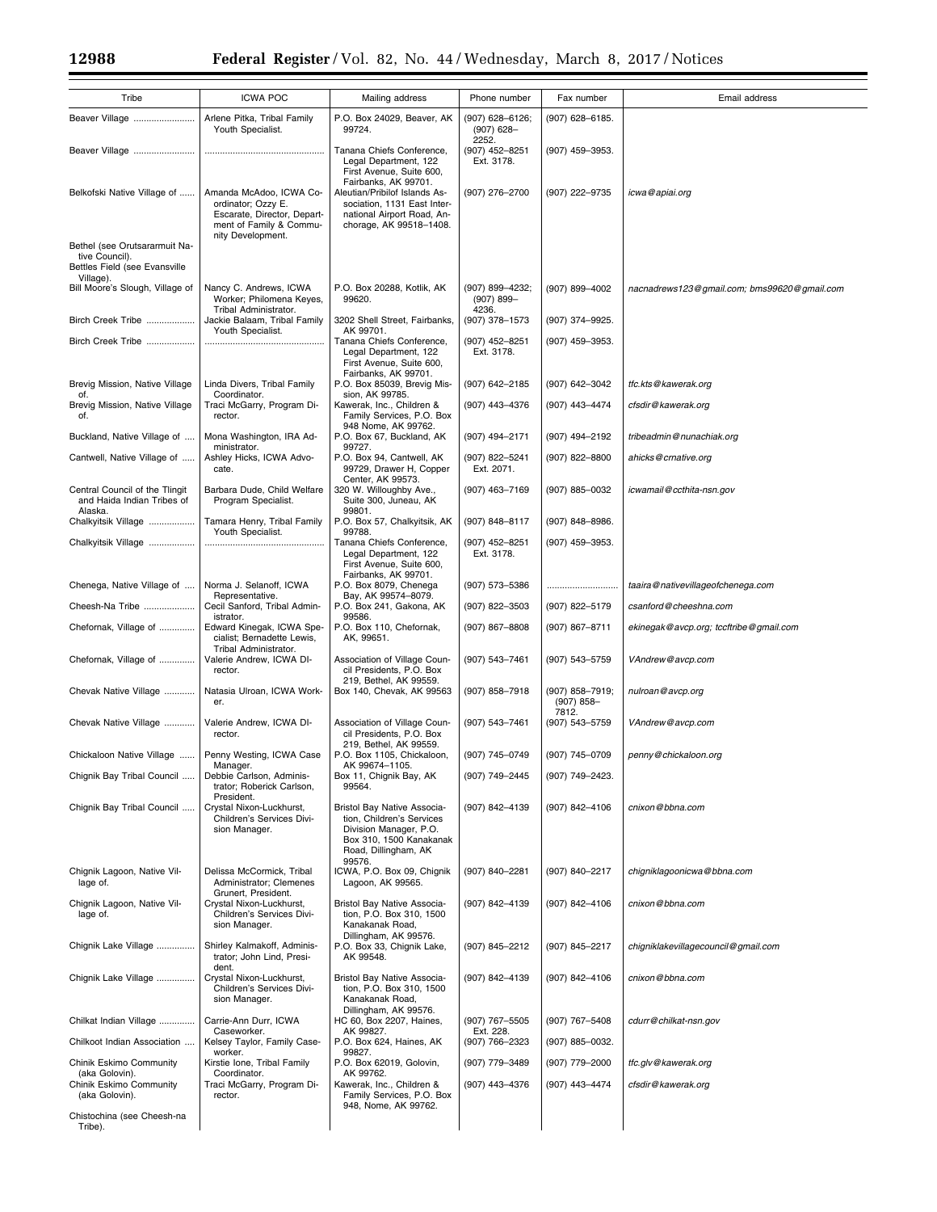| Tribe | ICWA POC | Mailing address | Phone number | Fax number | Email address |
|---|---|---|---|---|---|
| Beaver Village | Arlene Pitka, Tribal Family Youth Specialist. | P.O. Box 24029, Beaver, AK 99724. | (907) 628–6126; (907) 628–2252. | (907) 628–6185. | |
| Beaver Village | | Tanana Chiefs Conference, Legal Department, 122 First Avenue, Suite 600, Fairbanks, AK 99701. | (907) 452–8251 Ext. 3178. | (907) 459–3953. | |
| Belkofski Native Village of | Amanda McAdoo, ICWA Coordinator; Ozzy E. Escarate, Director, Department of Family & Community Development. | Aleutian/Pribilof Islands Association, 1131 East International Airport Road, Anchorage, AK 99518–1408. | (907) 276–2700 | (907) 222–9735 | icwa@apiai.org |
| Bethel (see Orutsararmuit Native Council). | | | | | |
| Bettles Field (see Evansville Village). | | | | | |
| Bill Moore's Slough, Village of | Nancy C. Andrews, ICWA Worker; Philomena Keyes, Tribal Administrator. | P.O. Box 20288, Kotlik, AK 99620. | (907) 899–4232; (907) 899–4236. | (907) 899–4002 | nacnadrews123@gmail.com; bms99620@gmail.com |
| Birch Creek Tribe | Jackie Balaam, Tribal Family Youth Specialist. | 3202 Shell Street, Fairbanks, AK 99701. | (907) 378–1573 | (907) 374–9925. | |
| Birch Creek Tribe | | Tanana Chiefs Conference, Legal Department, 122 First Avenue, Suite 600, Fairbanks, AK 99701. | (907) 452–8251 Ext. 3178. | (907) 459–3953. | |
| Brevig Mission, Native Village of. | Linda Divers, Tribal Family Coordinator. | P.O. Box 85039, Brevig Mission, AK 99785. | (907) 642–2185 | (907) 642–3042 | tfc.kts@kawerak.org |
| Brevig Mission, Native Village of. | Traci McGarry, Program Director. | Kawerak, Inc., Children & Family Services, P.O. Box 948 Nome, AK 99762. | (907) 443–4376 | (907) 443–4474 | cfsdir@kawerak.org |
| Buckland, Native Village of | Mona Washington, IRA Administrator. | P.O. Box 67, Buckland, AK 99727. | (907) 494–2171 | (907) 494–2192 | tribeadmin@nunachiak.org |
| Cantwell, Native Village of | Ashley Hicks, ICWA Advocate. | P.O. Box 94, Cantwell, AK 99729, Drawer H, Copper Center, AK 99573. | (907) 822–5241 Ext. 2071. | (907) 822–8800 | ahicks@crnative.org |
| Central Council of the Tlingit and Haida Indian Tribes of Alaska. | Barbara Dude, Child Welfare Program Specialist. | 320 W. Willoughby Ave., Suite 300, Juneau, AK 99801. | (907) 463–7169 | (907) 885–0032 | icwamail@ccthita-nsn.gov |
| Chalkyitsik Village | Tamara Henry, Tribal Family Youth Specialist. | P.O. Box 57, Chalkyitsik, AK 99788. | (907) 848–8117 | (907) 848–8986. | |
| Chalkyitsik Village | | Tanana Chiefs Conference, Legal Department, 122 First Avenue, Suite 600, Fairbanks, AK 99701. | (907) 452–8251 Ext. 3178. | (907) 459–3953. | |
| Chenega, Native Village of | Norma J. Selanoff, ICWA Representative. | P.O. Box 8079, Chenega Bay, AK 99574–8079. | (907) 573–5386 | | taaira@nativevillageofchenega.com |
| Cheesh-Na Tribe | Cecil Sanford, Tribal Administrator. | P.O. Box 241, Gakona, AK 99586. | (907) 822–3503 | (907) 822–5179 | csanford@cheeshna.com |
| Chefornak, Village of | Edward Kinegak, ICWA Specialist; Bernadette Lewis, Tribal Administrator. | P.O. Box 110, Chefornak, AK, 99651. | (907) 867–8808 | (907) 867–8711 | ekinegak@avcp.org; tccftribe@gmail.com |
| Chefornak, Village of | Valerie Andrew, ICWA DIrector. | Association of Village Council Presidents, P.O. Box 219, Bethel, AK 99559. | (907) 543–7461 | (907) 543–5759 | VAndrew@avcp.com |
| Chevak Native Village | Natasia Ulroan, ICWA Worker. | Box 140, Chevak, AK 99563 | (907) 858–7918 | (907) 858–7919; (907) 858–7812. | nulroan@avcp.org |
| Chevak Native Village | Valerie Andrew, ICWA DIrector. | Association of Village Council Presidents, P.O. Box 219, Bethel, AK 99559. | (907) 543–7461 | (907) 543–5759 | VAndrew@avcp.com |
| Chickaloon Native Village | Penny Westing, ICWA Case Manager. | P.O. Box 1105, Chickaloon, AK 99674–1105. | (907) 745–0749 | (907) 745–0709 | penny@chickaloon.org |
| Chignik Bay Tribal Council | Debbie Carlson, Administrator; Roberick Carlson, President. | Box 11, Chignik Bay, AK 99564. | (907) 749–2445 | (907) 749–2423. | |
| Chignik Bay Tribal Council | Crystal Nixon-Luckhurst, Children's Services Division Manager. | Bristol Bay Native Association, Children's Services Division Manager, P.O. Box 310, 1500 Kanakanak Road, Dillingham, AK 99576. | (907) 842–4139 | (907) 842–4106 | cnixon@bbna.com |
| Chignik Lagoon, Native Village of. | Delissa McCormick, Tribal Administrator; Clemenes Grunert, President. | ICWA, P.O. Box 09, Chignik Lagoon, AK 99565. | (907) 840–2281 | (907) 840–2217 | chigniklagoonicwa@bbna.com |
| Chignik Lagoon, Native Village of. | Crystal Nixon-Luckhurst, Children's Services Division Manager. | Bristol Bay Native Association, P.O. Box 310, 1500 Kanakanak Road, Dillingham, AK 99576. | (907) 842–4139 | (907) 842–4106 | cnixon@bbna.com |
| Chignik Lake Village | Shirley Kalmakoff, Administrator; John Lind, President. | P.O. Box 33, Chignik Lake, AK 99548. | (907) 845–2212 | (907) 845–2217 | chigniklakevillagecouncil@gmail.com |
| Chignik Lake Village | Crystal Nixon-Luckhurst, Children's Services Division Manager. | Bristol Bay Native Association, P.O. Box 310, 1500 Kanakanak Road, Dillingham, AK 99576. | (907) 842–4139 | (907) 842–4106 | cnixon@bbna.com |
| Chilkat Indian Village | Carrie-Ann Durr, ICWA Caseworker. | HC 60, Box 2207, Haines, AK 99827. | (907) 767–5505 Ext. 228. | (907) 767–5408 | cdurr@chilkat-nsn.gov |
| Chilkoot Indian Association | Kelsey Taylor, Family Caseworker. | P.O. Box 624, Haines, AK 99827. | (907) 766–2323 | (907) 885–0032. | |
| Chinik Eskimo Community (aka Golovin). | Kirstie Ione, Tribal Family Coordinator. | P.O. Box 62019, Golovin, AK 99762. | (907) 779–3489 | (907) 779–2000 | tfc.glv@kawerak.org |
| Chinik Eskimo Community (aka Golovin). | Traci McGarry, Program Director. | Kawerak, Inc., Children & Family Services, P.O. Box 948, Nome, AK 99762. | (907) 443–4376 | (907) 443–4474 | cfsdir@kawerak.org |
| Chistochina (see Cheesh-na Tribe). | | | | | |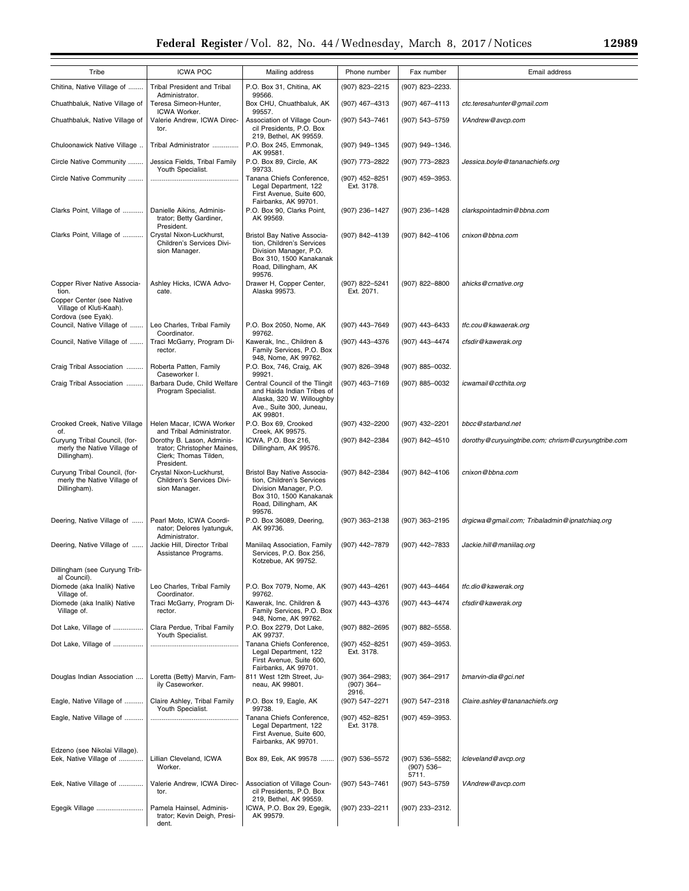| Tribe | ICWA POC | Mailing address | Phone number | Fax number | Email address |
|---|---|---|---|---|---|
| Chitina, Native Village of | Tribal President and Tribal Administrator. | P.O. Box 31, Chitina, AK 99566. | (907) 823–2215 | (907) 823–2233. | |
| Chuathbaluk, Native Village of | Teresa Simeon-Hunter, ICWA Worker. | Box CHU, Chuathbaluk, AK 99557. | (907) 467–4313 | (907) 467–4113 | ctc.teresahunter@gmail.com |
| Chuathbaluk, Native Village of | Valerie Andrew, ICWA Director. | Association of Village Council Presidents, P.O. Box 219, Bethel, AK 99559. | (907) 543–7461 | (907) 543–5759 | VAndrew@avcp.com |
| Chuloonawick Native Village | Tribal Administrator | P.O. Box 245, Emmonak, AK 99581. | (907) 949–1345 | (907) 949–1346. | |
| Circle Native Community | Jessica Fields, Tribal Family Youth Specialist. | P.O. Box 89, Circle, AK 99733. | (907) 773–2822 | (907) 773–2823 | Jessica.boyle@tananachiefs.org |
| Circle Native Community | | Tanana Chiefs Conference, Legal Department, 122 First Avenue, Suite 600, Fairbanks, AK 99701. | (907) 452–8251 Ext. 3178. | (907) 459–3953. | |
| Clarks Point, Village of | Danielle Aikins, Administrator; Betty Gardiner, President. | P.O. Box 90, Clarks Point, AK 99569. | (907) 236–1427 | (907) 236–1428 | clarkspointadmin@bbna.com |
| Clarks Point, Village of | Crystal Nixon-Luckhurst, Children's Services Division Manager. | Bristol Bay Native Association, Children's Services Division Manager, P.O. Box 310, 1500 Kanakanak Road, Dillingham, AK 99576. | (907) 842–4139 | (907) 842–4106 | cnixon@bbna.com |
| Copper River Native Association. | Ashley Hicks, ICWA Advocate. | Drawer H, Copper Center, Alaska 99573. | (907) 822–5241 Ext. 2071. | (907) 822–8800 | ahicks@crnative.org |
| Copper Center (see Native Village of Kluti-Kaah). | | | | | |
| Cordova (see Eyak). | | | | | |
| Council, Native Village of | Leo Charles, Tribal Family Coordinator. | P.O. Box 2050, Nome, AK 99762. | (907) 443–7649 | (907) 443–6433 | tfc.cou@kawaerak.org |
| Council, Native Village of | Traci McGarry, Program Director. | Kawerak, Inc., Children & Family Services, P.O. Box 948, Nome, AK 99762. | (907) 443–4376 | (907) 443–4474 | cfsdir@kawerak.org |
| Craig Tribal Association | Roberta Patten, Family Caseworker I. | P.O. Box, 746, Craig, AK 99921. | (907) 826–3948 | (907) 885–0032. | |
| Craig Tribal Association | Barbara Dude, Child Welfare Program Specialist. | Central Council of the Tlingit and Haida Indian Tribes of Alaska, 320 W. Willoughby Ave., Suite 300, Juneau, AK 99801. | (907) 463–7169 | (907) 885–0032 | icwamail@ccthita.org |
| Crooked Creek, Native Village of. | Helen Macar, ICWA Worker and Tribal Administrator. | P.O. Box 69, Crooked Creek, AK 99575. | (907) 432–2200 | (907) 432–2201 | bbcc@starband.net |
| Curyung Tribal Council, (formerly the Native Village of Dillingham). | Dorothy B. Lason, Administrator; Christopher Maines, Clerk; Thomas Tilden, President. | ICWA, P.O. Box 216, Dillingham, AK 99576. | (907) 842–2384 | (907) 842–4510 | dorothy@curyuingtribe.com; chrism@curyungtribe.com |
| Curyung Tribal Council, (formerly the Native Village of Dillingham). | Crystal Nixon-Luckhurst, Children's Services Division Manager. | Bristol Bay Native Association, Children's Services Division Manager, P.O. Box 310, 1500 Kanakanak Road, Dillingham, AK 99576. | (907) 842–2384 | (907) 842–4106 | cnixon@bbna.com |
| Deering, Native Village of | Pearl Moto, ICWA Coordinator; Delores Iyatunguk, Administrator. | P.O. Box 36089, Deering, AK 99736. | (907) 363–2138 | (907) 363–2195 | drgicwa@gmail.com; Tribaladmin@ipnatchiaq.org |
| Deering, Native Village of | Jackie Hill, Director Tribal Assistance Programs. | Maniilaq Association, Family Services, P.O. Box 256, Kotzebue, AK 99752. | (907) 442–7879 | (907) 442–7833 | Jackie.hill@maniilaq.org |
| Dillingham (see Curyung Tribal Council). | | | | | |
| Diomede (aka Inalik) Native Village of. | Leo Charles, Tribal Family Coordinator. | P.O. Box 7079, Nome, AK 99762. | (907) 443–4261 | (907) 443–4464 | tfc.dio@kawerak.org |
| Diomede (aka Inalik) Native Village of. | Traci McGarry, Program Director. | Kawerak, Inc. Children & Family Services, P.O. Box 948, Nome, AK 99762. | (907) 443–4376 | (907) 443–4474 | cfsdir@kawerak.org |
| Dot Lake, Village of | Clara Perdue, Tribal Family Youth Specialist. | P.O. Box 2279, Dot Lake, AK 99737. | (907) 882–2695 | (907) 882–5558. | |
| Dot Lake, Village of | | Tanana Chiefs Conference, Legal Department, 122 First Avenue, Suite 600, Fairbanks, AK 99701. | (907) 452–8251 Ext. 3178. | (907) 459–3953. | |
| Douglas Indian Association | Loretta (Betty) Marvin, Family Caseworker. | 811 West 12th Street, Juneau, AK 99801. | (907) 364–2983; (907) 364–2916. | (907) 364–2917 | bmarvin-dia@gci.net |
| Eagle, Native Village of | Claire Ashley, Tribal Family Youth Specialist. | P.O. Box 19, Eagle, AK 99738. | (907) 547–2271 | (907) 547–2318 | Claire.ashley@tananachiefs.org |
| Eagle, Native Village of | | Tanana Chiefs Conference, Legal Department, 122 First Avenue, Suite 600, Fairbanks, AK 99701. | (907) 452–8251 Ext. 3178. | (907) 459–3953. | |
| Edzeno (see Nikolai Village). | | | | | |
| Eek, Native Village of | Lillian Cleveland, ICWA Worker. | Box 89, Eek, AK 99578 | (907) 536–5572 | (907) 536–5582; (907) 536–5711. | lcleveland@avcp.org |
| Eek, Native Village of | Valerie Andrew, ICWA Director. | Association of Village Council Presidents, P.O. Box 219, Bethel, AK 99559. | (907) 543–7461 | (907) 543–5759 | VAndrew@avcp.com |
| Egegik Village | Pamela Hainsel, Administrator; Kevin Deigh, President. | ICWA, P.O. Box 29, Egegik, AK 99579. | (907) 233–2211 | (907) 233–2312. | |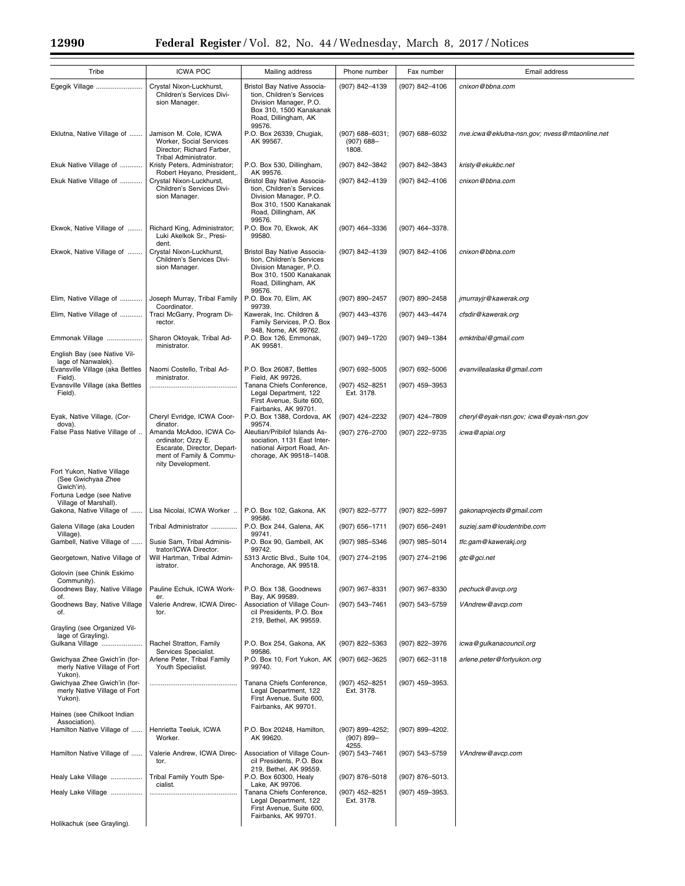| Tribe | ICWA POC | Mailing address | Phone number | Fax number | Email address |
|---|---|---|---|---|---|
| Egegik Village | Crystal Nixon-Luckhurst, Children's Services Division Manager. | Bristol Bay Native Association, Children's Services Division Manager, P.O. Box 310, 1500 Kanakanak Road, Dillingham, AK 99576. | (907) 842–4139 | (907) 842–4106 | cnixon@bbna.com |
| Eklutna, Native Village of | Jamison M. Cole, ICWA Worker, Social Services Director; Richard Farber, Tribal Administrator. | P.O. Box 26339, Chugiak, AK 99567. | (907) 688–6031; (907) 688–1808. | (907) 688–6032 | nve.icwa@eklutna-nsn.gov; nvess@mtaonline.net |
| Ekuk Native Village of | Kristy Peters, Administrator; Robert Heyano, President,. | P.O. Box 530, Dillingham, AK 99576. | (907) 842–3842 | (907) 842–3843 | kristy@ekukbc.net |
| Ekuk Native Village of | Crystal Nixon-Luckhurst, Children's Services Division Manager. | Bristol Bay Native Association, Children's Services Division Manager, P.O. Box 310, 1500 Kanakanak Road, Dillingham, AK 99576. | (907) 842–4139 | (907) 842–4106 | cnixon@bbna.com |
| Ekwok, Native Village of | Richard King, Administrator; Luki Akelkok Sr., President. | P.O. Box 70, Ekwok, AK 99580. | (907) 464–3336 | (907) 464–3378. | |
| Ekwok, Native Village of | Crystal Nixon-Luckhurst, Children's Services Division Manager. | Bristol Bay Native Association, Children's Services Division Manager, P.O. Box 310, 1500 Kanakanak Road, Dillingham, AK 99576. | (907) 842–4139 | (907) 842–4106 | cnixon@bbna.com |
| Elim, Native Village of | Joseph Murray, Tribal Family Coordinator. | P.O. Box 70, Elim, AK 99739. | (907) 890–2457 | (907) 890–2458 | jmurrayjr@kawerak.org |
| Elim, Native Village of | Traci McGarry, Program Director. | Kawerak, Inc. Children & Family Services, P.O. Box 948, Nome, AK 99762. | (907) 443–4376 | (907) 443–4474 | cfsdir@kawerak.org |
| Emmonak Village | Sharon Oktoyak, Tribal Administrator. | P.O. Box 126, Emmonak, AK 99581. | (907) 949–1720 | (907) 949–1384 | emktribal@gmail.com |
| English Bay (see Native Village of Nanwalek). | | | | | |
| Evansville Village (aka Bettles Field). | Naomi Costello, Tribal Administrator. | P.O. Box 26087, Bettles Field, AK 99726. | (907) 692–5005 | (907) 692–5006 | evanvillealaska@gmail.com |
| Evansville Village (aka Bettles Field). | | Tanana Chiefs Conference, Legal Department, 122 First Avenue, Suite 600, Fairbanks, AK 99701. | (907) 452–8251 Ext. 3178. | (907) 459–3953 | |
| Eyak, Native Village, (Cordova). | Cheryl Evridge, ICWA Coordinator. | P.O. Box 1388, Cordova, AK 99574. | (907) 424–2232 | (907) 424–7809 | cheryl@eyak-nsn.gov; icwa@eyak-nsn.gov |
| False Pass Native Village of .. | Amanda McAdoo, ICWA Coordinator; Ozzy E. Escarate, Director, Department of Family & Community Development. | Aleutian/Pribilof Islands Association, 1131 East International Airport Road, Anchorage, AK 99518–1408. | (907) 276–2700 | (907) 222–9735 | icwa@apiai.org |
| Fort Yukon, Native Village (See Gwichyaa Zhee Gwich'in). | | | | | |
| Fortuna Ledge (see Native Village of Marshall). | | | | | |
| Gakona, Native Village of | Lisa Nicolai, ICWA Worker .. | P.O. Box 102, Gakona, AK 99586. | (907) 822–5777 | (907) 822–5997 | gakonaprojects@gmail.com |
| Galena Village (aka Louden Village). | Tribal Administrator | P.O. Box 244, Galena, AK 99741. | (907) 656–1711 | (907) 656–2491 | suziej.sam@loudentribe.com |
| Gambell, Native Village of | Susie Sam, Tribal Administrator/ICWA Director. | P.O. Box 90, Gambell, AK 99742. | (907) 985–5346 | (907) 985–5014 | tfc.gam@kawerakj.org |
| Georgetown, Native Village of | Will Hartman, Tribal Administrator. | 5313 Arctic Blvd., Suite 104, Anchorage, AK 99518. | (907) 274–2195 | (907) 274–2196 | gtc@gci.net |
| Golovin (see Chinik Eskimo Community). | | | | | |
| Goodnews Bay, Native Village of. | Pauline Echuk, ICWA Worker. | P.O. Box 138, Goodnews Bay, AK 99589. | (907) 967–8331 | (907) 967–8330 | pechuck@avcp.org |
| Goodnews Bay, Native Village of. | Valerie Andrew, ICWA Director. | Association of Village Council Presidents, P.O. Box 219, Bethel, AK 99559. | (907) 543–7461 | (907) 543–5759 | VAndrew@avcp.com |
| Grayling (see Organized Village of Grayling). | | | | | |
| Gulkana Village | Rachel Stratton, Family Services Specialist. | P.O. Box 254, Gakona, AK 99586. | (907) 822–5363 | (907) 822–3976 | icwa@gulkanacouncil.org |
| Gwichyaa Zhee Gwich'in (formerly Native Village of Fort Yukon). | Arlene Peter, Tribal Family Youth Specialist. | P.O. Box 10, Fort Yukon, AK 99740. | (907) 662–3625 | (907) 662–3118 | arlene.peter@fortyukon.org |
| Gwichyaa Zhee Gwich'in (formerly Native Village of Fort Yukon). | | Tanana Chiefs Conference, Legal Department, 122 First Avenue, Suite 600, Fairbanks, AK 99701. | (907) 452–8251 Ext. 3178. | (907) 459–3953. | |
| Haines (see Chilkoot Indian Association). | | | | | |
| Hamilton Native Village of | Henrietta Teeluk, ICWA Worker. | P.O. Box 20248, Hamilton, AK 99620. | (907) 899–4252; (907) 899–4255. | (907) 899–4202. | |
| Hamilton Native Village of | Valerie Andrew, ICWA Director. | Association of Village Council Presidents, P.O. Box 219, Bethel, AK 99559. | (907) 543–7461 | (907) 543–5759 | VAndrew@avcp.com |
| Healy Lake Village | Tribal Family Youth Specialist. | P.O. Box 60300, Healy Lake, AK 99706. | (907) 876–5018 | (907) 876–5013. | |
| Healy Lake Village | | Tanana Chiefs Conference, Legal Department, 122 First Avenue, Suite 600, Fairbanks, AK 99701. | (907) 452–8251 Ext. 3178. | (907) 459–3953. | |
| Holikachuk (see Grayling). | | | | | |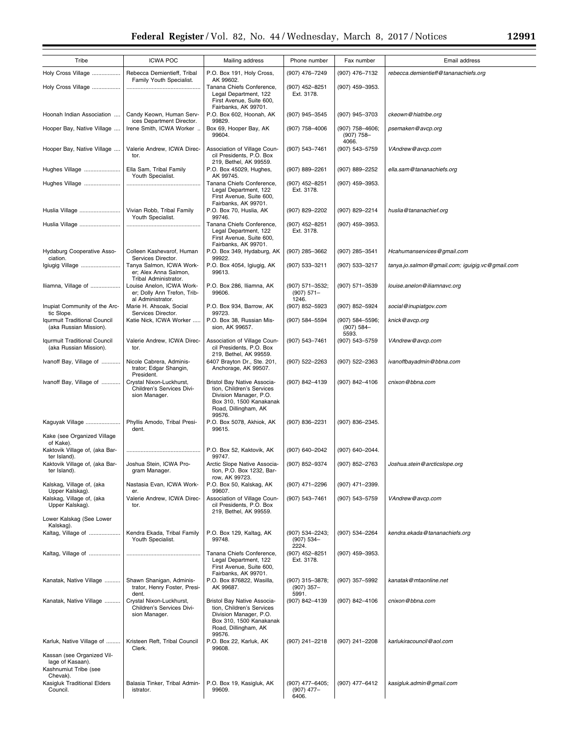| Tribe | ICWA POC | Mailing address | Phone number | Fax number | Email address |
|---|---|---|---|---|---|
| Holy Cross Village | Rebecca Demientieff, Tribal Family Youth Specialist. | P.O. Box 191, Holy Cross, AK 99602. | (907) 476–7249 | (907) 476–7132 | *rebecca.demientieff@tananachiefs.org* |
| Holy Cross Village | | Tanana Chiefs Conference, Legal Department, 122 First Avenue, Suite 600, Fairbanks, AK 99701. | (907) 452–8251 Ext. 3178. | (907) 459–3953. | |
| Hoonah Indian Association | Candy Keown, Human Services Department Director. | P.O. Box 602, Hoonah, AK 99829. | (907) 945–3545 | (907) 945–3703 | *ckeown@hiatribe.org* |
| Hooper Bay, Native Village | Irene Smith, ICWA Worker | Box 69, Hooper Bay, AK 99604. | (907) 758–4006 | (907) 758–4606; (907) 758–4066. | *psemaken@avcp.org* |
| Hooper Bay, Native Village | Valerie Andrew, ICWA Director. | Association of Village Council Presidents, P.O. Box 219, Bethel, AK 99559. | (907) 543–7461 | (907) 543–5759 | *VAndrew@avcp.com* |
| Hughes Village | Ella Sam, Tribal Family Youth Specialist. | P.O. Box 45029, Hughes, AK 99745. | (907) 889–2261 | (907) 889–2252 | *ella.sam@tananachiefs.org* |
| Hughes Village | | Tanana Chiefs Conference, Legal Department, 122 First Avenue, Suite 600, Fairbanks, AK 99701. | (907) 452–8251 Ext. 3178. | (907) 459–3953. | |
| Huslia Village | Vivian Robb, Tribal Family Youth Specialist. | P.O. Box 70, Huslia, AK 99746. | (907) 829–2202 | (907) 829–2214 | *huslia@tananachief.org* |
| Huslia Village | | Tanana Chiefs Conference, Legal Department, 122 First Avenue, Suite 600, Fairbanks, AK 99701. | (907) 452–8251 Ext. 3178. | (907) 459–3953. | |
| Hydaburg Cooperative Association. | Colleen Kashevarof, Human Services Director. | P.O. Box 349, Hydaburg, AK 99922. | (907) 285–3662 | (907) 285–3541 | *Hcahumanservices@gmail.com* |
| Igiugig Village | Tanya Salmon, ICWA Worker; Alex Anna Salmon, Tribal Administrator. | P.O. Box 4054, Igiugig, AK 99613. | (907) 533–3211 | (907) 533–3217 | *tanya.jo.salmon@gmail.com; iguigig.vc@gmail.com* |
| Iliamna, Village of | Louise Anelon, ICWA Worker; Dolly Ann Trefon, Tribal Administrator. | P.O. Box 286, Iliamna, AK 99606. | (907) 571–3532; (907) 571–1246. | (907) 571–3539 | *louise.anelon@iliamnavc.org* |
| Inupiat Community of the Arctic Slope. | Marie H. Ahsoak, Social Services Director. | P.O. Box 934, Barrow, AK 99723. | (907) 852–5923 | (907) 852–5924 | *social@inupiatgov.com* |
| Iqurmuit Traditional Council (aka Russian Mission). | Katie Nick, ICWA Worker | P.O. Box 38, Russian Mission, AK 99657. | (907) 584–5594 | (907) 584–5596; (907) 584–5593. | *knick@avcp.org* |
| Iqurmuit Traditional Council (aka Russian Mission). | Valerie Andrew, ICWA Director. | Association of Village Council Presidents, P.O. Box 219, Bethel, AK 99559. | (907) 543–7461 | (907) 543–5759 | *VAndrew@avcp.com* |
| Ivanoff Bay, Village of | Nicole Cabrera, Administrator; Edgar Shangin, President. | 6407 Brayton Dr., Ste. 201, Anchorage, AK 99507. | (907) 522–2263 | (907) 522–2363 | *ivanoffbayadmin@bbna.com* |
| Ivanoff Bay, Village of | Crystal Nixon-Luckhurst, Children's Services Division Manager. | Bristol Bay Native Association, Children's Services Division Manager, P.O. Box 310, 1500 Kanakanak Road, Dillingham, AK 99576. | (907) 842–4139 | (907) 842–4106 | *cnixon@bbna.com* |
| Kaguyak Village | Phyllis Amodo, Tribal President. | P.O. Box 5078, Akhiok, AK 99615. | (907) 836–2231 | (907) 836–2345. | |
| Kake (see Organized Village of Kake). | | | | | |
| Kaktovik Village of, (aka Barter Island). | | P.O. Box 52, Kaktovik, AK 99747. | (907) 640–2042 | (907) 640–2044. | |
| Kaktovik Village of, (aka Barter Island). | Joshua Stein, ICWA Program Manager. | Arctic Slope Native Association, P.O. Box 1232, Barrow, AK 99723. | (907) 852–9374 | (907) 852–2763 | *Joshua.stein@arcticslope.org* |
| Kalskag, Village of, (aka Upper Kalskag). | Nastasia Evan, ICWA Worker. | P.O. Box 50, Kalskag, AK 99607. | (907) 471–2296 | (907) 471–2399. | |
| Kalskag, Village of, (aka Upper Kalskag). | Valerie Andrew, ICWA Director. | Association of Village Council Presidents, P.O. Box 219, Bethel, AK 99559. | (907) 543–7461 | (907) 543–5759 | *VAndrew@avcp.com* |
| Lower Kalskag (See Lower Kalskag). | | | | | |
| Kaltag, Village of | Kendra Ekada, Tribal Family Youth Specialist. | P.O. Box 129, Kaltag, AK 99748. | (907) 534–2243; (907) 534–2224. | (907) 534–2264 | *kendra.ekada@tananachiefs.org* |
| Kaltag, Village of | | Tanana Chiefs Conference, Legal Department, 122 First Avenue, Suite 600, Fairbanks, AK 99701. | (907) 452–8251 Ext. 3178. | (907) 459–3953. | |
| Kanatak, Native Village | Shawn Shanigan, Administrator, Henry Foster, President. | P.O. Box 876822, Wasilla, AK 99687. | (907) 315–3878; (907) 357–5991. | (907) 357–5992 | *kanatak@mtaonline.net* |
| Kanatak, Native Village | Crystal Nixon-Luckhurst, Children's Services Division Manager. | Bristol Bay Native Association, Children's Services Division Manager, P.O. Box 310, 1500 Kanakanak Road, Dillingham, AK 99576. | (907) 842–4139 | (907) 842–4106 | *cnixon@bbna.com* |
| Karluk, Native Village of | Kristeen Reft, Tribal Council Clerk. | P.O. Box 22, Karluk, AK 99608. | (907) 241–2218 | (907) 241–2208 | *karlukiracouncil@aol.com* |
| Kassan (see Organized Village of Kasaan). | | | | | |
| Kashnumiut Tribe (see Chevak). | | | | | |
| Kasigluk Traditional Elders Council. | Balasia Tinker, Tribal Administrator. | P.O. Box 19, Kasigluk, AK 99609. | (907) 477–6405; (907) 477–6406. | (907) 477–6412 | *kasigluk.admin@gmail.com* |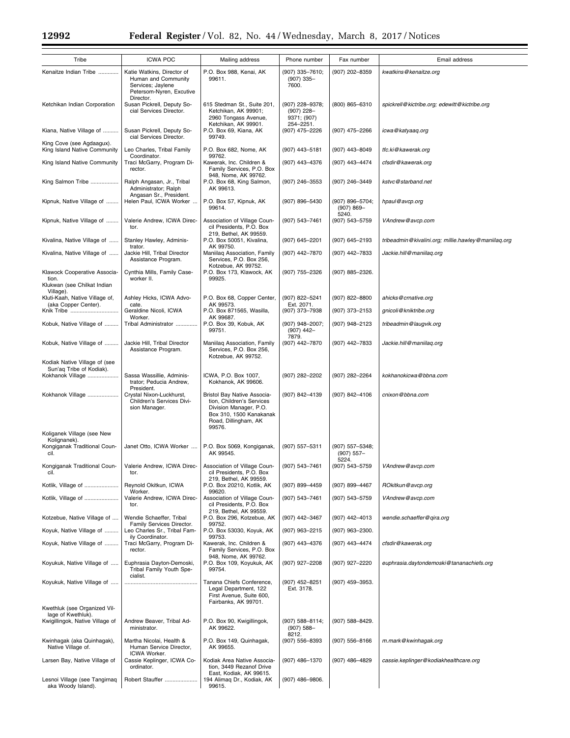| Tribe | ICWA POC | Mailing address | Phone number | Fax number | Email address |
|---|---|---|---|---|---|
| Kenaitze Indian Tribe | Katie Watkins, Director of Human and Community Services; Jaylene Petersom-Nyren, Excutive Director. | P.O. Box 988, Kenai, AK 99611. | (907) 335–7610; (907) 335–7600. | (907) 202–8359 | kwatkins@kenaitze.org |
| Ketchikan Indian Corporation | Susan Pickrell, Deputy Social Services Director. | 615 Stedman St., Suite 201, Ketchikan, AK 99901; 2960 Tongass Avenue, Ketchikan, AK 99901. | (907) 228–9378; (907) 228–9371; (907) 254–2251. | (800) 865–6310 | spickrell@kictribe.org; edewitt@kictribe.org |
| Kiana, Native Village of | Susan Pickrell, Deputy Social Services Director. | P.O. Box 69, Kiana, AK 99749. | (907) 475–2226 | (907) 475–2266 | icwa@katyaaq.org |
| King Cove (see Agdaagux). | | | | | |
| King Island Native Community | Leo Charles, Tribal Family Coordinator. | P.O. Box 682, Nome, AK 99762. | (907) 443–5181 | (907) 443–8049 | tfc.ki@kawerak.org |
| King Island Native Community | Traci McGarry, Program Director. | Kawerak, Inc. Children & Family Services, P.O. Box 948, Nome, AK 99762. | (907) 443–4376 | (907) 443–4474 | cfsdir@kawerak.org |
| King Salmon Tribe | Ralph Angasan, Jr., Tribal Administrator; Ralph Angasan Sr., President. | P.O. Box 68, King Salmon, AK 99613. | (907) 246–3553 | (907) 246–3449 | kstvc@starband.net |
| Kipnuk, Native Village of | Helen Paul, ICWA Worker | P.O. Box 57, Kipnuk, AK 99614. | (907) 896–5430 | (907) 896–5704; (907) 869–5240. | hpaul@avcp.org |
| Kipnuk, Native Village of | Valerie Andrew, ICWA Director. | Association of Village Council Presidents, P.O. Box 219, Bethel, AK 99559. | (907) 543–7461 | (907) 543–5759 | VAndrew@avcp.com |
| Kivalina, Native Village of | Stanley Hawley, Administrator. | P.O. Box 50051, Kivalina, AK 99750. | (907) 645–2201 | (907) 645–2193 | tribeadmin@kivalini.org; millie.hawley@maniilaq.org |
| Kivalina, Native Village of | Jackie Hill, Tribal Director Assistance Program. | Maniilaq Association, Family Services, P.O. Box 256, Kotzebue, AK 99752. | (907) 442–7870 | (907) 442–7833 | Jackie.hill@maniilaq.org |
| Klawock Cooperative Association. | Cynthia Mills, Family Caseworker II. | P.O. Box 173, Klawock, AK 99925. | (907) 755–2326 | (907) 885–2326. | |
| Klukwan (see Chilkat Indian Village). | | | | | |
| Kluti-Kaah, Native Village of, (aka Copper Center). | Ashley Hicks, ICWA Advocate. | P.O. Box 68, Copper Center, AK 99573. | (907) 822–5241 Ext. 2071. | (907) 822–8800 | ahicks@crnative.org |
| Knik Tribe | Geraldine Nicoli, ICWA Worker. | P.O. Box 871565, Wasilla, AK 99687. | (907) 373–7938 | (907) 373–2153 | gnicoli@kniktribe.org |
| Kobuk, Native Village of | Tribal Administrator | P.O. Box 39, Kobuk, AK 99751. | (907) 948–2007; (907) 442–7879. | (907) 948–2123 | tribeadmin@laugvik.org |
| Kobuk, Native Village of | Jackie Hill, Tribal Director Assistance Program. | Maniilaq Association, Family Services, P.O. Box 256, Kotzebue, AK 99752. | (907) 442–7870 | (907) 442–7833 | Jackie.hill@maniilaq.org |
| Kodiak Native Village of (see Sun'aq Tribe of Kodiak). | | | | | |
| Kokhanok Village | Sassa Wassillie, Administrator; Peducia Andrew, President. | ICWA, P.O. Box 1007, Kokhanok, AK 99606. | (907) 282–2202 | (907) 282–2264 | kokhanokicwa@bbna.com |
| Kokhanok Village | Crystal Nixon-Luckhurst, Children's Services Division Manager. | Bristol Bay Native Association, Children's Services Division Manager, P.O. Box 310, 1500 Kanakanak Road, Dillingham, AK 99576. | (907) 842–4139 | (907) 842–4106 | cnixon@bbna.com |
| Koliganek Village (see New Koliganek). | | | | | |
| Kongiganak Traditional Council. | Janet Otto, ICWA Worker | P.O. Box 5069, Kongiganak, AK 99545. | (907) 557–5311 | (907) 557–5348; (907) 557–5224. | |
| Kongiganak Traditional Council. | Valerie Andrew, ICWA Director. | Association of Village Council Presidents, P.O. Box 219, Bethel, AK 99559. | (907) 543–7461 | (907) 543–5759 | VAndrew@avcp.com |
| Kotlik, Village of | Reynold Okitkun, ICWA Worker. | P.O. Box 20210, Kotlik, AK 99620. | (907) 899–4459 | (907) 899–4467 | ROkitkun@avcp.org |
| Kotlik, Village of | Valerie Andrew, ICWA Director. | Association of Village Council Presidents, P.O. Box 219, Bethel, AK 99559. | (907) 543–7461 | (907) 543–5759 | VAndrew@avcp.com |
| Kotzebue, Native Village of | Wendie Schaeffer, Tribal Family Services Director. | P.O. Box 296, Kotzebue, AK 99752. | (907) 442–3467 | (907) 442–4013 | wendie.schaeffer@qira.org |
| Koyuk, Native Village of | Leo Charles Sr., Tribal Family Coordinator. | P.O. Box 53030, Koyuk, AK 99753. | (907) 963–2215 | (907) 963–2300. | |
| Koyuk, Native Village of | Traci McGarry, Program Director. | Kawerak, Inc. Children & Family Services, P.O. Box 948, Nome, AK 99762. | (907) 443–4376 | (907) 443–4474 | cfsdir@kawerak.org |
| Koyukuk, Native Village of | Euphrasia Dayton-Demoski, Tribal Family Youth Specialist. | P.O. Box 109, Koyukuk, AK 99754. | (907) 927–2208 | (907) 927–2220 | euphrasia.daytondemoski@tananachiefs.org |
| Koyukuk, Native Village of | | Tanana Chiefs Conference, Legal Department, 122 First Avenue, Suite 600, Fairbanks, AK 99701. | (907) 452–8251 Ext. 3178. | (907) 459–3953. | |
| Kwethluk (see Organized Village of Kwethluk). | | | | | |
| Kwigillingok, Native Village of | Andrew Beaver, Tribal Administrator. | P.O. Box 90, Kwigillingok, AK 99622. | (907) 588–8114; (907) 588–8212. | (907) 588–8429. | |
| Kwinhagak (aka Quinhagak), Native Village of. | Martha Nicolai, Health & Human Service Director, ICWA Worker. | P.O. Box 149, Quinhagak, AK 99655. | (907) 556–8393 | (907) 556–8166 | m.mark@kwinhagak.org |
| Larsen Bay, Native Village of | Cassie Keplinger, ICWA Coordinator. | Kodiak Area Native Association, 3449 Rezanof Drive East, Kodiak, AK 99615. | (907) 486–1370 | (907) 486–4829 | cassie.keplinger@kodiakhealthcare.org |
| Lesnoi Village (see Tangirnaq aka Woody Island). | Robert Stauffer | 194 Alimaq Dr., Kodiak, AK 99615. | (907) 486–9806. | | |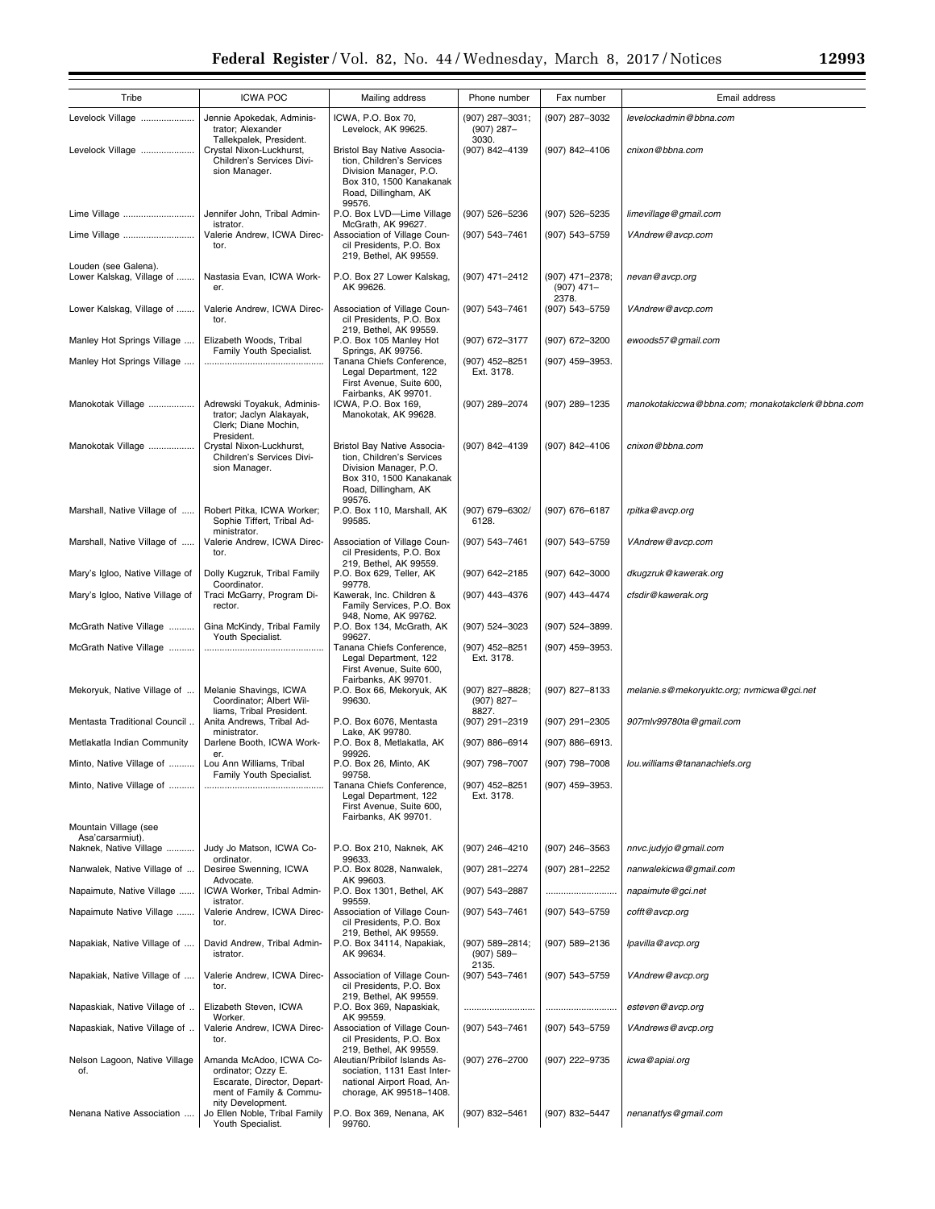| Tribe | ICWA POC | Mailing address | Phone number | Fax number | Email address |
|---|---|---|---|---|---|
| Levelock Village | Jennie Apokedak, Administrator; Alexander Tallekpalek, President. | ICWA, P.O. Box 70, Levelock, AK 99625. | (907) 287–3031; (907) 287–3030. | (907) 287–3032 | levelockadmin@bbna.com |
| Levelock Village | Crystal Nixon-Luckhurst, Children's Services Division Manager. | Bristol Bay Native Association, Children's Services Division Manager, P.O. Box 310, 1500 Kanakanak Road, Dillingham, AK 99576. | (907) 842–4139 | (907) 842–4106 | cnixon@bbna.com |
| Lime Village | Jennifer John, Tribal Administrator. | P.O. Box LVD—Lime Village McGrath, AK 99627. | (907) 526–5236 | (907) 526–5235 | limevillage@gmail.com |
| Lime Village | Valerie Andrew, ICWA Director. | Association of Village Council Presidents, P.O. Box 219, Bethel, AK 99559. | (907) 543–7461 | (907) 543–5759 | VAndrew@avcp.com |
| Louden (see Galena). | | | | | |
| Lower Kalskag, Village of | Nastasia Evan, ICWA Worker. | P.O. Box 27 Lower Kalskag, AK 99626. | (907) 471–2412 | (907) 471–2378; (907) 471–2378. | nevan@avcp.org |
| Lower Kalskag, Village of | Valerie Andrew, ICWA Director. | Association of Village Council Presidents, P.O. Box 219, Bethel, AK 99559. | (907) 543–7461 | (907) 543–5759 | VAndrew@avcp.com |
| Manley Hot Springs Village | Elizabeth Woods, Tribal Family Youth Specialist. | P.O. Box 105 Manley Hot Springs, AK 99756. | (907) 672–3177 | (907) 672–3200 | ewoods57@gmail.com |
| Manley Hot Springs Village | | Tanana Chiefs Conference, Legal Department, 122 First Avenue, Suite 600, Fairbanks, AK 99701. | (907) 452–8251 Ext. 3178. | (907) 459–3953. | |
| Manokotak Village | Adrewski Toyakuk, Administrator; Jaclyn Alakayak, Clerk; Diane Mochin, President. | ICWA, P.O. Box 169, Manokotak, AK 99628. | (907) 289–2074 | (907) 289–1235 | manokotakiccwa@bbna.com; monakotakclerk@bbna.com |
| Manokotak Village | Crystal Nixon-Luckhurst, Children's Services Division Manager. | Bristol Bay Native Association, Children's Services Division Manager, P.O. Box 310, 1500 Kanakanak Road, Dillingham, AK 99576. | (907) 842–4139 | (907) 842–4106 | cnixon@bbna.com |
| Marshall, Native Village of | Robert Pitka, ICWA Worker; Sophie Tiffert, Tribal Administrator. | P.O. Box 110, Marshall, AK 99585. | (907) 679–6302/6128. | (907) 676–6187 | rpitka@avcp.org |
| Marshall, Native Village of | Valerie Andrew, ICWA Director. | Association of Village Council Presidents, P.O. Box 219, Bethel, AK 99559. | (907) 543–7461 | (907) 543–5759 | VAndrew@avcp.com |
| Mary's Igloo, Native Village of | Dolly Kugzruk, Tribal Family Coordinator. | P.O. Box 629, Teller, AK 99778. | (907) 642–2185 | (907) 642–3000 | dkugzruk@kawerak.org |
| Mary's Igloo, Native Village of | Traci McGarry, Program Director. | Kawerak, Inc. Children & Family Services, P.O. Box 948, Nome, AK 99762. | (907) 443–4376 | (907) 443–4474 | cfsdir@kawerak.org |
| McGrath Native Village | Gina McKindy, Tribal Family Youth Specialist. | P.O. Box 134, McGrath, AK 99627. | (907) 524–3023 | (907) 524–3899. | |
| McGrath Native Village | | Tanana Chiefs Conference, Legal Department, 122 First Avenue, Suite 600, Fairbanks, AK 99701. | (907) 452–8251 Ext. 3178. | (907) 459–3953. | |
| Mekoryuk, Native Village of | Melanie Shavings, ICWA Coordinator; Albert Williams, Tribal President. | P.O. Box 66, Mekoryuk, AK 99630. | (907) 827–8828; (907) 827–8827. | (907) 827–8133 | melanie.s@mekoryuktc.org; nvmicwa@gci.net |
| Mentasta Traditional Council | Anita Andrews, Tribal Administrator. | P.O. Box 6076, Mentasta Lake, AK 99780. | (907) 291–2319 | (907) 291–2305 | 907mlv99780ta@gmail.com |
| Metlakatla Indian Community | Darlene Booth, ICWA Worker. | P.O. Box 8, Metlakatla, AK 99926. | (907) 886–6914 | (907) 886–6913. | |
| Minto, Native Village of | Lou Ann Williams, Tribal Family Youth Specialist. | P.O. Box 26, Minto, AK 99758. | (907) 798–7007 | (907) 798–7008 | lou.williams@tananachiefs.org |
| Minto, Native Village of | | Tanana Chiefs Conference, Legal Department, 122 First Avenue, Suite 600, Fairbanks, AK 99701. | (907) 452–8251 Ext. 3178. | (907) 459–3953. | |
| Mountain Village (see Asa'carsarmiut). | | | | | |
| Naknek, Native Village | Judy Jo Matson, ICWA Coordinator. | P.O. Box 210, Naknek, AK 99633. | (907) 246–4210 | (907) 246–3563 | nnvc.judyjo@gmail.com |
| Nanwalek, Native Village of | Desiree Swenning, ICWA Advocate. | P.O. Box 8028, Nanwalek, AK 99603. | (907) 281–2274 | (907) 281–2252 | nanwalekicwa@gmail.com |
| Napaimute, Native Village | ICWA Worker, Tribal Administrator. | P.O. Box 1301, Bethel, AK 99559. | (907) 543–2887 | ............................ | napaimute@gci.net |
| Napaimute Native Village | Valerie Andrew, ICWA Director. | Association of Village Council Presidents, P.O. Box 219, Bethel, AK 99559. | (907) 543–7461 | (907) 543–5759 | cofft@avcp.org |
| Napakiak, Native Village of | David Andrew, Tribal Administrator. | P.O. Box 34114, Napakiak, AK 99634. | (907) 589–2814; (907) 589–2135. | (907) 589–2136 | lpavilla@avcp.org |
| Napakiak, Native Village of | Valerie Andrew, ICWA Director. | Association of Village Council Presidents, P.O. Box 219, Bethel, AK 99559. | (907) 543–7461 | (907) 543–5759 | VAndrew@avcp.org |
| Napaskiak, Native Village of | Elizabeth Steven, ICWA Worker. | P.O. Box 369, Napaskiak, AK 99559. | ............................ | ............................ | esteven@avcp.org |
| Napaskiak, Native Village of | Valerie Andrew, ICWA Director. | Association of Village Council Presidents, P.O. Box 219, Bethel, AK 99559. | (907) 543–7461 | (907) 543–5759 | VAndrews@avcp.org |
| Nelson Lagoon, Native Village of. | Amanda McAdoo, ICWA Coordinator; Ozzy E. Escarate, Director, Department of Family & Community Development. | Aleutian/Pribilof Islands Association, 1131 East International Airport Road, Anchorage, AK 99518–1408. | (907) 276–2700 | (907) 222–9735 | icwa@apiai.org |
| Nenana Native Association | Jo Ellen Noble, Tribal Family Youth Specialist. | P.O. Box 369, Nenana, AK 99760. | (907) 832–5461 | (907) 832–5447 | nenanatfys@gmail.com |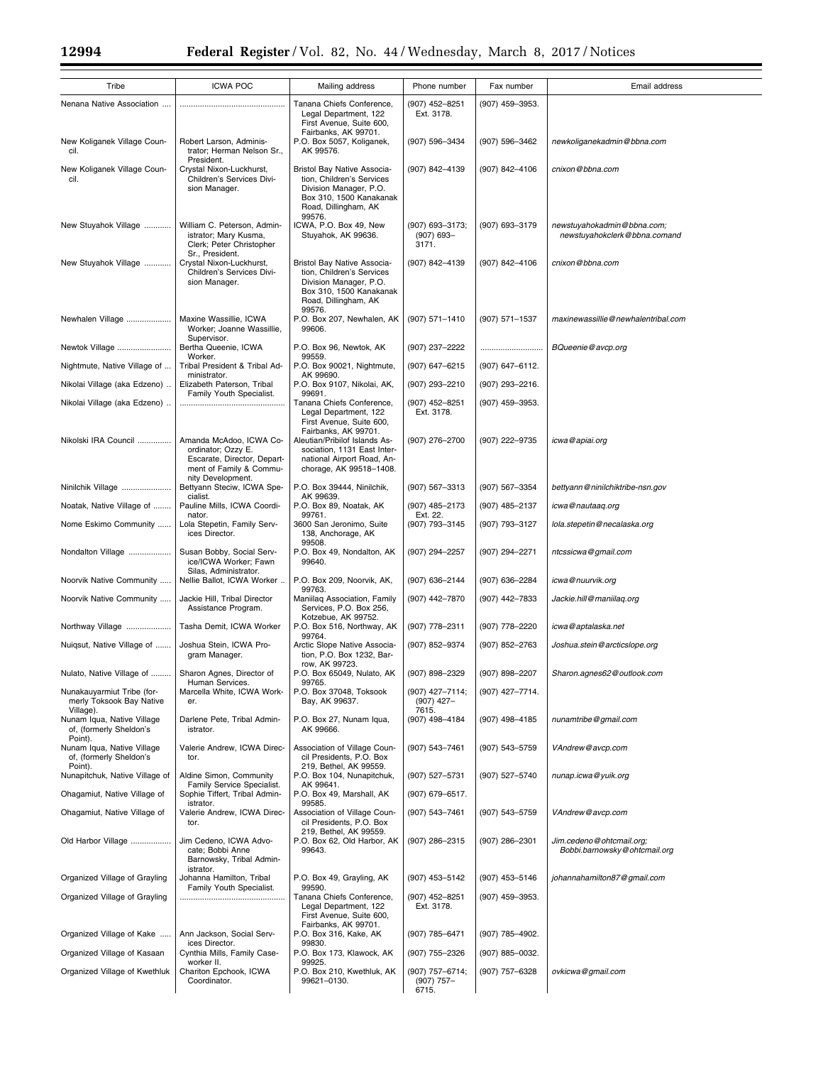| Tribe | ICWA POC | Mailing address | Phone number | Fax number | Email address |
|---|---|---|---|---|---|
| Nenana Native Association | .............................................. | Tanana Chiefs Conference, Legal Department, 122 First Avenue, Suite 600, Fairbanks, AK 99701. | (907) 452–8251 Ext. 3178. | (907) 459–3953. | |
| New Koliganek Village Council. | Robert Larson, Administrator; Herman Nelson Sr., President. | P.O. Box 5057, Koliganek, AK 99576. | (907) 596–3434 | (907) 596–3462 | newkoliganekadmin@bbna.com |
| New Koliganek Village Council. | Crystal Nixon-Luckhurst, Children's Services Division Manager. | Bristol Bay Native Association, Children's Services Division Manager, P.O. Box 310, 1500 Kanakanak Road, Dillingham, AK 99576. | (907) 842–4139 | (907) 842–4106 | cnixon@bbna.com |
| New Stuyahok Village | William C. Peterson, Administrator; Mary Kusma, Clerk; Peter Christopher Sr., President. | ICWA, P.O. Box 49, New Stuyahok, AK 99636. | (907) 693–3173; (907) 693–3171. | (907) 693–3179 | newstuyahokadmin@bbna.com; newstuyahokclerk@bbna.comand |
| New Stuyahok Village | Crystal Nixon-Luckhurst, Children's Services Division Manager. | Bristol Bay Native Association, Children's Services Division Manager, P.O. Box 310, 1500 Kanakanak Road, Dillingham, AK 99576. | (907) 842–4139 | (907) 842–4106 | cnixon@bbna.com |
| Newhalen Village | Maxine Wassillie, ICWA Worker; Joanne Wassillie, Supervisor. | P.O. Box 207, Newhalen, AK 99606. | (907) 571–1410 | (907) 571–1537 | maxinewassillie@newhalentribal.com |
| Newtok Village | Bertha Queenie, ICWA Worker. | P.O. Box 96, Newtok, AK 99559. | (907) 237–2222 | ............................ | BQueenie@avcp.org |
| Nightmute, Native Village of | Tribal President & Tribal Administrator. | P.O. Box 90021, Nightmute, AK 99690. | (907) 647–6215 | (907) 647–6112. | |
| Nikolai Village (aka Edzeno) | Elizabeth Paterson, Tribal Family Youth Specialist. | P.O. Box 9107, Nikolai, AK, 99691. | (907) 293–2210 | (907) 293–2216. | |
| Nikolai Village (aka Edzeno) | .............................................. | Tanana Chiefs Conference, Legal Department, 122 First Avenue, Suite 600, Fairbanks, AK 99701. | (907) 452–8251 Ext. 3178. | (907) 459–3953. | |
| Nikolski IRA Council | Amanda McAdoo, ICWA Coordinator; Ozzy E. Escarate, Director, Department of Family & Community Development. | Aleutian/Pribilof Islands Association, 1131 East International Airport Road, Anchorage, AK 99518–1408. | (907) 276–2700 | (907) 222–9735 | icwa@apiai.org |
| Ninilchik Village | Bettyann Steciw, ICWA Specialist. | P.O. Box 39444, Ninilchik, AK 99639. | (907) 567–3313 | (907) 567–3354 | bettyann@ninilchiktribe-nsn.gov |
| Noatak, Native Village of | Pauline Mills, ICWA Coordinator. | P.O. Box 89, Noatak, AK 99761. | (907) 485–2173 Ext. 22. | (907) 485–2137 | icwa@nautaaq.org |
| Nome Eskimo Community | Lola Stepetin, Family Services Director. | 3600 San Jeronimo, Suite 138, Anchorage, AK 99508. | (907) 793–3145 | (907) 793–3127 | lola.stepetin@necalaska.org |
| Nondalton Village | Susan Bobby, Social Service/ICWA Worker; Fawn Silas, Administrator. | P.O. Box 49, Nondalton, AK 99640. | (907) 294–2257 | (907) 294–2271 | ntcssicwa@gmail.com |
| Noorvik Native Community | Nellie Ballot, ICWA Worker .. | P.O. Box 209, Noorvik, AK, 99763. | (907) 636–2144 | (907) 636–2284 | icwa@nuurvik.org |
| Noorvik Native Community | Jackie Hill, Tribal Director Assistance Program. | Maniilaq Association, Family Services, P.O. Box 256, Kotzebue, AK 99752. | (907) 442–7870 | (907) 442–7833 | Jackie.hill@maniilaq.org |
| Northway Village | Tasha Demit, ICWA Worker | P.O. Box 516, Northway, AK 99764. | (907) 778–2311 | (907) 778–2220 | icwa@aptalaska.net |
| Nuiqsut, Native Village of | Joshua Stein, ICWA Program Manager. | Arctic Slope Native Association, P.O. Box 1232, Barrow, AK 99723. | (907) 852–9374 | (907) 852–2763 | Joshua.stein@arcticslope.org |
| Nulato, Native Village of | Sharon Agnes, Director of Human Services. | P.O. Box 65049, Nulato, AK 99765. | (907) 898–2329 | (907) 898–2207 | Sharon.agnes62@outlook.com |
| Nunakauyarmiut Tribe (formerly Toksook Bay Native Village). | Marcella White, ICWA Worker. | P.O. Box 37048, Toksook Bay, AK 99637. | (907) 427–7114; (907) 427–7615. | (907) 427–7714. | |
| Nunam Iqua, Native Village of, (formerly Sheldon's Point). | Darlene Pete, Tribal Administrator. | P.O. Box 27, Nunam Iqua, AK 99666. | (907) 498–4184 | (907) 498–4185 | nunamtribe@gmail.com |
| Nunam Iqua, Native Village of, (formerly Sheldon's Point). | Valerie Andrew, ICWA Director. | Association of Village Council Presidents, P.O. Box 219, Bethel, AK 99559. | (907) 543–7461 | (907) 543–5759 | VAndrew@avcp.com |
| Nunapitchuk, Native Village of | Aldine Simon, Community Family Service Specialist. | P.O. Box 104, Nunapitchuk, AK 99641. | (907) 527–5731 | (907) 527–5740 | nunap.icwa@yuik.org |
| Ohagamiut, Native Village of | Sophie Tiffert, Tribal Administrator. | P.O. Box 49, Marshall, AK 99585. | (907) 679–6517. | | |
| Ohagamiut, Native Village of | Valerie Andrew, ICWA Director. | Association of Village Council Presidents, P.O. Box 219, Bethel, AK 99559. | (907) 543–7461 | (907) 543–5759 | VAndrew@avcp.com |
| Old Harbor Village | Jim Cedeno, ICWA Advocate; Bobbi Anne Barnowsky, Tribal Administrator. | P.O. Box 62, Old Harbor, AK 99643. | (907) 286–2315 | (907) 286–2301 | Jim.cedeno@ohtcmail.org; Bobbi.barnowsky@ohtcmail.org |
| Organized Village of Grayling | Johanna Hamilton, Tribal Family Youth Specialist. | P.O. Box 49, Grayling, AK 99590. | (907) 453–5142 | (907) 453–5146 | johannahamilton87@gmail.com |
| Organized Village of Grayling | .............................................. | Tanana Chiefs Conference, Legal Department, 122 First Avenue, Suite 600, Fairbanks, AK 99701. | (907) 452–8251 Ext. 3178. | (907) 459–3953. | |
| Organized Village of Kake | Ann Jackson, Social Services Director. | P.O. Box 316, Kake, AK 99830. | (907) 785–6471 | (907) 785–4902. | |
| Organized Village of Kasaan | Cynthia Mills, Family Caseworker II. | P.O. Box 173, Klawock, AK 99925. | (907) 755–2326 | (907) 885–0032. | |
| Organized Village of Kwethluk | Chariton Epchook, ICWA Coordinator. | P.O. Box 210, Kwethluk, AK 99621–0130. | (907) 757–6714; (907) 757–6715. | (907) 757–6328 | ovkicwa@gmail.com |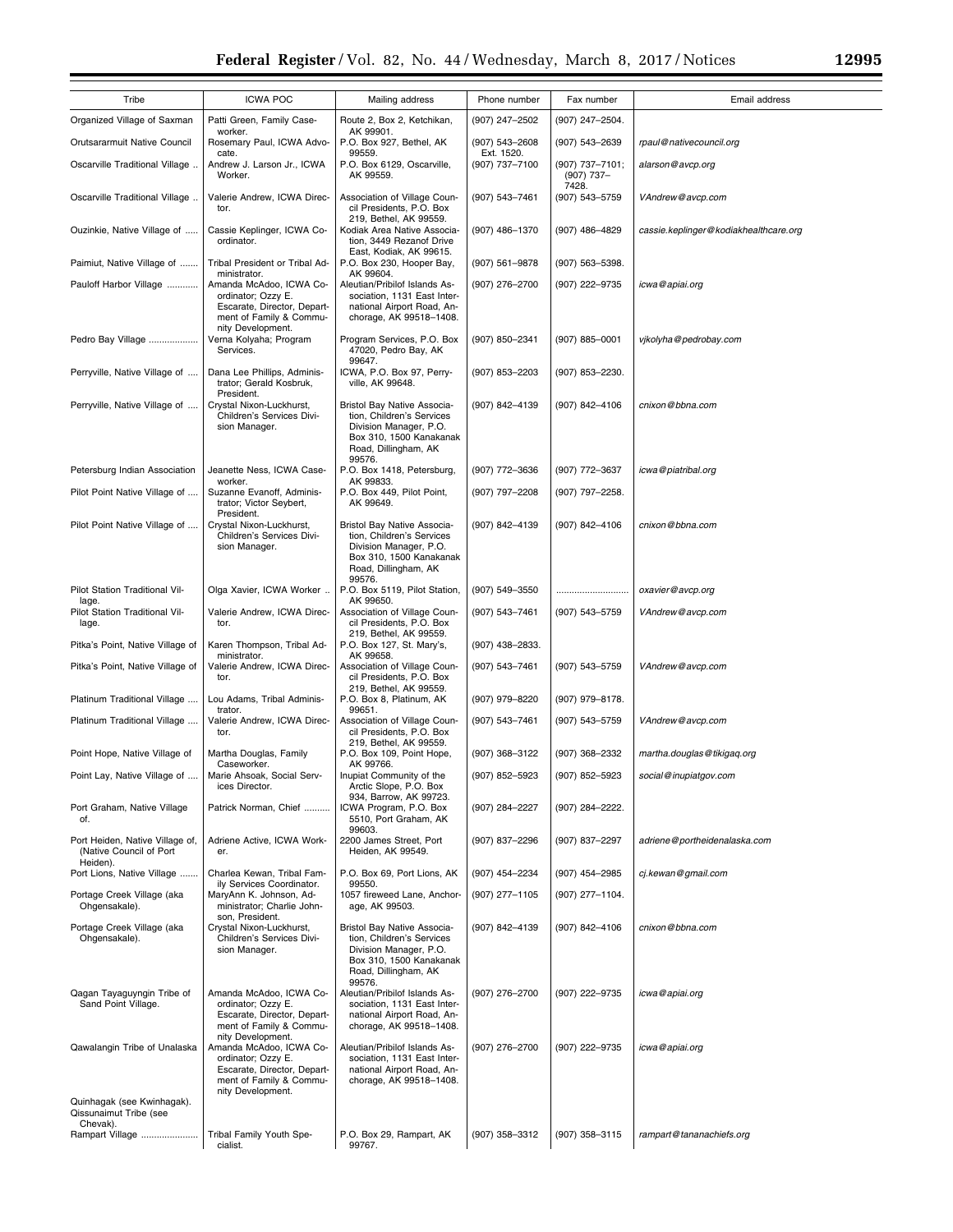| Tribe | ICWA POC | Mailing address | Phone number | Fax number | Email address |
|---|---|---|---|---|---|
| Organized Village of Saxman | Patti Green, Family Caseworker. | Route 2, Box 2, Ketchikan, AK 99901. | (907) 247–2502 | (907) 247–2504. | |
| Orutsararmuit Native Council | Rosemary Paul, ICWA Advocate. | P.O. Box 927, Bethel, AK 99559. | (907) 543–2608 Ext. 1520. | (907) 543–2639 | rpaul@nativecouncil.org |
| Oscarville Traditional Village | Andrew J. Larson Jr., ICWA Worker. | P.O. Box 6129, Oscarville, AK 99559. | (907) 737–7100 | (907) 737–7101; (907) 737–7428. | alarson@avcp.org |
| Oscarville Traditional Village | Valerie Andrew, ICWA Director. | Association of Village Council Presidents, P.O. Box 219, Bethel, AK 99559. | (907) 543–7461 | (907) 543–5759 | VAndrew@avcp.com |
| Ouzinkie, Native Village of | Cassie Keplinger, ICWA Coordinator. | Kodiak Area Native Association, 3449 Rezanof Drive East, Kodiak, AK 99615. | (907) 486–1370 | (907) 486–4829 | cassie.keplinger@kodiakhealthcare.org |
| Paimiut, Native Village of | Tribal President or Tribal Administrator. | P.O. Box 230, Hooper Bay, AK 99604. | (907) 561–9878 | (907) 563–5398. | |
| Pauloff Harbor Village | Amanda McAdoo, ICWA Coordinator; Ozzy E. Escarate, Director, Department of Family & Community Development. | Aleutian/Pribilof Islands Association, 1131 East International Airport Road, Anchorage, AK 99518–1408. | (907) 276–2700 | (907) 222–9735 | icwa@apiai.org |
| Pedro Bay Village | Verna Kolyaha; Program Services. | Program Services, P.O. Box 47020, Pedro Bay, AK 99647. | (907) 850–2341 | (907) 885–0001 | vjkolyha@pedrobay.com |
| Perryville, Native Village of | Dana Lee Phillips, Administrator; Gerald Kosbruk, President. | ICWA, P.O. Box 97, Perryville, AK 99648. | (907) 853–2203 | (907) 853–2230. | |
| Perryville, Native Village of | Crystal Nixon-Luckhurst, Children's Services Division Manager. | Bristol Bay Native Association, Children's Services Division Manager, P.O. Box 310, 1500 Kanakanak Road, Dillingham, AK 99576. | (907) 842–4139 | (907) 842–4106 | cnixon@bbna.com |
| Petersburg Indian Association | Jeanette Ness, ICWA Caseworker. | P.O. Box 1418, Petersburg, AK 99833. | (907) 772–3636 | (907) 772–3637 | icwa@piatribal.org |
| Pilot Point Native Village of | Suzanne Evanoff, Administrator; Victor Seybert, President. | P.O. Box 449, Pilot Point, AK 99649. | (907) 797–2208 | (907) 797–2258. | |
| Pilot Point Native Village of | Crystal Nixon-Luckhurst, Children's Services Division Manager. | Bristol Bay Native Association, Children's Services Division Manager, P.O. Box 310, 1500 Kanakanak Road, Dillingham, AK 99576. | (907) 842–4139 | (907) 842–4106 | cnixon@bbna.com |
| Pilot Station Traditional Village. | Olga Xavier, ICWA Worker | P.O. Box 5119, Pilot Station, AK 99650. | (907) 549–3550 | ............................ | oxavier@avcp.org |
| Pilot Station Traditional Village. | Valerie Andrew, ICWA Director. | Association of Village Council Presidents, P.O. Box 219, Bethel, AK 99559. | (907) 543–7461 | (907) 543–5759 | VAndrew@avcp.com |
| Pitka's Point, Native Village of | Karen Thompson, Tribal Administrator. | P.O. Box 127, St. Mary's, AK 99658. | (907) 438–2833. | | |
| Pitka's Point, Native Village of | Valerie Andrew, ICWA Director. | Association of Village Council Presidents, P.O. Box 219, Bethel, AK 99559. | (907) 543–7461 | (907) 543–5759 | VAndrew@avcp.com |
| Platinum Traditional Village | Lou Adams, Tribal Administrator. | P.O. Box 8, Platinum, AK 99651. | (907) 979–8220 | (907) 979–8178. | |
| Platinum Traditional Village | Valerie Andrew, ICWA Director. | Association of Village Council Presidents, P.O. Box 219, Bethel, AK 99559. | (907) 543–7461 | (907) 543–5759 | VAndrew@avcp.com |
| Point Hope, Native Village of | Martha Douglas, Family Caseworker. | P.O. Box 109, Point Hope, AK 99766. | (907) 368–3122 | (907) 368–2332 | martha.douglas@tikigaq.org |
| Point Lay, Native Village of | Marie Ahsoak, Social Services Director. | Inupiat Community of the Arctic Slope, P.O. Box 934, Barrow, AK 99723. | (907) 852–5923 | (907) 852–5923 | social@inupiatgov.com |
| Port Graham, Native Village of. | Patrick Norman, Chief | ICWA Program, P.O. Box 5510, Port Graham, AK 99603. | (907) 284–2227 | (907) 284–2222. | |
| Port Heiden, Native Village of, (Native Council of Port Heiden). | Adriene Active, ICWA Worker. | 2200 James Street, Port Heiden, AK 99549. | (907) 837–2296 | (907) 837–2297 | adriene@portheidenalaska.com |
| Port Lions, Native Village | Charlea Kewan, Tribal Family Services Coordinator. | P.O. Box 69, Port Lions, AK 99550. | (907) 454–2234 | (907) 454–2985 | cj.kewan@gmail.com |
| Portage Creek Village (aka Ohgensakale). | MaryAnn K. Johnson, Administrator; Charlie Johnson, President. | 1057 fireweed Lane, Anchorage, AK 99503. | (907) 277–1105 | (907) 277–1104. | |
| Portage Creek Village (aka Ohgensakale). | Crystal Nixon-Luckhurst, Children's Services Division Manager. | Bristol Bay Native Association, Children's Services Division Manager, P.O. Box 310, 1500 Kanakanak Road, Dillingham, AK 99576. | (907) 842–4139 | (907) 842–4106 | cnixon@bbna.com |
| Qagan Tayagungin Tribe of Sand Point Village. | Amanda McAdoo, ICWA Coordinator; Ozzy E. Escarate, Director, Department of Family & Community Development. | Aleutian/Pribilof Islands Association, 1131 East International Airport Road, Anchorage, AK 99518–1408. | (907) 276–2700 | (907) 222–9735 | icwa@apiai.org |
| Qawalangin Tribe of Unalaska | Amanda McAdoo, ICWA Coordinator; Ozzy E. Escarate, Director, Department of Family & Community Development. | Aleutian/Pribilof Islands Association, 1131 East International Airport Road, Anchorage, AK 99518–1408. | (907) 276–2700 | (907) 222–9735 | icwa@apiai.org |
| Quinhagak (see Kwinhagak). | | | | | |
| Qissunaimut Tribe (see Chevak). | | | | | |
| Rampart Village | Tribal Family Youth Specialist. | P.O. Box 29, Rampart, AK 99767. | (907) 358–3312 | (907) 358–3115 | rampart@tananachiefs.org |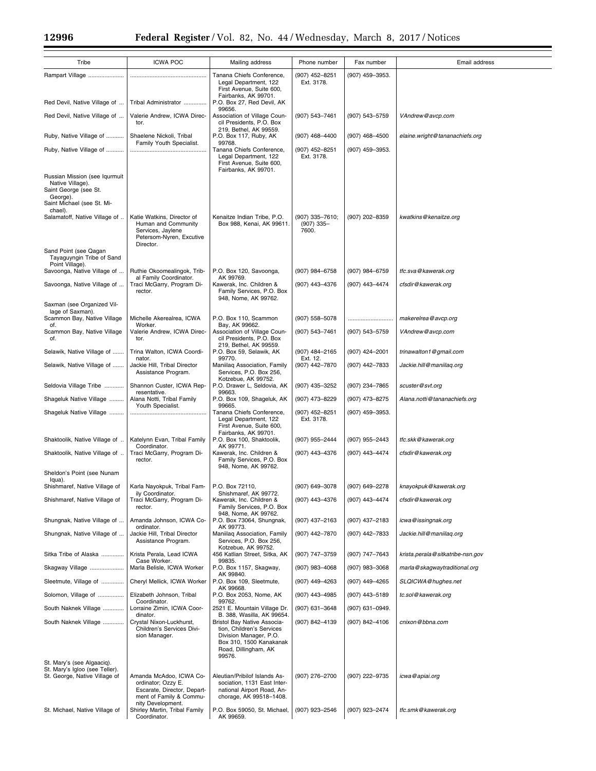| Tribe | ICWA POC | Mailing address | Phone number | Fax number | Email address |
|---|---|---|---|---|---|
| Rampart Village | | Tanana Chiefs Conference, Legal Department, 122 First Avenue, Suite 600, Fairbanks, AK 99701. | (907) 452–8251 Ext. 3178. | (907) 459–3953. | |
| Red Devil, Native Village of | Tribal Administrator | P.O. Box 27, Red Devil, AK 99656. | | | |
| Red Devil, Native Village of | Valerie Andrew, ICWA Director. | Association of Village Council Presidents, P.O. Box 219, Bethel, AK 99559. | (907) 543–7461 | (907) 543–5759 | VAndrew@avcp.com |
| Ruby, Native Village of | Shaelene Nickoli, Tribal Family Youth Specialist. | P.O. Box 117, Ruby, AK 99768. | (907) 468–4400 | (907) 468–4500 | elaine.wright@tananachiefs.org |
| Ruby, Native Village of | | Tanana Chiefs Conference, Legal Department, 122 First Avenue, Suite 600, Fairbanks, AK 99701. | (907) 452–8251 Ext. 3178. | (907) 459–3953. | |
| Russian Mission (see Iqurmuit Native Village). | | | | | |
| Saint George (see St. George). | | | | | |
| Saint Michael (see St. Michael). | | | | | |
| Salamatoff, Native Village of | Katie Watkins, Director of Human and Community Services, Jaylene Petersom-Nyren, Excutive Director. | Kenaitze Indian Tribe, P.O. Box 988, Kenai, AK 99611. | (907) 335–7610; (907) 335–7600. | (907) 202–8359 | kwatkins@kenaitze.org |
| Sand Point (see Qagan Tayagungin Tribe of Sand Point Village). | | | | | |
| Savoonga, Native Village of | Ruthie Okoomealingok, Tribal Family Coordinator. | P.O. Box 120, Savoonga, AK 99769. | (907) 984–6758 | (907) 984–6759 | tfc.sva@kawerak.org |
| Savoonga, Native Village of | Traci McGarry, Program Director. | Kawerak, Inc. Children & Family Services, P.O. Box 948, Nome, AK 99762. | (907) 443–4376 | (907) 443–4474 | cfsdir@kawerak.org |
| Saxman (see Organized Village of Saxman). | | | | | |
| Scammon Bay, Native Village of. | Michelle Akerealrea, ICWA Worker. | P.O. Box 110, Scammon Bay, AK 99662. | (907) 558–5078 | | makerelrea@avcp.org |
| Scammon Bay, Native Village of. | Valerie Andrew, ICWA Director. | Association of Village Council Presidents, P.O. Box 219, Bethel, AK 99559. | (907) 543–7461 | (907) 543–5759 | VAndrew@avcp.com |
| Selawik, Native Village of | Trina Walton, ICWA Coordinator. | P.O. Box 59, Selawik, AK 99770. | (907) 484–2165 Ext. 12. | (907) 424–2001 | trinawalton1@gmail.com |
| Selawik, Native Village of | Jackie Hill, Tribal Director Assistance Program. | Maniilaq Association, Family Services, P.O. Box 256, Kotzebue, AK 99752. | (907) 442–7870 | (907) 442–7833 | Jackie.hill@maniilaq.org |
| Seldovia Village Tribe | Shannon Custer, ICWA Representative. | P.O. Drawer L, Seldovia, AK 99663. | (907) 435–3252 | (907) 234–7865 | scuster@svt.org |
| Shageluk Native Village | Alana Notti, Tribal Family Youth Specialist. | P.O. Box 109, Shageluk, AK 99665. | (907) 473–8229 | (907) 473–8275 | Alana.notti@tananachiefs.org |
| Shageluk Native Village | | Tanana Chiefs Conference, Legal Department, 122 First Avenue, Suite 600, Fairbanks, AK 99701. | (907) 452–8251 Ext. 3178. | (907) 459–3953. | |
| Shaktoolik, Native Village of | Katelynn Evan, Tribal Family Coordinator. | P.O. Box 100, Shaktoolik, AK 99771. | (907) 955–2444 | (907) 955–2443 | tfc.skk@kawerak.org |
| Shaktoolik, Native Village of | Traci McGarry, Program Director. | Kawerak, Inc. Children & Family Services, P.O. Box 948, Nome, AK 99762. | (907) 443–4376 | (907) 443–4474 | cfsdir@kawerak.org |
| Sheldon's Point (see Nunam Iqua). | | | | | |
| Shishmaref, Native Village of | Karla Nayokpuk, Tribal Family Coordinator. | P.O. Box 72110, Shishmaref, AK 99772. | (907) 649–3078 | (907) 649–2278 | knayokpuk@kawerak.org |
| Shishmaref, Native Village of | Traci McGarry, Program Director. | Kawerak, Inc. Children & Family Services, P.O. Box 948, Nome, AK 99762. | (907) 443–4376 | (907) 443–4474 | cfsdir@kawerak.org |
| Shungnak, Native Village of | Amanda Johnson, ICWA Coordinator. | P.O. Box 73064, Shungnak, AK 99773. | (907) 437–2163 | (907) 437–2183 | icwa@issingnak.org |
| Shungnak, Native Village of | Jackie Hill, Tribal Director Assistance Program. | Maniilaq Association, Family Services, P.O. Box 256, Kotzebue, AK 99752. | (907) 442–7870 | (907) 442–7833 | Jackie.hill@maniilaq.org |
| Sitka Tribe of Alaska | Krista Perala, Lead ICWA Case Worker. | 456 Katlian Street, Sitka, AK 99835. | (907) 747–3759 | (907) 747–7643 | krista.perala@sitkatribe-nsn.gov |
| Skagway Village | Marla Belisle, ICWA Worker | P.O. Box 1157, Skagway, AK 99840. | (907) 983–4068 | (907) 983–3068 | marla@skagwaytraditional.org |
| Sleetmute, Village of | Cheryl Mellick, ICWA Worker | P.O. Box 109, Sleetmute, AK 99668. | (907) 449–4263 | (907) 449–4265 | SLQICWA@hughes.net |
| Solomon, Village of | Elizabeth Johnson, Tribal Coordinator. | P.O. Box 2053, Nome, AK 99762. | (907) 443–4985 | (907) 443–5189 | tc.sol@kawerak.org |
| South Naknek Village | Lorraine Zimin, ICWA Coordinator. | 2521 E. Mountain Village Dr. B. 388, Wasilla, AK 99654. | (907) 631–3648 | (907) 631–0949. | |
| South Naknek Village | Crystal Nixon-Luckhurst, Children's Services Division Manager. | Bristol Bay Native Association, Children's Services Division Manager, P.O. Box 310, 1500 Kanakanak Road, Dillingham, AK 99576. | (907) 842–4139 | (907) 842–4106 | cnixon@bbna.com |
| St. Mary's (see Algaaciq). | | | | | |
| St. Mary's Igloo (see Teller). | | | | | |
| St. George, Native Village of | Amanda McAdoo, ICWA Coordinator; Ozzy E. Escarate, Director, Department of Family & Community Development. | Aleutian/Pribilof Islands Association, 1131 East International Airport Road, Anchorage, AK 99518–1408. | (907) 276–2700 | (907) 222–9735 | icwa@apiai.org |
| St. Michael, Native Village of | Shirley Martin, Tribal Family Coordinator. | P.O. Box 59050, St. Michael, AK 99659. | (907) 923–2546 | (907) 923–2474 | tfc.smk@kawerak.org |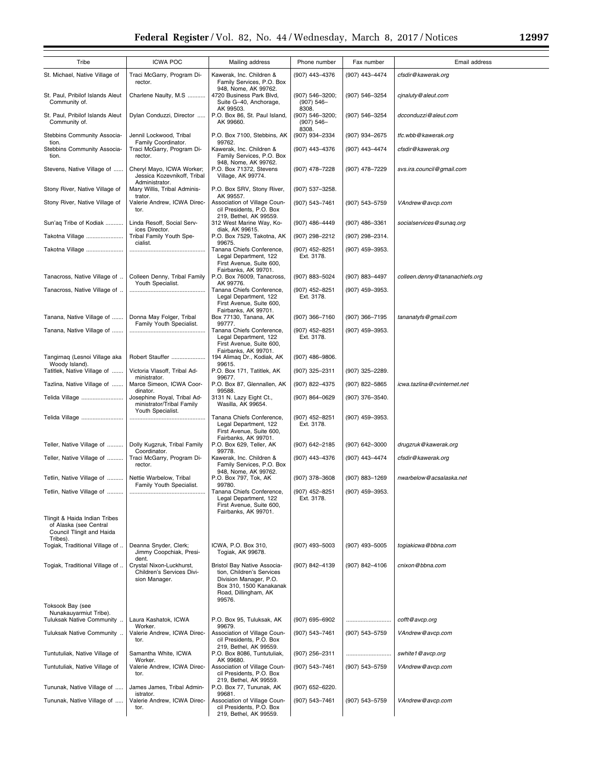| Tribe | ICWA POC | Mailing address | Phone number | Fax number | Email address |
|---|---|---|---|---|---|
| St. Michael, Native Village of | Traci McGarry, Program Director. | Kawerak, Inc. Children & Family Services, P.O. Box 948, Nome, AK 99762. | (907) 443–4376 | (907) 443–4474 | cfsdir@kawerak.org |
| St. Paul, Pribilof Islands Aleut Community of. | Charlene Naulty, M.S | 4720 Business Park Blvd, Suite G–40, Anchorage, AK 99503. | (907) 546–3200; (907) 546–8308. | (907) 546–3254 | cjnaluty@aleut.com |
| St. Paul, Pribilof Islands Aleut Community of. | Dylan Conduzzi, Director | P.O. Box 86, St. Paul Island, AK 99660. | (907) 546–3200; (907) 546–8308. | (907) 546–3254 | dcconduzzi@aleut.com |
| Stebbins Community Association. | Jennil Lockwood, Tribal Family Coordinator. | P.O. Box 7100, Stebbins, AK 99762. | (907) 934–2334 | (907) 934–2675 | tfc.wbb@kawerak.org |
| Stebbins Community Association. | Traci McGarry, Program Director. | Kawerak, Inc. Children & Family Services, P.O. Box 948, Nome, AK 99762. | (907) 443–4376 | (907) 443–4474 | cfsdir@kawerak.org |
| Stevens, Native Village of | Cheryl Mayo, ICWA Worker; Jessica Kozevnikoff, Tribal Administrator. | P.O. Box 71372, Stevens Village, AK 99774. | (907) 478–7228 | (907) 478–7229 | svs.ira.council@gmail.com |
| Stony River, Native Village of | Mary Willis, Tribal Administrator. | P.O. Box SRV, Stony River, AK 99557. | (907) 537–3258. | | |
| Stony River, Native Village of | Valerie Andrew, ICWA Director. | Association of Village Council Presidents, P.O. Box 219, Bethel, AK 99559. | (907) 543–7461 | (907) 543–5759 | VAndrew@avcp.com |
| Sun'aq Tribe of Kodiak | Linda Resoff, Social Services Director. | 312 West Marine Way, Kodiak, AK 99615. | (907) 486–4449 | (907) 486–3361 | socialservices@sunaq.org |
| Takotna Village | Tribal Family Youth Specialist. | P.O. Box 7529, Takotna, AK 99675. | (907) 298–2212 | (907) 298–2314. | |
| Takotna Village | | Tanana Chiefs Conference, Legal Department, 122 First Avenue, Suite 600, Fairbanks, AK 99701. | (907) 452–8251 Ext. 3178. | (907) 459–3953. | |
| Tanacross, Native Village of | Colleen Denny, Tribal Family Youth Specialist. | P.O. Box 76009, Tanacross, AK 99776. | (907) 883–5024 | (907) 883–4497 | colleen.denny@tananachiefs.org |
| Tanacross, Native Village of | | Tanana Chiefs Conference, Legal Department, 122 First Avenue, Suite 600, Fairbanks, AK 99701. | (907) 452–8251 Ext. 3178. | (907) 459–3953. | |
| Tanana, Native Village of | Donna May Folger, Tribal Family Youth Specialist. | Box 77130, Tanana, AK 99777. | (907) 366–7160 | (907) 366–7195 | tananatyfs@gmail.com |
| Tanana, Native Village of | | Tanana Chiefs Conference, Legal Department, 122 First Avenue, Suite 600, Fairbanks, AK 99701. | (907) 452–8251 Ext. 3178. | (907) 459–3953. | |
| Tangirnaq (Lesnoi Village aka Woody Island). | Robert Stauffer | 194 Alimaq Dr., Kodiak, AK 99615. | (907) 486–9806. | | |
| Tatitlek, Native Village of | Victoria Vlasoff, Tribal Administrator. | P.O. Box 171, Tatitlek, AK 99677. | (907) 325–2311 | (907) 325–2289. | |
| Tazlina, Native Village of | Marce Simeon, ICWA Coordinator. | P.O. Box 87, Glennallen, AK 99588. | (907) 822–4375 | (907) 822–5865 | icwa.tazlina@cvinternet.net |
| Telida Village | Josephine Royal, Tribal Administrator/Tribal Family Youth Specialist. | 3131 N. Lazy Eight Ct., Wasilla, AK 99654. | (907) 864–0629 | (907) 376–3540. | |
| Telida Village | | Tanana Chiefs Conference, Legal Department, 122 First Avenue, Suite 600, Fairbanks, AK 99701. | (907) 452–8251 Ext. 3178. | (907) 459–3953. | |
| Teller, Native Village of | Dolly Kugzruk, Tribal Family Coordinator. | P.O. Box 629, Teller, AK 99778. | (907) 642–2185 | (907) 642–3000 | drugzruk@kawerak.org |
| Teller, Native Village of | Traci McGarry, Program Director. | Kawerak, Inc. Children & Family Services, P.O. Box 948, Nome, AK 99762. | (907) 443–4376 | (907) 443–4474 | cfsdir@kawerak.org |
| Tetlin, Native Village of | Nettie Warbelow, Tribal Family Youth Specialist. | P.O. Box 797, Tok, AK 99780. | (907) 378–3608 | (907) 883–1269 | nwarbelow@acsalaska.net |
| Tetlin, Native Village of | | Tanana Chiefs Conference, Legal Department, 122 First Avenue, Suite 600, Fairbanks, AK 99701. | (907) 452–8251 Ext. 3178. | (907) 459–3953. | |
| Tlingit & Haida Indian Tribes of Alaska (see Central Council Tlingit and Haida Tribes). | | | | | |
| Togiak, Traditional Village of | Deanna Snyder, Clerk; Jimmy Coopchiak, President. | ICWA, P.O. Box 310, Togiak, AK 99678. | (907) 493–5003 | (907) 493–5005 | togiakicwa@bbna.com |
| Togiak, Traditional Village of | Crystal Nixon-Luckhurst, Children's Services Division Manager. | Bristol Bay Native Association, Children's Services Division Manager, P.O. Box 310, 1500 Kanakanak Road, Dillingham, AK 99576. | (907) 842–4139 | (907) 842–4106 | cnixon@bbna.com |
| Toksook Bay (see Nunakauyarmiut Tribe). | | | | | |
| Tuluksak Native Community | Laura Kashatok, ICWA Worker. | P.O. Box 95, Tuluksak, AK 99679. | (907) 695–6902 | | cofft@avcp.org |
| Tuluksak Native Community | Valerie Andrew, ICWA Director. | Association of Village Council Presidents, P.O. Box 219, Bethel, AK 99559. | (907) 543–7461 | (907) 543–5759 | VAndrew@avcp.com |
| Tuntutuliak, Native Village of | Samantha White, ICWA Worker. | P.O. Box 8086, Tuntutuliak, AK 99680. | (907) 256–2311 | | swhite1@avcp.org |
| Tuntutuliak, Native Village of | Valerie Andrew, ICWA Director. | Association of Village Council Presidents, P.O. Box 219, Bethel, AK 99559. | (907) 543–7461 | (907) 543–5759 | VAndrew@avcp.com |
| Tununak, Native Village of | James James, Tribal Administrator. | P.O. Box 77, Tununak, AK 99681. | (907) 652–6220. | | |
| Tununak, Native Village of | Valerie Andrew, ICWA Director. | Association of Village Council Presidents, P.O. Box 219, Bethel, AK 99559. | (907) 543–7461 | (907) 543–5759 | VAndrew@avcp.com |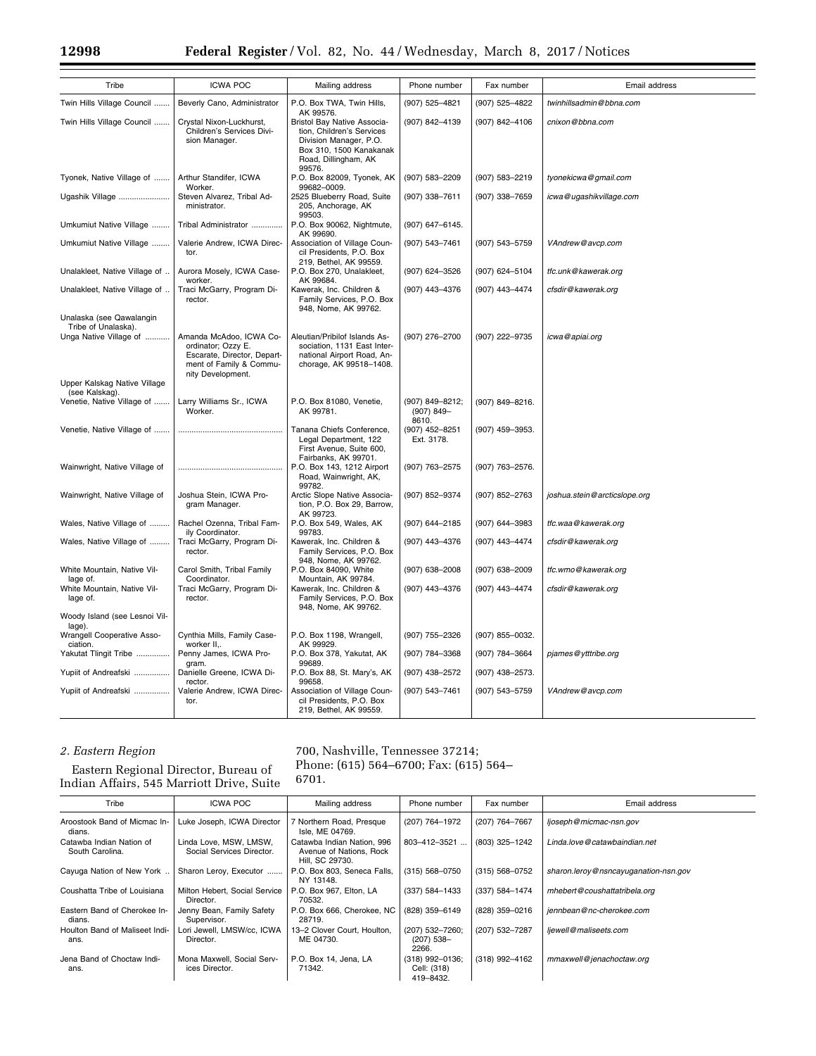| Tribe | ICWA POC | Mailing address | Phone number | Fax number | Email address |
|---|---|---|---|---|---|
| Twin Hills Village Council | Beverly Cano, Administrator | P.O. Box TWA, Twin Hills, AK 99576. | (907) 525–4821 | (907) 525–4822 | twinhillsadmin@bbna.com |
| Twin Hills Village Council | Crystal Nixon-Luckhurst, Children's Services Division Manager. | Bristol Bay Native Association, Children's Services Division Manager, P.O. Box 310, 1500 Kanakanak Road, Dillingham, AK 99576. | (907) 842–4139 | (907) 842–4106 | cnixon@bbna.com |
| Tyonek, Native Village of | Arthur Standifer, ICWA Worker. | P.O. Box 82009, Tyonek, AK 99682–0009. | (907) 583–2209 | (907) 583–2219 | tyonekicwa@gmail.com |
| Ugashik Village | Steven Alvarez, Tribal Administrator. | 2525 Blueberry Road, Suite 205, Anchorage, AK 99503. | (907) 338–7611 | (907) 338–7659 | icwa@ugashikvillage.com |
| Umkumiut Native Village | Tribal Administrator | P.O. Box 90062, Nightmute, AK 99690. | (907) 647–6145. | | |
| Umkumiut Native Village | Valerie Andrew, ICWA Director. | Association of Village Council Presidents, P.O. Box 219, Bethel, AK 99559. | (907) 543–7461 | (907) 543–5759 | VAndrew@avcp.com |
| Unalakleet, Native Village of | Aurora Mosely, ICWA Caseworker. | P.O. Box 270, Unalakleet, AK 99684. | (907) 624–3526 | (907) 624–5104 | tfc.unk@kawerak.org |
| Unalakleet, Native Village of | Traci McGarry, Program Director. | Kawerak, Inc. Children & Family Services, P.O. Box 948, Nome, AK 99762. | (907) 443–4376 | (907) 443–4474 | cfsdir@kawerak.org |
| Unalaska (see Qawalangin Tribe of Unalaska). | | | | | |
| Unga Native Village of | Amanda McAdoo, ICWA Coordinator; Ozzy E. Escarate, Director, Department of Family & Community Development. | Aleutian/Pribilof Islands Association, 1131 East International Airport Road, Anchorage, AK 99518–1408. | (907) 276–2700 | (907) 222–9735 | icwa@apiai.org |
| Upper Kalskag Native Village (see Kalskag). | | | | | |
| Venetie, Native Village of | Larry Williams Sr., ICWA Worker. | P.O. Box 81080, Venetie, AK 99781. | (907) 849–8212; (907) 849–8610. | (907) 849–8216. | |
| Venetie, Native Village of | | Tanana Chiefs Conference, Legal Department, 122 First Avenue, Suite 600, Fairbanks, AK 99701. | (907) 452–8251 Ext. 3178. | (907) 459–3953. | |
| Wainwright, Native Village of | | P.O. Box 143, 1212 Airport Road, Wainwright, AK, 99782. | (907) 763–2575 | (907) 763–2576. | |
| Wainwright, Native Village of | Joshua Stein, ICWA Program Manager. | Arctic Slope Native Association, P.O. Box 29, Barrow, AK 99723. | (907) 852–9374 | (907) 852–2763 | joshua.stein@arcticslope.org |
| Wales, Native Village of | Rachel Ozenna, Tribal Family Coordinator. | P.O. Box 549, Wales, AK 99783. | (907) 644–2185 | (907) 644–3983 | tfc.waa@kawerak.org |
| Wales, Native Village of | Traci McGarry, Program Director. | Kawerak, Inc. Children & Family Services, P.O. Box 948, Nome, AK 99762. | (907) 443–4376 | (907) 443–4474 | cfsdir@kawerak.org |
| White Mountain, Native Village of. | Carol Smith, Tribal Family Coordinator. | P.O. Box 84090, White Mountain, AK 99784. | (907) 638–2008 | (907) 638–2009 | tfc.wmo@kawerak.org |
| White Mountain, Native Village of. | Traci McGarry, Program Director. | Kawerak, Inc. Children & Family Services, P.O. Box 948, Nome, AK 99762. | (907) 443–4376 | (907) 443–4474 | cfsdir@kawerak.org |
| Woody Island (see Lesnoi Village). | | | | | |
| Wrangell Cooperative Association. | Cynthia Mills, Family Caseworker II,. | P.O. Box 1198, Wrangell, AK 99929. | (907) 755–2326 | (907) 855–0032. | |
| Yakutat Tlingit Tribe | Penny James, ICWA Program. | P.O. Box 378, Yakutat, AK 99689. | (907) 784–3368 | (907) 784–3664 | pjames@ytttribe.org |
| Yupiit of Andreafski | Danielle Greene, ICWA Director. | P.O. Box 88, St. Mary's, AK 99658. | (907) 438–2572 | (907) 438–2573. | |
| Yupiit of Andreafski | Valerie Andrew, ICWA Director. | Association of Village Council Presidents, P.O. Box 219, Bethel, AK 99559. | (907) 543–7461 | (907) 543–5759 | VAndrew@avcp.com |

## *2. Eastern Region*

Eastern Regional Director, Bureau of Indian Affairs, 545 Marriott Drive, Suite 700, Nashville, Tennessee 37214; Phone: (615) 564–6700; Fax: (615) 564–6701.

| Tribe | ICWA POC | Mailing address | Phone number | Fax number | Email address |
|---|---|---|---|---|---|
| Aroostook Band of Micmac Indians. | Luke Joseph, ICWA Director | 7 Northern Road, Presque Isle, ME 04769. | (207) 764–1972 | (207) 764–7667 | ljoseph@micmac-nsn.gov |
| Catawba Indian Nation of South Carolina. | Linda Love, MSW, LMSW, Social Services Director. | Catawba Indian Nation, 996 Avenue of Nations, Rock Hill, SC 29730. | 803–412–3521 ... | (803) 325–1242 | Linda.love@catawbaindian.net |
| Cayuga Nation of New York | Sharon Leroy, Executor | P.O. Box 803, Seneca Falls, NY 13148. | (315) 568–0750 | (315) 568–0752 | sharon.leroy@nsncayuganation-nsn.gov |
| Coushatta Tribe of Louisiana | Milton Hebert, Social Service Director. | P.O. Box 967, Elton, LA 70532. | (337) 584–1433 | (337) 584–1474 | mhebert@coushattatribela.org |
| Eastern Band of Cherokee Indians. | Jenny Bean, Family Safety Supervisor. | P.O. Box 666, Cherokee, NC 28719. | (828) 359–6149 | (828) 359–0216 | jennbean@nc-cherokee.com |
| Houlton Band of Maliseet Indians. | Lori Jewell, LMSW/cc, ICWA Director. | 13–2 Clover Court, Houlton, ME 04730. | (207) 532–7260; (207) 538–2266. | (207) 532–7287 | ljewell@maliseets.com |
| Jena Band of Choctaw Indians. | Mona Maxwell, Social Services Director. | P.O. Box 14, Jena, LA 71342. | (318) 992–0136; Cell: (318) 419–8432. | (318) 992–4162 | mmaxwell@jenachoctaw.org |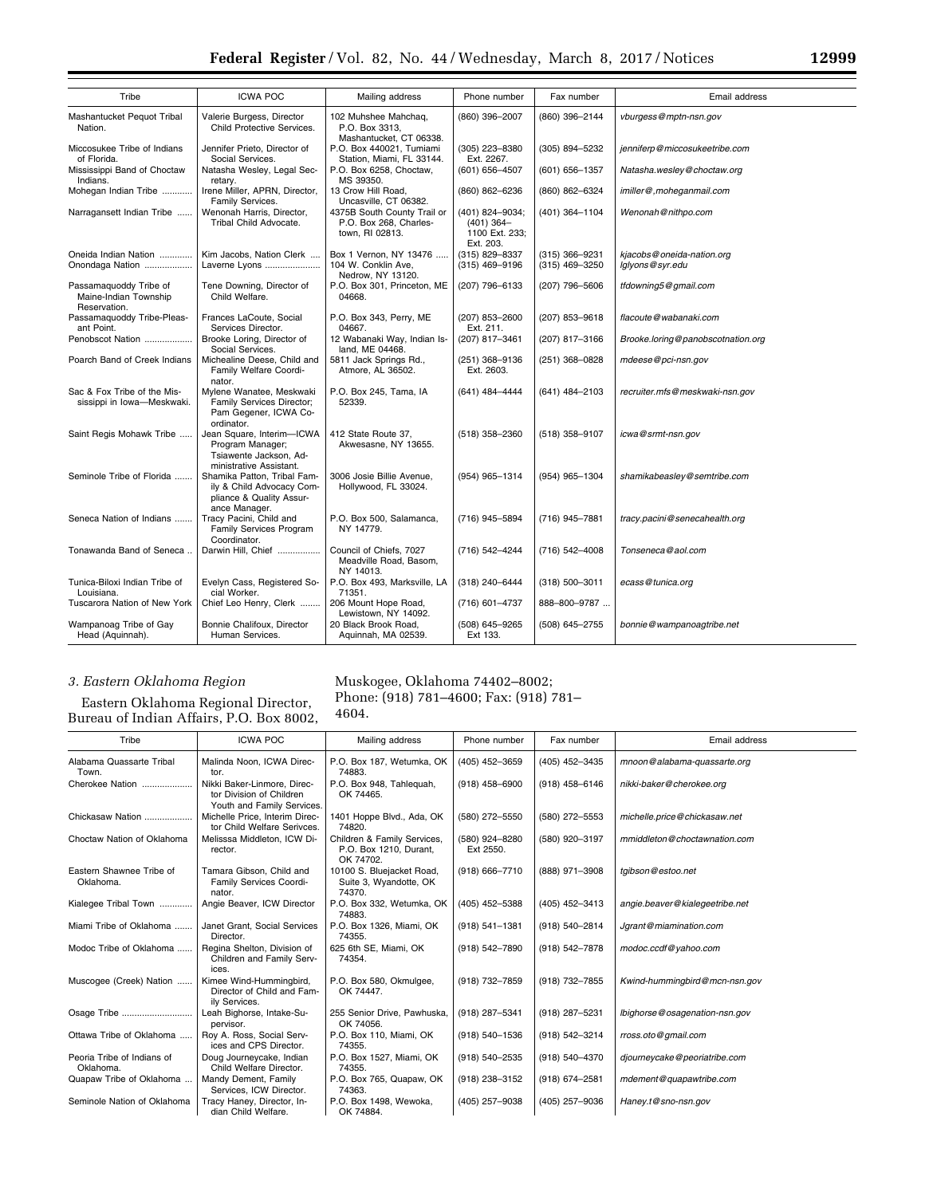| Tribe | ICWA POC | Mailing address | Phone number | Fax number | Email address |
|---|---|---|---|---|---|
| Mashantucket Pequot Tribal Nation. | Valerie Burgess, Director Child Protective Services. | 102 Muhshee Mahchaq, P.O. Box 3313, Mashantucket, CT 06338. | (860) 396–2007 | (860) 396–2144 | vburgess@mptn-nsn.gov |
| Miccosukee Tribe of Indians of Florida. | Jennifer Prieto, Director of Social Services. | P.O. Box 440021, Tumiami Station, Miami, FL 33144. | (305) 223–8380 Ext. 2267. | (305) 894–5232 | jenniferp@miccosukeetribe.com |
| Mississippi Band of Choctaw Indians. | Natasha Wesley, Legal Secretary. | P.O. Box 6258, Choctaw, MS 39350. | (601) 656–4507 | (601) 656–1357 | Natasha.wesley@choctaw.org |
| Mohegan Indian Tribe ............ | Irene Miller, APRN, Director, Family Services. | 13 Crow Hill Road, Uncasville, CT 06382. | (860) 862–6236 | (860) 862–6324 | imiller@,moheganmail.com |
| Narragansett Indian Tribe ...... | Wenonah Harris, Director, Tribal Child Advocate. | 4375B South County Trail or P.O. Box 268, Charlestown, RI 02813. | (401) 824–9034; (401) 364–1100 Ext. 233; Ext. 203. | (401) 364–1104 | Wenonah@nithpo.com |
| Oneida Indian Nation ............. | Kim Jacobs, Nation Clerk .... | Box 1 Vernon, NY 13476 ..... | (315) 829–8337 | (315) 366–9231 | kjacobs@oneida-nation.org |
| Onondaga Nation ................... | Laverne Lyons ...................... | 104 W. Conklin Ave, Nedrow, NY 13120. | (315) 469–9196 | (315) 469–3250 | lglyons@syr.edu |
| Passamaquoddy Tribe of Maine-Indian Township Reservation. | Tene Downing, Director of Child Welfare. | P.O. Box 301, Princeton, ME 04668. | (207) 796–6133 | (207) 796–5606 | tfdowning5@gmail.com |
| Passamaquoddy Tribe-Pleasant Point. | Frances LaCoute, Social Services Director. | P.O. Box 343, Perry, ME 04667. | (207) 853–2600 Ext. 211. | (207) 853–9618 | flacoute@wabanaki.com |
| Penobscot Nation ................... | Brooke Loring, Director of Social Services. | 12 Wabanaki Way, Indian Island, ME 04468. | (207) 817–3461 | (207) 817–3166 | Brooke.loring@panobscotnation.org |
| Poarch Band of Creek Indians | Michealine Deese, Child and Family Welfare Coordinator. | 5811 Jack Springs Rd., Atmore, AL 36502. | (251) 368–9136 Ext. 2603. | (251) 368–0828 | mdeese@pci-nsn.gov |
| Sac & Fox Tribe of the Mississippi in Iowa—Meskwaki. | Mylene Wanatee, Meskwaki Family Services Director; Pam Gegener, ICWA Coordinator. | P.O. Box 245, Tama, IA 52339. | (641) 484–4444 | (641) 484–2103 | recruiter.mfs@meskwaki-nsn.gov |
| Saint Regis Mohawk Tribe ...... | Jean Square, Interim—ICWA Program Manager; Tsiawente Jackson, Administrative Assistant. | 412 State Route 37, Akwesasne, NY 13655. | (518) 358–2360 | (518) 358–9107 | icwa@srmt-nsn.gov |
| Seminole Tribe of Florida ....... | Shamika Patton, Tribal Family & Child Advocacy Compliance & Quality Assurance Manager. | 3006 Josie Billie Avenue, Hollywood, FL 33024. | (954) 965–1314 | (954) 965–1304 | shamikabeasley@semtribe.com |
| Seneca Nation of Indians ....... | Tracy Pacini, Child and Family Services Program Coordinator. | P.O. Box 500, Salamanca, NY 14779. | (716) 945–5894 | (716) 945–7881 | tracy.pacini@senecahealth.org |
| Tonawanda Band of Seneca .. | Darwin Hill, Chief ................. | Council of Chiefs, 7027 Meadville Road, Basom, NY 14013. | (716) 542–4244 | (716) 542–4008 | Tonseneca@aol.com |
| Tunica-Biloxi Indian Tribe of Louisiana. | Evelyn Cass, Registered Social Worker. | P.O. Box 493, Marksville, LA 71351. | (318) 240–6444 | (318) 500–3011 | ecass@tunica.org |
| Tuscarora Nation of New York | Chief Leo Henry, Clerk ........ | 206 Mount Hope Road, Lewistown, NY 14092. | (716) 601–4737 | 888–800–9787 ... | |
| Wampanoag Tribe of Gay Head (Aquinnah). | Bonnie Chalifoux, Director Human Services. | 20 Black Brook Road, Aquinnah, MA 02539. | (508) 645–9265 Ext 133. | (508) 645–2755 | bonnie@wampanoagtribe.net |

### *3. Eastern Oklahoma Region*

Eastern Oklahoma Regional Director, Bureau of Indian Affairs, P.O. Box 8002, Muskogee, Oklahoma 74402–8002; Phone: (918) 781–4600; Fax: (918) 781–4604.

| Tribe | ICWA POC | Mailing address | Phone number | Fax number | Email address |
|---|---|---|---|---|---|
| Alabama Quassarte Tribal Town. | Malinda Noon, ICWA Director. | P.O. Box 187, Wetumka, OK 74883. | (405) 452–3659 | (405) 452–3435 | mnoon@alabama-quassarte.org |
| Cherokee Nation .................... | Nikki Baker-Linmore, Director Division of Children Youth and Family Services. | P.O. Box 948, Tahlequah, OK 74465. | (918) 458–6900 | (918) 458–6146 | nikki-baker@cherokee.org |
| Chickasaw Nation ................... | Michelle Price, Interim Director Child Welfare Serivces. | 1401 Hoppe Blvd., Ada, OK 74820. | (580) 272–5550 | (580) 272–5553 | michelle.price@chickasaw.net |
| Choctaw Nation of Oklahoma | Melisssa Middleton, ICW Director. | Children & Family Services, P.O. Box 1210, Durant, OK 74702. | (580) 924–8280 Ext 2550. | (580) 920–3197 | mmiddleton@choctawnation.com |
| Eastern Shawnee Tribe of Oklahoma. | Tamara Gibson, Child and Family Services Coordinator. | 10100 S. Bluejacket Road, Suite 3, Wyandotte, OK 74370. | (918) 666–7710 | (888) 971–3908 | tgibson@estoo.net |
| Kialegee Tribal Town ............. | Angie Beaver, ICW Director | P.O. Box 332, Wetumka, OK 74883. | (405) 452–5388 | (405) 452–3413 | angie.beaver@kialegeetribe.net |
| Miami Tribe of Oklahoma ....... | Janet Grant, Social Services Director. | P.O. Box 1326, Miami, OK 74355. | (918) 541–1381 | (918) 540–2814 | Jgrant@miamination.com |
| Modoc Tribe of Oklahoma ...... | Regina Shelton, Division of Children and Family Services. | 625 6th SE, Miami, OK 74354. | (918) 542–7890 | (918) 542–7878 | modoc.ccdf@yahoo.com |
| Muscogee (Creek) Nation ...... | Kimee Wind-Hummingbird, Director of Child and Family Services. | P.O. Box 580, Okmulgee, OK 74447. | (918) 732–7859 | (918) 732–7855 | Kwind-hummingbird@mcn-nsn.gov |
| Osage Tribe ........................... | Leah Bighorse, Intake-Supervisor. | 255 Senior Drive, Pawhuska, OK 74056. | (918) 287–5341 | (918) 287–5231 | lbighorse@osagenation-nsn.gov |
| Ottawa Tribe of Oklahoma ..... | Roy A. Ross, Social Services and CPS Director. | P.O. Box 110, Miami, OK 74355. | (918) 540–1536 | (918) 542–3214 | rross.oto@gmail.com |
| Peoria Tribe of Indians of Oklahoma. | Doug Journeycake, Indian Child Welfare Director. | P.O. Box 1527, Miami, OK 74355. | (918) 540–2535 | (918) 540–4370 | djourneycake@peoriatribe.com |
| Quapaw Tribe of Oklahoma ... | Mandy Dement, Family Services, ICW Director. | P.O. Box 765, Quapaw, OK 74363. | (918) 238–3152 | (918) 674–2581 | mdement@quapawtribe.com |
| Seminole Nation of Oklahoma | Tracy Haney, Director, Indian Child Welfare. | P.O. Box 1498, Wewoka, OK 74884. | (405) 257–9038 | (405) 257–9036 | Haney.t@sno-nsn.gov |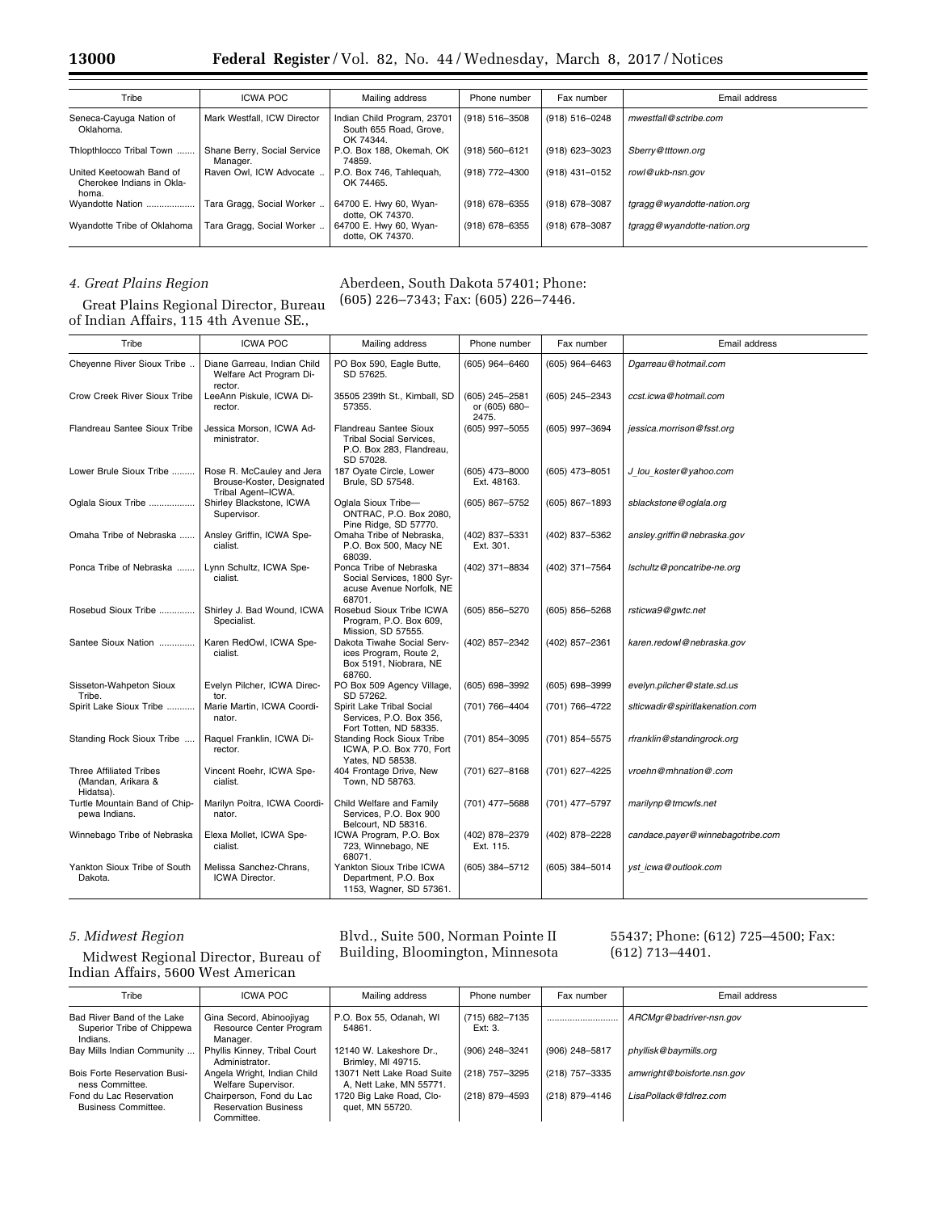| Tribe | ICWA POC | Mailing address | Phone number | Fax number | Email address |
|---|---|---|---|---|---|
| Seneca-Cayuga Nation of Oklahoma. | Mark Westfall, ICW Director | Indian Child Program, 23701 South 655 Road, Grove, OK 74344. | (918) 516–3508 | (918) 516–0248 | mwestfall@sctribe.com |
| Thlopthlocco Tribal Town | Shane Berry, Social Service Manager. | P.O. Box 188, Okemah, OK 74859. | (918) 560–6121 | (918) 623–3023 | Sberry@tttown.org |
| United Keetoowah Band of Cherokee Indians in Oklahoma. | Raven Owl, ICW Advocate | P.O. Box 746, Tahlequah, OK 74465. | (918) 772–4300 | (918) 431–0152 | rowl@ukb-nsn.gov |
| Wyandotte Nation | Tara Gragg, Social Worker | 64700 E. Hwy 60, Wyandotte, OK 74370. | (918) 678–6355 | (918) 678–3087 | tgragg@wyandotte-nation.org |
| Wyandotte Tribe of Oklahoma | Tara Gragg, Social Worker | 64700 E. Hwy 60, Wyandotte, OK 74370. | (918) 678–6355 | (918) 678–3087 | tgragg@wyandotte-nation.org |

### *4. Great Plains Region*

Great Plains Regional Director, Bureau of Indian Affairs, 115 4th Avenue SE., Aberdeen, South Dakota 57401; Phone: (605) 226–7343; Fax: (605) 226–7446.

| Tribe | ICWA POC | Mailing address | Phone number | Fax number | Email address |
|---|---|---|---|---|---|
| Cheyenne River Sioux Tribe | Diane Garreau, Indian Child Welfare Act Program Director. | PO Box 590, Eagle Butte, SD 57625. | (605) 964–6460 | (605) 964–6463 | Dgarreau@hotmail.com |
| Crow Creek River Sioux Tribe | LeeAnn Piskule, ICWA Director. | 35505 239th St., Kimball, SD 57355. | (605) 245–2581 or (605) 680–2475. | (605) 245–2343 | ccst.icwa@hotmail.com |
| Flandreau Santee Sioux Tribe | Jessica Morson, ICWA Administrator. | Flandreau Santee Sioux Tribal Social Services, P.O. Box 283, Flandreau, SD 57028. | (605) 997–5055 | (605) 997–3694 | jessica.morrison@fsst.org |
| Lower Brule Sioux Tribe | Rose R. McCauley and Jera Brouse-Koster, Designated Tribal Agent–ICWA. | 187 Oyate Circle, Lower Brule, SD 57548. | (605) 473–8000 Ext. 48163. | (605) 473–8051 | J_lou_koster@yahoo.com |
| Oglala Sioux Tribe | Shirley Blackstone, ICWA Supervisor. | Oglala Sioux Tribe—ONTRAC, P.O. Box 2080, Pine Ridge, SD 57770. | (605) 867–5752 | (605) 867–1893 | sblackstone@oglala.org |
| Omaha Tribe of Nebraska | Ansley Griffin, ICWA Specialist. | Omaha Tribe of Nebraska, P.O. Box 500, Macy NE 68039. | (402) 837–5331 Ext. 301. | (402) 837–5362 | ansley.griffin@nebraska.gov |
| Ponca Tribe of Nebraska | Lynn Schultz, ICWA Specialist. | Ponca Tribe of Nebraska Social Services, 1800 Syracuse Avenue Norfolk, NE 68701. | (402) 371–8834 | (402) 371–7564 | lschultz@poncatribe-ne.org |
| Rosebud Sioux Tribe | Shirley J. Bad Wound, ICWA Specialist. | Rosebud Sioux Tribe ICWA Program, P.O. Box 609, Mission, SD 57555. | (605) 856–5270 | (605) 856–5268 | rsticwa9@gwtc.net |
| Santee Sioux Nation | Karen RedOwl, ICWA Specialist. | Dakota Tiwahe Social Services Program, Route 2, Box 5191, Niobrara, NE 68760. | (402) 857–2342 | (402) 857–2361 | karen.redowl@nebraska.gov |
| Sisseton-Wahpeton Sioux Tribe. | Evelyn Pilcher, ICWA Director. | PO Box 509 Agency Village, SD 57262. | (605) 698–3992 | (605) 698–3999 | evelyn.pilcher@state.sd.us |
| Spirit Lake Sioux Tribe | Marie Martin, ICWA Coordinator. | Spirit Lake Tribal Social Services, P.O. Box 356, Fort Totten, ND 58335. | (701) 766–4404 | (701) 766–4722 | slticwadir@spiritlakenation.com |
| Standing Rock Sioux Tribe | Raquel Franklin, ICWA Director. | Standing Rock Sioux Tribe ICWA, P.O. Box 770, Fort Yates, ND 58538. | (701) 854–3095 | (701) 854–5575 | rfranklin@standingrock.org |
| Three Affiliated Tribes (Mandan, Arikara & Hidatsa). | Vincent Roehr, ICWA Specialist. | 404 Frontage Drive, New Town, ND 58763. | (701) 627–8168 | (701) 627–4225 | vroehn@mhnation@.com |
| Turtle Mountain Band of Chippewa Indians. | Marilyn Poitra, ICWA Coordinator. | Child Welfare and Family Services, P.O. Box 900 Belcourt, ND 58316. | (701) 477–5688 | (701) 477–5797 | marilynp@tmcwfs.net |
| Winnebago Tribe of Nebraska | Elexa Mollet, ICWA Specialist. | ICWA Program, P.O. Box 723, Winnebago, NE 68071. | (402) 878–2379 Ext. 115. | (402) 878–2228 | candace.payer@winnebagotribe.com |
| Yankton Sioux Tribe of South Dakota. | Melissa Sanchez-Chrans, ICWA Director. | Yankton Sioux Tribe ICWA Department, P.O. Box 1153, Wagner, SD 57361. | (605) 384–5712 | (605) 384–5014 | yst_icwa@outlook.com |

### *5. Midwest Region*

Midwest Regional Director, Bureau of Indian Affairs, 5600 West American Blvd., Suite 500, Norman Pointe II Building, Bloomington, Minnesota 55437; Phone: (612) 725–4500; Fax: (612) 713–4401.

| Tribe | ICWA POC | Mailing address | Phone number | Fax number | Email address |
|---|---|---|---|---|---|
| Bad River Band of the Lake Superior Tribe of Chippewa Indians. | Gina Secord, Abinoojiyag Resource Center Program Manager. | P.O. Box 55, Odanah, WI 54861. | (715) 682–7135 Ext: 3. | | ARCMgr@badriver-nsn.gov |
| Bay Mills Indian Community | Phyllis Kinney, Tribal Court Administrator. | 12140 W. Lakeshore Dr., Brimley, MI 49715. | (906) 248–3241 | (906) 248–5817 | phyllisk@baymills.org |
| Bois Forte Reservation Business Committee. | Angela Wright, Indian Child Welfare Supervisor. | 13071 Nett Lake Road Suite A, Nett Lake, MN 55771. | (218) 757–3295 | (218) 757–3335 | amwright@boisforte.nsn.gov |
| Fond du Lac Reservation Business Committee. | Chairperson, Fond du Lac Reservation Business Committee. | 1720 Big Lake Road, Cloquet, MN 55720. | (218) 879–4593 | (218) 879–4146 | LisaPollack@fdlrez.com |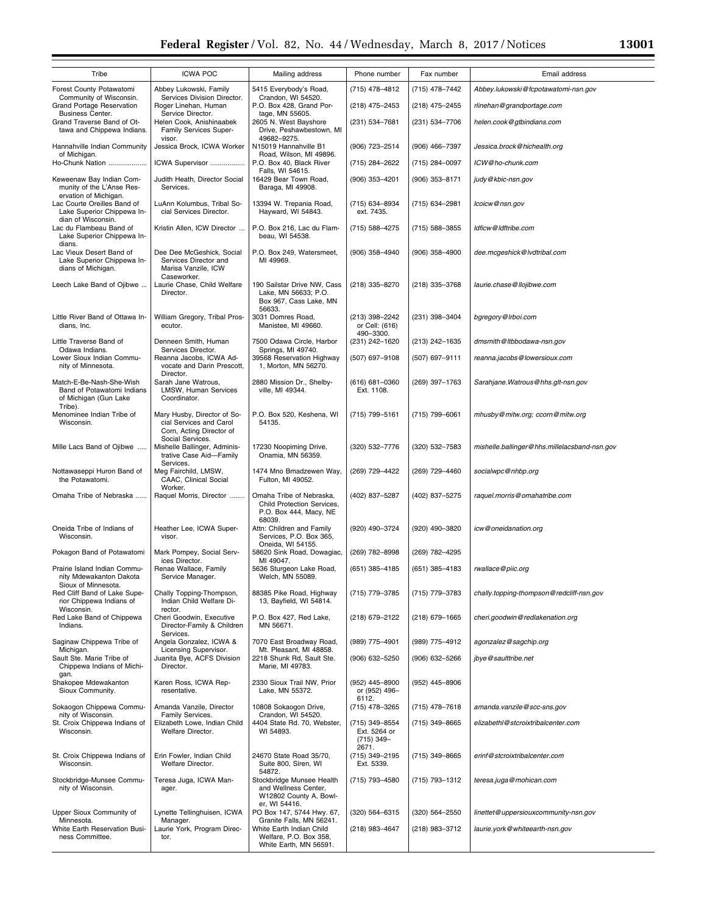| Tribe | ICWA POC | Mailing address | Phone number | Fax number | Email address |
|---|---|---|---|---|---|
| Forest County Potawatomi Community of Wisconsin. | Abbey Lukowski, Family Services Division Director. | 5415 Everybody's Road, Crandon, WI 54520. | (715) 478–4812 | (715) 478–7442 | Abbey.lukowski@fcpotawatomi-nsn.gov |
| Grand Portage Reservation Business Center. | Roger Linehan, Human Service Director. | P.O. Box 428, Grand Portage, MN 55605. | (218) 475–2453 | (218) 475–2455 | rlinehan@grandportage.com |
| Grand Traverse Band of Ottawa and Chippewa Indians. | Helen Cook, Anishinaabek Family Services Supervisor. | 2605 N. West Bayshore Drive, Peshawbestown, MI 49682–9275. | (231) 534–7681 | (231) 534–7706 | helen.cook@gtbindians.com |
| Hannahville Indian Community of Michigan. | Jessica Brock, ICWA Worker | N15019 Hannahville B1 Road, Wilson, MI 49896. | (906) 723–2514 | (906) 466–7397 | Jessica.brock@hichealth.org |
| Ho-Chunk Nation | ICWA Supervisor | P.O. Box 40, Black River Falls, WI 54615. | (715) 284–2622 | (715) 284–0097 | ICW@ho-chunk.com |
| Keweenaw Bay Indian Community of the L'Anse Reservation of Michigan. | Judith Heath, Director Social Services. | 16429 Bear Town Road, Baraga, MI 49908. | (906) 353–4201 | (906) 353–8171 | judy@kbic-nsn.gov |
| Lac Courte Oreilles Band of Lake Superior Chippewa Indian of Wisconsin. | LuAnn Kolumbus, Tribal Social Services Director. | 13394 W. Trepania Road, Hayward, WI 54843. | (715) 634–8934 ext. 7435. | (715) 634–2981 | lcoicw@nsn.gov |
| Lac du Flambeau Band of Lake Superior Chippewa Indians. | Kristin Allen, ICW Director | P.O. Box 216, Lac du Flambeau, WI 54538. | (715) 588–4275 | (715) 588–3855 | ldficw@ldftribe.com |
| Lac Vieux Desert Band of Lake Superior Chippewa Indians of Michigan. | Dee Dee McGeshick, Social Services Director and Marisa Vanzile, ICW Caseworker. | P.O. Box 249, Watersmeet, MI 49969. | (906) 358–4940 | (906) 358–4900 | dee.mcgeshick@lvdtribal.com |
| Leech Lake Band of Ojibwe | Laurie Chase, Child Welfare Director. | 190 Sailstar Drive NW, Cass Lake, MN 56633; P.O. Box 967, Cass Lake, MN 56633. | (218) 335–8270 | (218) 335–3768 | laurie.chase@llojibwe.com |
| Little River Band of Ottawa Indians, Inc. | William Gregory, Tribal Prosecutor. | 3031 Domres Road, Manistee, MI 49660. | (213) 398–2242 or Cell: (616) 490–3300. | (231) 398–3404 | bgregory@lrboi.com |
| Little Traverse Band of Odawa Indians. | Denneen Smith, Human Services Director. | 7500 Odawa Circle, Harbor Springs, MI 49740. | (231) 242–1620 | (213) 242–1635 | dmsmith@ltbbodawa-nsn.gov |
| Lower Sioux Indian Community of Minnesota. | Reanna Jacobs, ICWA Advocate and Darin Prescott, Director. | 39568 Reservation Highway 1, Morton, MN 56270. | (507) 697–9108 | (507) 697–9111 | reanna.jacobs@lowersioux.com |
| Match-E-Be-Nash-She-Wish Band of Potawatomi Indians of Michigan (Gun Lake Tribe). | Sarah Jane Watrous, LMSW, Human Services Coordinator. | 2880 Mission Dr., Shelbyville, MI 49344. | (616) 681–0360 Ext. 1108. | (269) 397–1763 | Sarahjane.Watrous@hhs.glt-nsn.gov |
| Menominee Indian Tribe of Wisconsin. | Mary Husby, Director of Social Services and Carol Corn, Acting Director of Social Services. | P.O. Box 520, Keshena, WI 54135. | (715) 799–5161 | (715) 799–6061 | mhusby@mitw.org; ccorn@mitw.org |
| Mille Lacs Band of Ojibwe | Mishelle Ballinger, Administrative Case Aid—Family Services. | 17230 Noopiming Drive, Onamia, MN 56359. | (320) 532–7776 | (320) 532–7583 | mishelle.ballinger@hhs.millelacsband-nsn.gov |
| Nottawaseppi Huron Band of the Potawatomi. | Meg Fairchild, LMSW, CAAC, Clinical Social Worker. | 1474 Mno Bmadzewen Way, Fulton, MI 49052. | (269) 729–4422 | (269) 729–4460 | socialwpc@nhbp.org |
| Omaha Tribe of Nebraska | Raquel Morris, Director | Omaha Tribe of Nebraska, Child Protection Services, P.O. Box 444, Macy, NE 68039. | (402) 837–5287 | (402) 837–5275 | raquel.morris@omahatribe.com |
| Oneida Tribe of Indians of Wisconsin. | Heather Lee, ICWA Supervisor. | Attn: Children and Family Services, P.O. Box 365, Oneida, WI 54155. | (920) 490–3724 | (920) 490–3820 | icw@oneidanation.org |
| Pokagon Band of Potawatomi | Mark Pompey, Social Services Director. | 58620 Sink Road, Dowagiac, MI 49047. | (269) 782–8998 | (269) 782–4295 | |
| Prairie Island Indian Community Mdewakanton Dakota Sioux of Minnesota. | Renae Wallace, Family Service Manager. | 5636 Sturgeon Lake Road, Welch, MN 55089. | (651) 385–4185 | (651) 385–4183 | rwallace@piic.org |
| Red Cliff Band of Lake Superior Chippewa Indians of Wisconsin. | Chally Topping-Thompson, Indian Child Welfare Director. | 88385 Pike Road, Highway 13, Bayfield, WI 54814. | (715) 779–3785 | (715) 779–3783 | chally.topping-thompson@redcliff-nsn.gov |
| Red Lake Band of Chippewa Indians. | Cheri Goodwin, Executive Director-Family & Children Services. | P.O. Box 427, Red Lake, MN 56671. | (218) 679–2122 | (218) 679–1665 | cheri.goodwin@redlakenation.org |
| Saginaw Chippewa Tribe of Michigan. | Angela Gonzalez, ICWA & Licensing Supervisor. | 7070 East Broadway Road, Mt. Pleasant, MI 48858. | (989) 775–4901 | (989) 775–4912 | agonzalez@sagchip.org |
| Sault Ste. Marie Tribe of Chippewa Indians of Michigan. | Juanita Bye, ACFS Division Director. | 2218 Shunk Rd, Sault Ste. Marie, MI 49783. | (906) 632–5250 | (906) 632–5266 | jbye@saulttribe.net |
| Shakopee Mdewakanton Sioux Community. | Karen Ross, ICWA Representative. | 2330 Sioux Trail NW, Prior Lake, MN 55372. | (952) 445–8900 or (952) 496–6112. | (952) 445–8906 | |
| Sokaogon Chippewa Community of Wisconsin. | Amanda Vanzile, Director Family Services. | 10808 Sokaogon Drive, Crandon, WI 54520. | (715) 478–3265 | (715) 478–7618 | amanda.vanzile@scc-sns.gov |
| St. Croix Chippewa Indians of Wisconsin. | Elizabeth Lowe, Indian Child Welfare Director. | 4404 State Rd. 70, Webster, WI 54893. | (715) 349–8554 Ext. 5264 or (715) 349–2671. | (715) 349–8665 | elizabethl@stcroixtribalcenter.com |
| St. Croix Chippewa Indians of Wisconsin. | Erin Fowler, Indian Child Welfare Director. | 24670 State Road 35/70, Suite 800, Siren, WI 54872. | (715) 349–2195 Ext. 5339. | (715) 349–8665 | erinf@stcroixtribalcenter.com |
| Stockbridge-Munsee Community of Wisconsin. | Teresa Juga, ICWA Manager. | Stockbridge Munsee Health and Wellness Center, W12802 County A, Bowler, WI 54416. | (715) 793–4580 | (715) 793–1312 | teresa.juga@mohican.com |
| Upper Sioux Community of Minnesota. | Lynette Tellinghuisen, ICWA Manager. | PO Box 147, 5744 Hwy. 67, Granite Falls, MN 56241. | (320) 564–6315 | (320) 564–2550 | linettet@uppersiouxcommunity-nsn.gov |
| White Earth Reservation Business Committee. | Laurie York, Program Director. | White Earth Indian Child Welfare, P.O. Box 358, White Earth, MN 56591. | (218) 983–4647 | (218) 983–3712 | laurie.york@whiteearth-nsn.gov |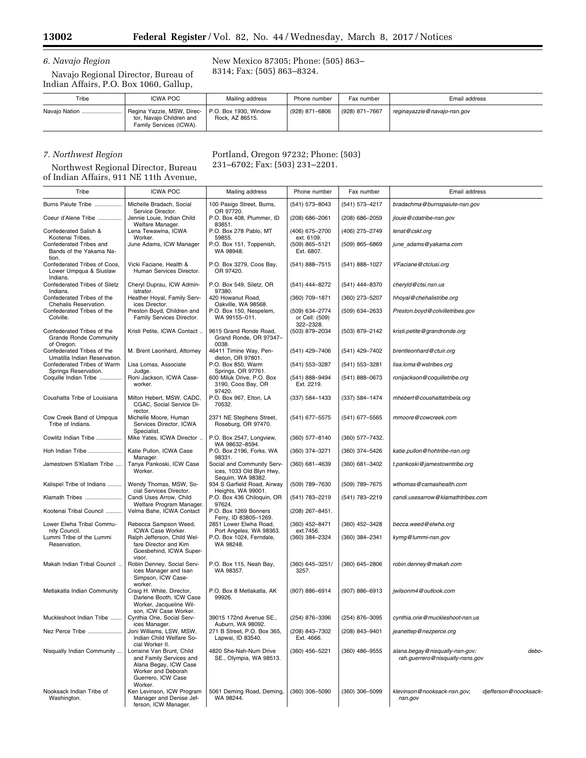### 6. Navajo Region

Navajo Regional Director, Bureau of Indian Affairs, P.O. Box 1060, Gallup, New Mexico 87305; Phone: (505) 863–8314; Fax: (505) 863–8324.

| Tribe | ICWA POC | Mailing address | Phone number | Fax number | Email address |
|---|---|---|---|---|---|
| Navajo Nation | Regina Yazzie, MSW, Director, Navajo Children and Family Services (ICWA). | P.O. Box 1930, Window Rock, AZ 86515. | (928) 871–6806 | (928) 871–7667 | *reginayazzie@navajo-nsn.gov* |

### 7. Northwest Region

Northwest Regional Director, Bureau of Indian Affairs, 911 NE 11th Avenue, Portland, Oregon 97232; Phone: (503) 231–6702; Fax: (503) 231–2201.

| Tribe | ICWA POC | Mailing address | Phone number | Fax number | Email address |
|---|---|---|---|---|---|
| Burns Paiute Tribe | Michelle Bradach, Social Service Director. | 100 Pasigo Street, Burns, OR 97720. | (541) 573–8043 | (541) 573–4217 | *bradachma@burnspaiute-nsn.gov* |
| Coeur d'Alene Tribe | Jennie Louie, Indian Child Welfare Manager. | P.O. Box 408, Plummer, ID 83851. | (208) 686–2061 | (208) 686–2059 | *jlouie@cdatribe-nsn.gov* |
| Confederated Salish & Kootenai Tribes. | Lena Tewawina, ICWA Worker. | P.O. Box 278 Pablo, MT 59855. | (406) 675–2700 ext. 6109. | (406) 275–2749 | *lenat@cskt.org* |
| Confederated Tribes and Bands of the Yakama Nation. | June Adams, ICW Manager | P.O. Box 151, Toppenish, WA 98948. | (509) 865–5121 Ext. 6807. | (509) 865–6869 | *june_adams@yakama.com* |
| Confederated Tribes of Coos, Lower Umpqua & Siuslaw Indians. | Vicki Faciane, Health & Human Services Director. | P.O. Box 3279, Coos Bay, OR 97420. | (541) 888–7515 | (541) 888–1027 | *VFaciane@ctclusi.org* |
| Confederated Tribes of Siletz Indians. | Cheryl Duprau, ICW Administrator. | P.O. Box 549, Siletz, OR 97380. | (541) 444–8272 | (541) 444–8370 | *cheryld@ctsi.nsn.us* |
| Confederated Tribes of the Chehalis Reservation. | Heather Hoyal, Family Services Director. | 420 Howanut Road, Oakville, WA 98568. | (360) 709–1871 | (360) 273–5207 | *hhoyal@chehalistribe.org* |
| Confederated Tribes of the Colville. | Preston Boyd, Children and Family Services Director. | P.O. Box 150, Nespelem, WA 99155–011. | (509) 634–2774 or Cell: (509) 322–2328. | (509) 634–2633 | *Preston.boyd@colvilletribes.gov* |
| Confederated Tribes of the Grande Ronde Community of Oregon. | Kristi Petite, ICWA Contact | 9615 Grand Ronde Road, Grand Ronde, OR 97347–0038. | (503) 879–2034 | (503) 879–2142 | *kristi.petite@grandronde.org* |
| Confederated Tribes of the Umatilla Indian Reservation. | M. Brent Leonhard, Attorney | 46411 Timine Way, Pendleton, OR 97801. | (541) 429–7406 | (541) 429–7402 | *brentleonhard@ctuir.org* |
| Confederated Tribes of Warm Springs Reservation. | Lisa Lomas, Associate Judge. | P.O. Box 850, Warm Springs, OR 97761. | (541) 553–3287 | (541) 553–3281 | *lisa.loma@wstribes.org* |
| Coquille Indian Tribe | Roni Jackson, ICWA Caseworker. | 600 Miluk Drive, P.O. Box 3190, Coos Bay, OR 97420. | (541) 888–9494 Ext. 2219. | (541) 888–0673 | *ronijackson@coquilletribe.org* |
| Coushatta Tribe of Louisiana | Milton Hebert, MSW, CADC, CGAC, Social Service Director. | P.O. Box 967, Elton, LA 70532. | (337) 584–1433 | (337) 584–1474 | *mhebert@coushattatribela.org* |
| Cow Creek Band of Umpqua Tribe of Indians. | Michelle Moore, Human Services Director, ICWA Specialist. | 2371 NE Stephens Street, Roseburg, OR 97470. | (541) 677–5575 | (541) 677–5565 | *mmoore@cowcreek.com* |
| Cowlitz Indian Tribe | Mike Yates, ICWA Director | P.O. Box 2547, Longview, WA 98632–8594. | (360) 577–8140 | (360) 577–7432. | |
| Hoh Indian Tribe | Katie Pullon, ICWA Case Manager. | P.O. Box 2196, Forks, WA 98331. | (360) 374–3271 | (360) 374–5426 | *katie.pullon@hohtribe-nsn.org* |
| Jamestown S'Klallam Tribe | Tanya Pankoski, ICW Case Worker. | Social and Community Services, 1033 Old Blyn Hwy, Sequim, WA 98382. | (360) 681–4639 | (360) 681–3402 | *t.pankoski@jamestowntribe.org* |
| Kalispel Tribe of Indians | Wendy Thomas, MSW, Social Services Director. | 934 S Garfield Road, Airway Heights, WA 99001. | (509) 789–7630 | (509) 789–7675 | *wthomas@camashealth.com* |
| Klamath Tribes | Candi Uses Arrow, Child Welfare Program Manager. | P.O. Box 436 Chiloquin, OR 97624. | (541) 783–2219 | (541) 783–2219 | *candi.usesarrow@klamathtribes.com* |
| Kootenai Tribal Council | Velma Bahe, ICWA Contact | P.O. Box 1269 Bonners Ferry, ID 83805–1269. | (208) 267–8451. | | |
| Lower Elwha Tribal Community Council. | Rebecca Sampson Weed, ICWA Case Worker. | 2851 Lower Elwha Road, Port Angeles, WA 98363. | (360) 452–8471 ext.7456. | (360) 452–3428 | *becca.weed@elwha.org* |
| Lummi Tribe of the Lummi Reservation. | Ralph Jefferson, Child Welfare Director and Kim Goesbehind, ICWA Supervisor. | P.O. Box 1024, Ferndale, WA 98248. | (360) 384–2324 | (360) 384–2341 | *kymg@lummi-nsn.gov* |
| Makah Indian Tribal Council | Robin Denney, Social Services Manager and Isan Simpson, ICW Caseworker. | P.O. Box 115, Neah Bay, WA 98357. | (360) 645–3251/3257. | (360) 645–2806 | *robin.denney@makah.com* |
| Metlakatla Indian Community | Craig H. White, Director, Darlene Booth, ICW Case Worker, Jacqueline Wilson, ICW Case Worker. | P.O. Box 8 Metlakatla, AK 99926. | (907) 886–6914 | (907) 886–6913 | *jwilsonm4@outlook.com* |
| Muckleshoot Indian Tribe | Cynthia Orie, Social Services Manager. | 39015 172nd Avenue SE., Auburn, WA 98092. | (254) 876–3396 | (254) 876–3095 | *cynthia.orie@muckleshoot-nsn.us* |
| Nez Perce Tribe | Joni Williams, LSW, MSW, Indian Child Welfare Social Worker II. | 271 B Street, P.O. Box 365, Lapwai, ID 83540. | (208) 843–7302 Ext. 4666. | (208) 843–9401 | *jeanettep@nezperce.org* |
| Nisqually Indian Community | Lorraine Van Brunt, Child and Family Services and Alana Begay, ICW Case Worker and Deborah Guerrero, ICW Case Worker. | 4820 She-Nah-Num Drive SE., Olympia, WA 98513. | (360) 456–5221 | (360) 486–9555 | *alana.begay@nisqually-nsn-gov; deborah.guerrero@nisqually-nsns.gov* |
| Nooksack Indian Tribe of Washington. | Ken Levinson, ICW Program Manager and Denise Jefferson, ICW Manager. | 5061 Deming Road, Deming, WA 98244. | (360) 306–5090 | (360) 306–5099 | *klevinson@nooksack-nsn.gov; djefferson@noocksack-nsn.gov* |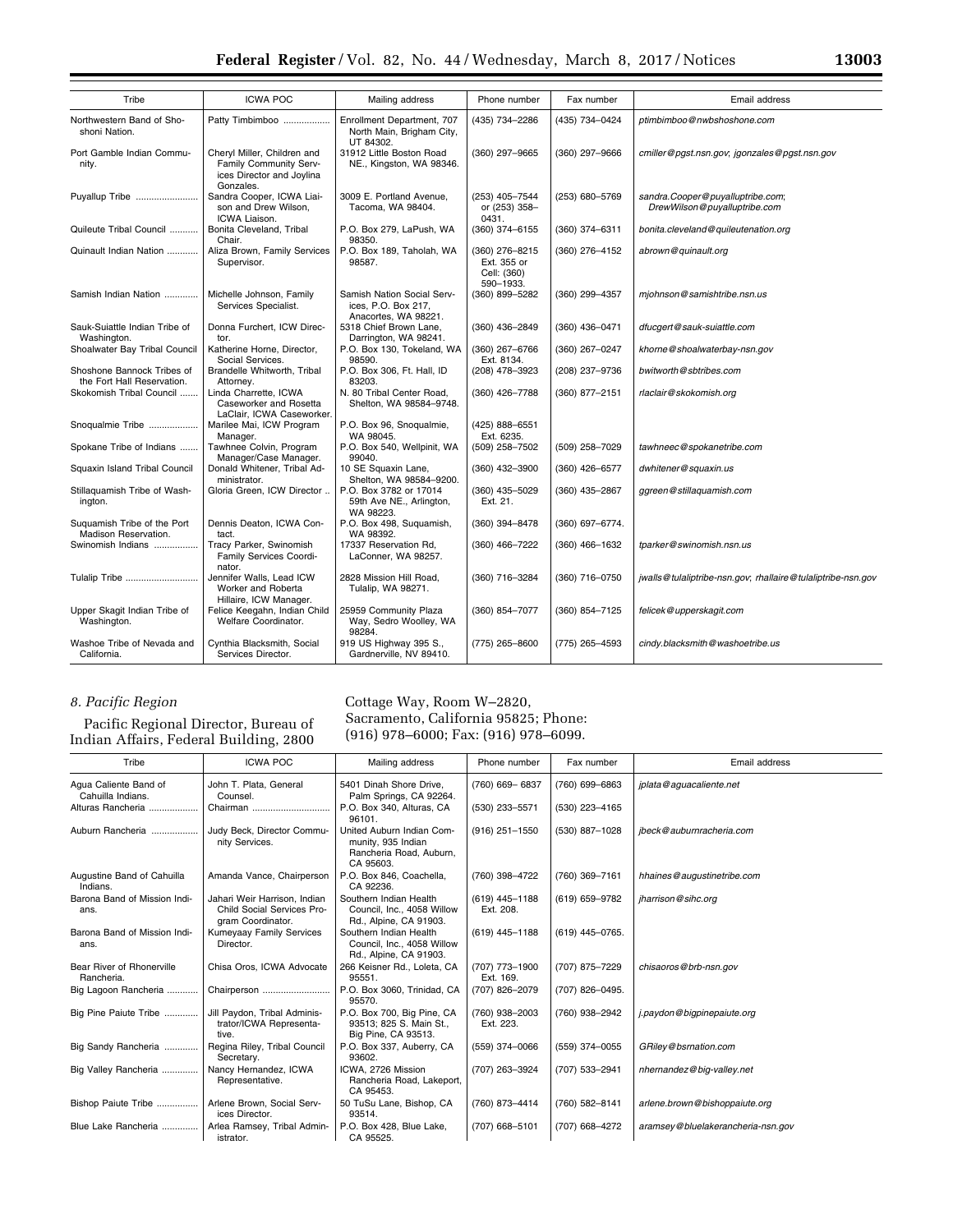| Tribe | ICWA POC | Mailing address | Phone number | Fax number | Email address |
|---|---|---|---|---|---|
| Northwestern Band of Shoshoni Nation. | Patty Timbimboo | Enrollment Department, 707 North Main, Brigham City, UT 84302. | (435) 734–2286 | (435) 734–0424 | ptimbimboo@nwbshoshone.com |
| Port Gamble Indian Community. | Cheryl Miller, Children and Family Community Services Director and Joylina Gonzales. | 31912 Little Boston Road NE., Kingston, WA 98346. | (360) 297–9665 | (360) 297–9666 | cmiller@pgst.nsn.gov; jgonzales@pgst.nsn.gov |
| Puyallup Tribe | Sandra Cooper, ICWA Liaison and Drew Wilson, ICWA Liaison. | 3009 E. Portland Avenue, Tacoma, WA 98404. | (253) 405–7544 or (253) 358–0431. | (253) 680–5769 | sandra.Cooper@puyalluptribe.com; DrewWilson@puyalluptribe.com |
| Quileute Tribal Council | Bonita Cleveland, Tribal Chair. | P.O. Box 279, LaPush, WA 98350. | (360) 374–6155 | (360) 374–6311 | bonita.cleveland@quileutenation.org |
| Quinault Indian Nation | Aliza Brown, Family Services Supervisor. | P.O. Box 189, Taholah, WA 98587. | (360) 276–8215 Ext. 355 or Cell: (360) 590–1933. | (360) 276–4152 | abrown@quinault.org |
| Samish Indian Nation | Michelle Johnson, Family Services Specialist. | Samish Nation Social Services, P.O. Box 217, Anacortes, WA 98221. | (360) 899–5282 | (360) 299–4357 | mjohnson@samishtribe.nsn.us |
| Sauk-Suiattle Indian Tribe of Washington. | Donna Furchert, ICW Director. | 5318 Chief Brown Lane, Darrington, WA 98241. | (360) 436–2849 | (360) 436–0471 | dfucgert@sauk-suiattle.com |
| Shoalwater Bay Tribal Council | Katherine Horne, Director, Social Services. | P.O. Box 130, Tokeland, WA 98590. | (360) 267–6766 Ext. 8134. | (360) 267–0247 | khorne@shoalwaterbay-nsn.gov |
| Shoshone Bannock Tribes of the Fort Hall Reservation. | Brandelle Whitworth, Tribal Attorney. | P.O. Box 306, Ft. Hall, ID 83203. | (208) 478–3923 | (208) 237–9736 | bwitworth@sbtribes.com |
| Skokomish Tribal Council | Linda Charrette, ICWA Caseworker and Rosetta LaClair, ICWA Caseworker. | N. 80 Tribal Center Road, Shelton, WA 98584–9748. | (360) 426–7788 | (360) 877–2151 | rlaclair@skokomish.org |
| Snoqualmie Tribe | Marilee Mai, ICW Program Manager. | P.O. Box 96, Snoqualmie, WA 98045. | (425) 888–6551 Ext. 6235. | | |
| Spokane Tribe of Indians | Tawhnee Colvin, Program Manager/Case Manager. | P.O. Box 540, Wellpinit, WA 99040. | (509) 258–7502 | (509) 258–7029 | tawhneec@spokanetribe.com |
| Squaxin Island Tribal Council | Donald Whitener, Tribal Administrator. | 10 SE Squaxin Lane, Shelton, WA 98584–9200. | (360) 432–3900 | (360) 426–6577 | dwhitener@squaxin.us |
| Stillaquamish Tribe of Washington. | Gloria Green, ICW Director | P.O. Box 3782 or 17014 59th Ave NE., Arlington, WA 98223. | (360) 435–5029 Ext. 21. | (360) 435–2867 | ggreen@stillaquamish.com |
| Suquamish Tribe of the Port Madison Reservation. | Dennis Deaton, ICWA Contact. | P.O. Box 498, Suquamish, WA 98392. | (360) 394–8478 | (360) 697–6774. | |
| Swinomish Indians | Tracy Parker, Swinomish Family Services Coordinator. | 17337 Reservation Rd, LaConner, WA 98257. | (360) 466–7222 | (360) 466–1632 | tparker@swinomish.nsn.us |
| Tulalip Tribe | Jennifer Walls, Lead ICW Worker and Roberta Hillaire, ICW Manager. | 2828 Mission Hill Road, Tulalip, WA 98271. | (360) 716–3284 | (360) 716–0750 | jwalls@tulaliptribe-nsn.gov; rhallaire@tulaliptribe-nsn.gov |
| Upper Skagit Indian Tribe of Washington. | Felice Keegahn, Indian Child Welfare Coordinator. | 25959 Community Plaza Way, Sedro Woolley, WA 98284. | (360) 854–7077 | (360) 854–7125 | felicek@upperskagit.com |
| Washoe Tribe of Nevada and California. | Cynthia Blacksmith, Social Services Director. | 919 US Highway 395 S., Gardnerville, NV 89410. | (775) 265–8600 | (775) 265–4593 | cindy.blacksmith@washoetribe.us |

## *8. Pacific Region*

Pacific Regional Director, Bureau of Indian Affairs, Federal Building, 2800 Cottage Way, Room W–2820, Sacramento, California 95825; Phone: (916) 978–6000; Fax: (916) 978–6099.

| Tribe | ICWA POC | Mailing address | Phone number | Fax number | Email address |
|---|---|---|---|---|---|
| Agua Caliente Band of Cahuilla Indians. | John T. Plata, General Counsel. | 5401 Dinah Shore Drive, Palm Springs, CA 92264. | (760) 669– 6837 | (760) 699–6863 | jplata@aguacaliente.net |
| Alturas Rancheria | Chairman | P.O. Box 340, Alturas, CA 96101. | (530) 233–5571 | (530) 223–4165 | |
| Auburn Rancheria | Judy Beck, Director Community Services. | United Auburn Indian Community, 935 Indian Rancheria Road, Auburn, CA 95603. | (916) 251–1550 | (530) 887–1028 | jbeck@auburnracheria.com |
| Augustine Band of Cahuilla Indians. | Amanda Vance, Chairperson | P.O. Box 846, Coachella, CA 92236. | (760) 398–4722 | (760) 369–7161 | hhaines@augustinetribe.com |
| Barona Band of Mission Indians. | Jahari Weir Harrison, Indian Child Social Services Program Coordinator. | Southern Indian Health Council, Inc., 4058 Willow Rd., Alpine, CA 91903. | (619) 445–1188 Ext. 208. | (619) 659–9782 | jharrison@sihc.org |
| Barona Band of Mission Indians. | Kumeyaay Family Services Director. | Southern Indian Health Council, Inc., 4058 Willow Rd., Alpine, CA 91903. | (619) 445–1188 | (619) 445–0765. | |
| Bear River of Rhonerville Rancheria. | Chisa Oros, ICWA Advocate | 266 Keisner Rd., Loleta, CA 95551. | (707) 773–1900 Ext. 169. | (707) 875–7229 | chisaoros@brb-nsn.gov |
| Big Lagoon Rancheria | Chairperson | P.O. Box 3060, Trinidad, CA 95570. | (707) 826–2079 | (707) 826–0495. | |
| Big Pine Paiute Tribe | Jill Paydon, Tribal Administrator/ICWA Representative. | P.O. Box 700, Big Pine, CA 93513; 825 S. Main St., Big Pine, CA 93513. | (760) 938–2003 Ext. 223. | (760) 938–2942 | j.paydon@bigpinepaiute.org |
| Big Sandy Rancheria | Regina Riley, Tribal Council Secretary. | P.O. Box 337, Auberry, CA 93602. | (559) 374–0066 | (559) 374–0055 | GRiley@bsrnation.com |
| Big Valley Rancheria | Nancy Hernandez, ICWA Representative. | ICWA, 2726 Mission Rancheria Road, Lakeport, CA 95453. | (707) 263–3924 | (707) 533–2941 | nhernandez@big-valley.net |
| Bishop Paiute Tribe | Arlene Brown, Social Services Director. | 50 TuSu Lane, Bishop, CA 93514. | (760) 873–4414 | (760) 582–8141 | arlene.brown@bishoppaiute.org |
| Blue Lake Rancheria | Arlea Ramsey, Tribal Administrator. | P.O. Box 428, Blue Lake, CA 95525. | (707) 668–5101 | (707) 668–4272 | aramsey@bluelakerancheria-nsn.gov |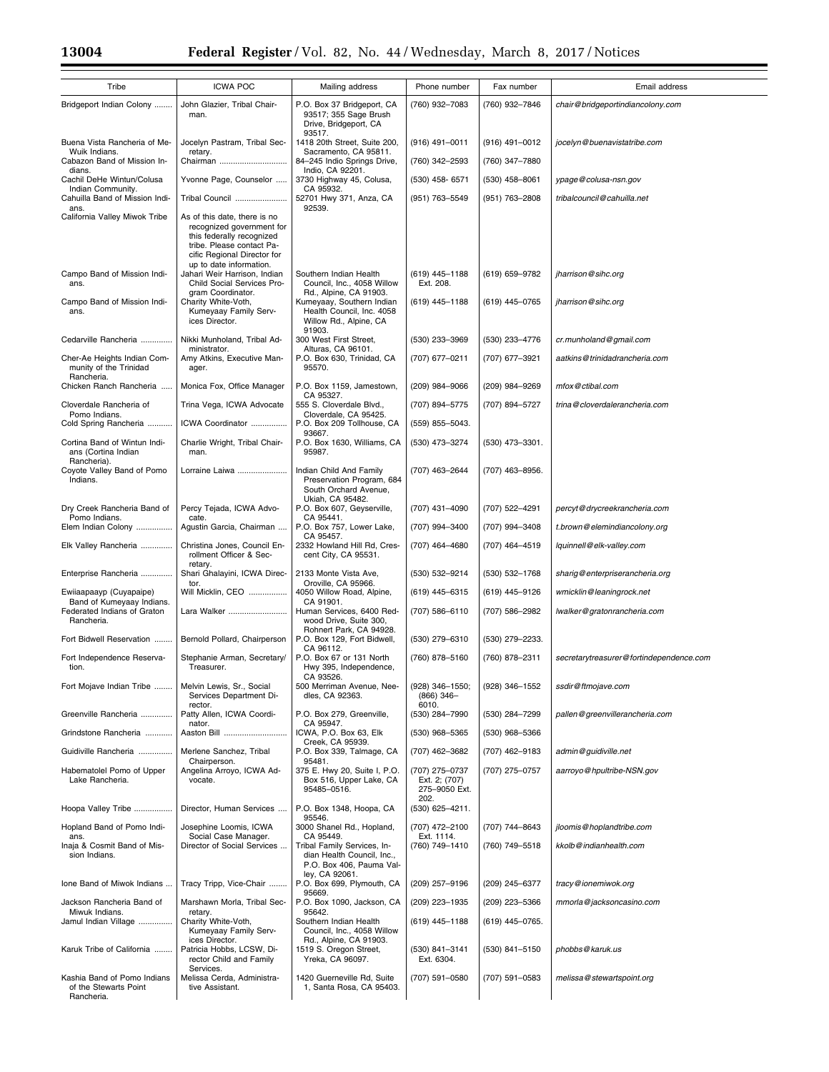| Tribe | ICWA POC | Mailing address | Phone number | Fax number | Email address |
|---|---|---|---|---|---|
| Bridgeport Indian Colony | John Glazier, Tribal Chairman. | P.O. Box 37 Bridgeport, CA 93517; 355 Sage Brush Drive, Bridgeport, CA 93517. | (760) 932–7083 | (760) 932–7846 | chair@bridgeportindiancolony.com |
| Buena Vista Rancheria of Me-Wuik Indians. | Jocelyn Pastram, Tribal Secretary. | 1418 20th Street, Suite 200, Sacramento, CA 95811. | (916) 491–0011 | (916) 491–0012 | jocelyn@buenavistatribe.com |
| Cabazon Band of Mission Indians. | Chairman | 84–245 Indio Springs Drive, Indio, CA 92201. | (760) 342–2593 | (760) 347–7880 | |
| Cachil DeHe Wintun/Colusa Indian Community. | Yvonne Page, Counselor | 3730 Highway 45, Colusa, CA 95932. | (530) 458- 6571 | (530) 458–8061 | ypage@colusa-nsn.gov |
| Cahuilla Band of Mission Indians. | Tribal Council | 52701 Hwy 371, Anza, CA 92539. | (951) 763–5549 | (951) 763–2808 | tribalcouncil@cahuilla.net |
| California Valley Miwok Tribe | As of this date, there is no recognized government for this federally recognized tribe. Please contact Pacific Regional Director for up to date information. | | | | |
| Campo Band of Mission Indians. | Jahari Weir Harrison, Indian Child Social Services Program Coordinator. | Southern Indian Health Council, Inc., 4058 Willow Rd., Alpine, CA 91903. | (619) 445–1188 Ext. 208. | (619) 659–9782 | jharrison@sihc.org |
| Campo Band of Mission Indians. | Charity White-Voth, Kumeyaay Family Services Director. | Kumeyaay, Southern Indian Health Council, Inc. 4058 Willow Rd., Alpine, CA 91903. | (619) 445–1188 | (619) 445–0765 | jharrison@sihc.org |
| Cedarville Rancheria | Nikki Munholand, Tribal Administrator. | 300 West First Street, Alturas, CA 96101. | (530) 233–3969 | (530) 233–4776 | cr.munholand@gmail.com |
| Cher-Ae Heights Indian Community of the Trinidad Rancheria. | Amy Atkins, Executive Manager. | P.O. Box 630, Trinidad, CA 95570. | (707) 677–0211 | (707) 677–3921 | aatkins@trinidadrancheria.com |
| Chicken Ranch Rancheria | Monica Fox, Office Manager | P.O. Box 1159, Jamestown, CA 95327. | (209) 984–9066 | (209) 984–9269 | mfox@ctibal.com |
| Cloverdale Rancheria of Pomo Indians. | Trina Vega, ICWA Advocate | 555 S. Cloverdale Blvd., Cloverdale, CA 95425. | (707) 894–5775 | (707) 894–5727 | trina@cloverdalerancheria.com |
| Cold Spring Rancheria | ICWA Coordinator | P.O. Box 209 Tollhouse, CA 93667. | (559) 855–5043. | | |
| Cortina Band of Wintun Indians (Cortina Indian Rancheria). | Charlie Wright, Tribal Chairman. | P.O. Box 1630, Williams, CA 95987. | (530) 473–3274 | (530) 473–3301. | |
| Coyote Valley Band of Pomo Indians. | Lorraine Laiwa | Indian Child And Family Preservation Program, 684 South Orchard Avenue, Ukiah, CA 95482. | (707) 463–2644 | (707) 463–8956. | |
| Dry Creek Rancheria Band of Pomo Indians. | Percy Tejada, ICWA Advocate. | P.O. Box 607, Geyserville, CA 95441. | (707) 431–4090 | (707) 522–4291 | percyt@drycreekrancheria.com |
| Elem Indian Colony | Agustin Garcia, Chairman | P.O. Box 757, Lower Lake, CA 95457. | (707) 994–3400 | (707) 994–3408 | t.brown@elemindiancolony.org |
| Elk Valley Rancheria | Christina Jones, Council Enrollment Officer & Secretary. | 2332 Howland Hill Rd, Crescent City, CA 95531. | (707) 464–4680 | (707) 464–4519 | lquinnell@elk-valley.com |
| Enterprise Rancheria | Shari Ghalayini, ICWA Director. | 2133 Monte Vista Ave, Oroville, CA 95966. | (530) 532–9214 | (530) 532–1768 | sharig@enterpriserancheria.org |
| Ewiiaapaayp (Cuyapaipe) Band of Kumeyaay Indians. | Will Micklin, CEO | 4050 Willow Road, Alpine, CA 91901. | (619) 445–6315 | (619) 445–9126 | wmicklin@leaningrock.net |
| Federated Indians of Graton Rancheria. | Lara Walker | Human Services, 6400 Redwood Drive, Suite 300, Rohnert Park, CA 94928. | (707) 586–6110 | (707) 586–2982 | lwalker@gratonrancheria.com |
| Fort Bidwell Reservation | Bernold Pollard, Chairperson | P.O. Box 129, Fort Bidwell, CA 96112. | (530) 279–6310 | (530) 279–2233. | |
| Fort Independence Reservation. | Stephanie Arman, Secretary/Treasurer. | P.O. Box 67 or 131 North Hwy 395, Independence, CA 93526. | (760) 878–5160 | (760) 878–2311 | secretarytreasurer@fortindependence.com |
| Fort Mojave Indian Tribe | Melvin Lewis, Sr., Social Services Department Director. | 500 Merriman Avenue, Needles, CA 92363. | (928) 346–1550; (866) 346–6010. | (928) 346–1552 | ssdir@ftmojave.com |
| Greenville Rancheria | Patty Allen, ICWA Coordinator. | P.O. Box 279, Greenville, CA 95947. | (530) 284–7990 | (530) 284–7299 | pallen@greenvillerancheria.com |
| Grindstone Rancheria | Aaston Bill | ICWA, P.O. Box 63, Elk Creek, CA 95939. | (530) 968–5365 | (530) 968–5366 | |
| Guidiville Rancheria | Merlene Sanchez, Tribal Chairperson. | P.O. Box 339, Talmage, CA 95481. | (707) 462–3682 | (707) 462–9183 | admin@guidiville.net |
| Habematolel Pomo of Upper Lake Rancheria. | Angelina Arroyo, ICWA Advocate. | 375 E. Hwy 20, Suite I, P.O. Box 516, Upper Lake, CA 95485–0516. | (707) 275–0737 Ext. 2; (707) 275–9050 Ext. 202. | (707) 275–0757 | aarroyo@hpultribe-NSN.gov |
| Hoopa Valley Tribe | Director, Human Services | P.O. Box 1348, Hoopa, CA 95546. | (530) 625–4211. | | |
| Hopland Band of Pomo Indians. | Josephine Loomis, ICWA Social Case Manager. | 3000 Shanel Rd., Hopland, CA 95449. | (707) 472–2100 Ext. 1114. | (707) 744–8643 | jloomis@hoplandtribe.com |
| Inaja & Cosmit Band of Mission Indians. | Director of Social Services | Tribal Family Services, Indian Health Council, Inc., P.O. Box 406, Pauma Valley, CA 92061. | (760) 749–1410 | (760) 749–5518 | kkolb@indianhealth.com |
| Ione Band of Miwok Indians | Tracy Tripp, Vice-Chair | P.O. Box 699, Plymouth, CA 95669. | (209) 257–9196 | (209) 245–6377 | tracy@ionemiwok.org |
| Jackson Rancheria Band of Miwuk Indians. | Marshawn Morla, Tribal Secretary. | P.O. Box 1090, Jackson, CA 95642. | (209) 223–1935 | (209) 223–5366 | mmorla@jacksoncasino.com |
| Jamul Indian Village | Charity White-Voth, Kumeyaay Family Services Director. | Southern Indian Health Council, Inc., 4058 Willow Rd., Alpine, CA 91903. | (619) 445–1188 | (619) 445–0765. | |
| Karuk Tribe of California | Patricia Hobbs, LCSW, Director Child and Family Services. | 1519 S. Oregon Street, Yreka, CA 96097. | (530) 841–3141 Ext. 6304. | (530) 841–5150 | phobbs@karuk.us |
| Kashia Band of Pomo Indians of the Stewarts Point Rancheria. | Melissa Cerda, Administrative Assistant. | 1420 Guerneville Rd, Suite 1, Santa Rosa, CA 95403. | (707) 591–0580 | (707) 591–0583 | melissa@stewartspoint.org |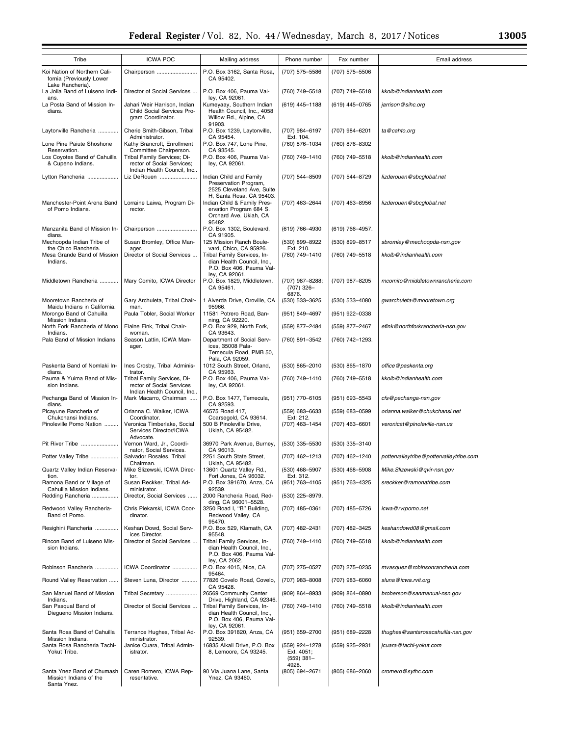| Tribe | ICWA POC | Mailing address | Phone number | Fax number | Email address |
|---|---|---|---|---|---|
| Koi Nation of Northern California (Previously Lower Lake Rancheria). | Chairperson | P.O. Box 3162, Santa Rosa, CA 95402. | (707) 575–5586 | (707) 575–5506 | |
| La Jolla Band of Luiseno Indians. | Director of Social Services | P.O. Box 406, Pauma Valley, CA 92061. | (760) 749–5518 | (707) 749–5518 | kkolb@indianhealth.com |
| La Posta Band of Mission Indians. | Jahari Weir Harrison, Indian Child Social Services Program Coordinator. | Kumeyaay, Southern Indian Health Council, Inc., 4058 Willow Rd., Alpine, CA 91903. | (619) 445–1188 | (619) 445–0765 | jarrison@sihc.org |
| Laytonville Rancheria | Cherie Smith-Gibson, Tribal Administrator. | P.O. Box 1239, Laytonville, CA 95454. | (707) 984–6197 Ext. 104. | (707) 984–6201 | ta@cahto.org |
| Lone Pine Paiute Shoshone Reservation. | Kathy Brancroft, Enrollment Committee Chairperson. | P.O. Box 747, Lone Pine, CA 93545. | (760) 876–1034 | (760) 876–8302 | |
| Los Coyotes Band of Cahuilla & Cupeno Indians. | Tribal Family Services; Director of Social Services; Indian Health Council, Inc.. | P.O. Box 406, Pauma Valley, CA 92061. | (760) 749–1410 | (760) 749–5518 | kkolb@indianhealth.com |
| Lytton Rancheria | Liz DeRouen | Indian Child and Family Preservation Program, 2525 Cleveland Ave, Suite H, Santa Rosa, CA 95403. | (707) 544–8509 | (707) 544–8729 | lizderouen@sbcglobal.net |
| Manchester-Point Arena Band of Pomo Indians. | Lorraine Laiwa, Program Director. | Indian Child & Family Preservation Program 684 S. Orchard Ave. Ukiah, CA 95482. | (707) 463–2644 | (707) 463–8956 | lizderouen@sbcglobal.net |
| Manzanita Band of Mission Indians. | Chairperson | P.O. Box 1302, Boulevard, CA 91905. | (619) 766–4930 | (619) 766–4957. | |
| Mechoopda Indian Tribe of the Chico Rancheria. | Susan Bromley, Office Manager. | 125 Mission Ranch Boulevard, Chico, CA 95926. | (530) 899–8922 Ext. 210. | (530) 899–8517 | sbromley@mechoopda-nsn.gov |
| Mesa Grande Band of Mission Indians. | Director of Social Services | Tribal Family Services, Indian Health Council, Inc., P.O. Box 406, Pauma Valley, CA 92061. | (760) 749–1410 | (760) 749–5518 | kkolb@indianhealth.com |
| Middletown Rancheria | Mary Comito, ICWA Director | P.O. Box 1829, Middletown, CA 95461. | (707) 987–8288; (707) 326–6876. | (707) 987–8205 | mcomito@middletownrancheria.com |
| Mooretown Rancheria of Maidu Indians in California. | Gary Archuleta, Tribal Chairman. | 1 Alverda Drive, Oroville, CA 95966. | (530) 533–3625 | (530) 533–4080 | gwarchuleta@mooretown.org |
| Morongo Band of Cahuilla Mission Indians. | Paula Tobler, Social Worker | 11581 Potrero Road, Banning, CA 92220. | (951) 849–4697 | (951) 922–0338 | |
| North Fork Rancheria of Mono Indians. | Elaine Fink, Tribal Chairwoman. | P.O. Box 929, North Fork, CA 93643. | (559) 877–2484 | (559) 877–2467 | efink@northforkrancheria-nsn.gov |
| Pala Band of Mission Indians | Season Lattin, ICWA Manager. | Department of Social Services, 35008 Pala-Temecula Road, PMB 50, Pala, CA 92059. | (760) 891–3542 | (760) 742–1293. | |
| Paskenta Band of Nomlaki Indians. | Ines Crosby, Tribal Administrator. | 1012 South Street, Orland, CA 95963. | (530) 865–2010 | (530) 865–1870 | office@paskenta.org |
| Pauma & Yuima Band of Mission Indians. | Tribal Family Services, Director of Social Services Indian Health Council, Inc.. | P.O. Box 406, Pauma Valley, CA 92061. | (760) 749–1410 | (760) 749–5518 | kkolb@indianhealth.com |
| Pechanga Band of Mission Indians. | Mark Macarro, Chairman | P.O. Box 1477, Temecula, CA 92593. | (951) 770–6105 | (951) 693–5543 | cfs@pechanga-nsn.gov |
| Picayune Rancheria of Chukchansi Indians. | Orianna C. Walker, ICWA Coordinator. | 46575 Road 417, Coarsegold, CA 93614. | (559) 683–6633 Ext: 212. | (559) 683–0599 | orianna.walker@chukchansi.net |
| Pinoleville Pomo Nation | Veronica Timberlake, Social Services Director/ICWA Advocate. | 500 B Pinoleville Drive, Ukiah, CA 95482. | (707) 463–1454 | (707) 463–6601 | veronicat@pinoleville-nsn.us |
| Pit River Tribe | Vernon Ward, Jr., Coordinator, Social Services. | 36970 Park Avenue, Burney, CA 96013. | (530) 335–5530 | (530) 335–3140 | |
| Potter Valley Tribe | Salvador Rosales, Tribal Chairman. | 2251 South State Street, Ukiah, CA 95482. | (707) 462–1213 | (707) 462–1240 | pottervalleytribe@pottervalleytribe.com |
| Quartz Valley Indian Reservation. | Mike Slizewski, ICWA Director. | 13601 Quartz Valley Rd., Fort Jones, CA 96032. | (530) 468–5907 Ext. 312. | (530) 468–5908 | Mike.Slizewski@qvir-nsn.gov |
| Ramona Band or Village of Cahuilla Mission Indians. | Susan Reckker, Tribal Administrator. | P.O. Box 391670, Anza, CA 92539. | (951) 763–4105 | (951) 763–4325 | sreckker@ramonatribe.com |
| Redding Rancheria | Director, Social Services | 2000 Rancheria Road, Redding, CA 96001–5528. | (530) 225–8979. | | |
| Redwood Valley Rancheria-Band of Pomo. | Chris Piekarski, ICWA Coordinator. | 3250 Road I, "B" Building, Redwood Valley, CA 95470. | (707) 485–0361 | (707) 485–5726 | icwa@rvrpomo.net |
| Resighini Rancheria | Keshan Dowd, Social Services Director. | P.O. Box 529, Klamath, CA 95548. | (707) 482–2431 | (707) 482–3425 | keshandowd08@gmail.com |
| Rincon Band of Luiseno Mission Indians. | Director of Social Services | Tribal Family Services, Indian Health Council, Inc., P.O. Box 406, Pauma Valley, CA 2062. | (760) 749–1410 | (760) 749–5518 | kkolb@indianhealth.com |
| Robinson Rancheria | ICWA Coordinator | P.O. Box 4015, Nice, CA 95464. | (707) 275–0527 | (707) 275–0235 | mvasquez@robinsonrancheria.com |
| Round Valley Reservation | Steven Luna, Director | 77826 Covelo Road, Covelo, CA 95428. | (707) 983–8008 | (707) 983–6060 | sluna@icwa.rvit.org |
| San Manuel Band of Mission Indians. | Tribal Secretary | 26569 Community Center Drive, Highland, CA 92346. | (909) 864–8933 | (909) 864–0890 | broberson@sanmanual-nsn.gov |
| San Pasqual Band of Diegueno Mission Indians. | Director of Social Services | Tribal Family Services, Indian Health Council, Inc., P.O. Box 406, Pauma Valley, CA 92061. | (760) 749–1410 | (760) 749–5518 | kkolb@indianhealth.com |
| Santa Rosa Band of Cahuilla Mission Indians. | Terrance Hughes, Tribal Administrator. | P.O. Box 391820, Anza, CA 92539. | (951) 659–2700 | (951) 689–2228 | thughes@santarosacahuilla-nsn.gov |
| Santa Rosa Rancheria Tachi-Yokut Tribe. | Janice Cuara, Tribal Administrator. | 16835 Alkali Drive, P.O. Box 8, Lemoore, CA 93245. | (559) 924–1278 Ext. 4051; (559) 381–4928. | (559) 925–2931 | jcuara@tachi-yokut.com |
| Santa Ynez Band of Chumash Mission Indians of the Santa Ynez. | Caren Romero, ICWA Representative. | 90 Via Juana Lane, Santa Ynez, CA 93460. | (805) 694–2671 | (805) 686–2060 | cromero@sythc.com |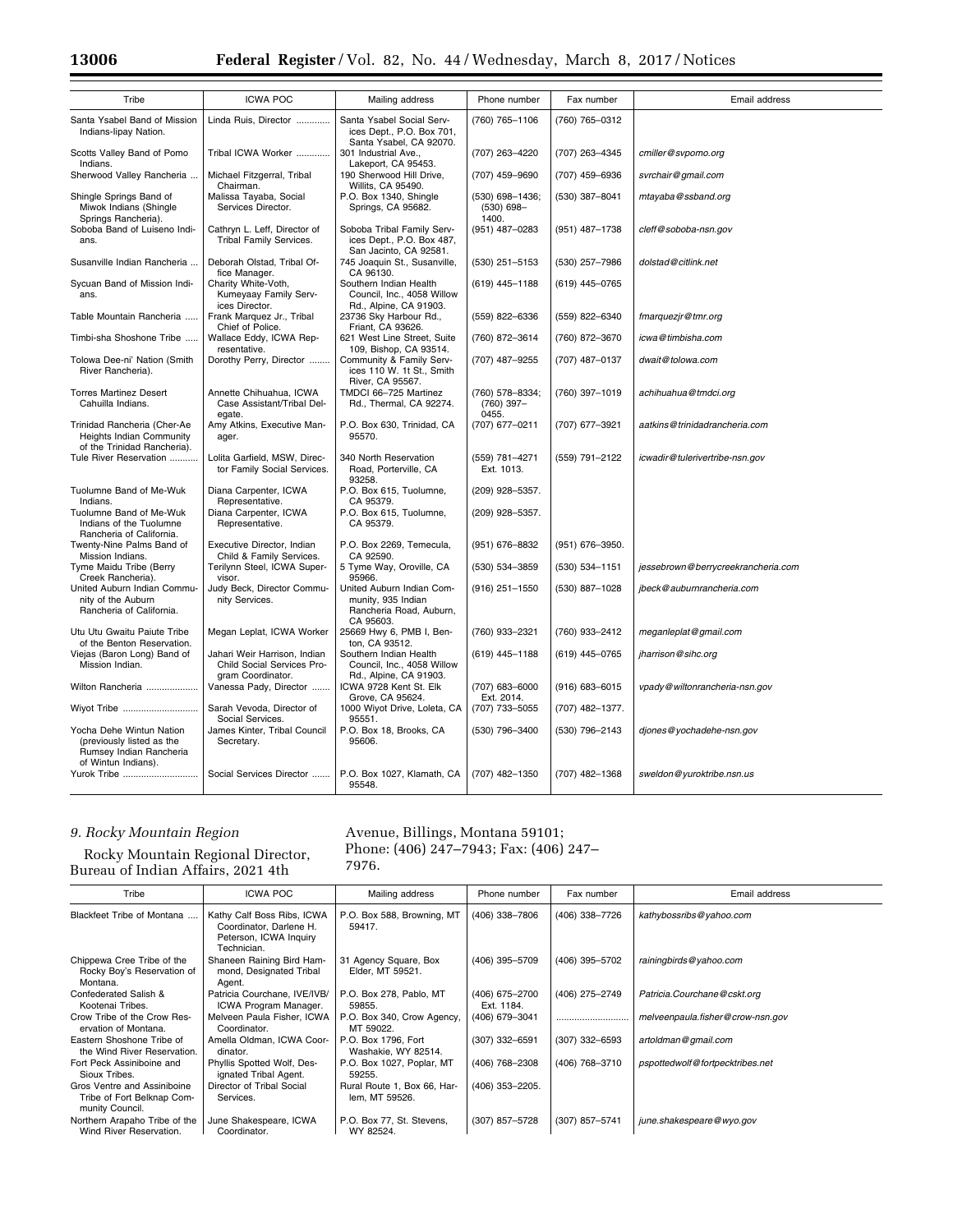| Tribe | ICWA POC | Mailing address | Phone number | Fax number | Email address |
|---|---|---|---|---|---|
| Santa Ysabel Band of Mission Indians-lipay Nation. | Linda Ruis, Director ............. | Santa Ysabel Social Services Dept., P.O. Box 701, Santa Ysabel, CA 92070. | (760) 765–1106 | (760) 765–0312 | |
| Scotts Valley Band of Pomo Indians. | Tribal ICWA Worker ............. | 301 Industrial Ave., Lakeport, CA 95453. | (707) 263–4220 | (707) 263–4345 | cmiller@svpomo.org |
| Sherwood Valley Rancheria ... | Michael Fitzgerral, Tribal Chairman. | 190 Sherwood Hill Drive, Willits, CA 95490. | (707) 459–9690 | (707) 459–6936 | svrchair@gmail.com |
| Shingle Springs Band of Miwok Indians (Shingle Springs Rancheria). | Malissa Tayaba, Social Services Director. | P.O. Box 1340, Shingle Springs, CA 95682. | (530) 698–1436; (530) 698–1400. | (530) 387–8041 | mtayaba@ssband.org |
| Soboba Band of Luiseno Indians. | Cathryn L. Leff, Director of Tribal Family Services. | Soboba Tribal Family Services Dept., P.O. Box 487, San Jacinto, CA 92581. | (951) 487–0283 | (951) 487–1738 | cleff@soboba-nsn.gov |
| Susanville Indian Rancheria ... | Deborah Olstad, Tribal Office Manager. | 745 Joaquin St., Susanville, CA 96130. | (530) 251–5153 | (530) 257–7986 | dolstad@citlink.net |
| Sycuan Band of Mission Indians. | Charity White-Voth, Kumeyaay Family Services Director. | Southern Indian Health Council, Inc., 4058 Willow Rd., Alpine, CA 91903. | (619) 445–1188 | (619) 445–0765 | |
| Table Mountain Rancheria ..... | Frank Marquez Jr., Tribal Chief of Police. | 23736 Sky Harbour Rd., Friant, CA 93626. | (559) 822–6336 | (559) 822–6340 | fmarquezjr@tmr.org |
| Timbi-sha Shoshone Tribe ..... | Wallace Eddy, ICWA Representative. | 621 West Line Street, Suite 109, Bishop, CA 93514. | (760) 872–3614 | (760) 872–3670 | icwa@timbisha.com |
| Tolowa Dee-ni' Nation (Smith River Rancheria). | Dorothy Perry, Director ........ | Community & Family Services 110 W. 1t St., Smith River, CA 95567. | (707) 487–9255 | (707) 487–0137 | dwait@tolowa.com |
| Torres Martinez Desert Cahuilla Indians. | Annette Chihuahua, ICWA Case Assistant/Tribal Delegate. | TMDCI 66–725 Martinez Rd., Thermal, CA 92274. | (760) 578–8334; (760) 397–0455. | (760) 397–1019 | achihuahua@tmdci.org |
| Trinidad Rancheria (Cher-Ae Heights Indian Community of the Trinidad Rancheria). | Amy Atkins, Executive Manager. | P.O. Box 630, Trinidad, CA 95570. | (707) 677–0211 | (707) 677–3921 | aatkins@trinidadrancheria.com |
| Tule River Reservation ........... | Lolita Garfield, MSW, Director Family Social Services. | 340 North Reservation Road, Porterville, CA 93258. | (559) 781–4271 Ext. 1013. | (559) 791–2122 | icwadir@tulerivertribe-nsn.gov |
| Tuolumne Band of Me-Wuk Indians. | Diana Carpenter, ICWA Representative. | P.O. Box 615, Tuolumne, CA 95379. | (209) 928–5357. | | |
| Tuolumne Band of Me-Wuk Indians of the Tuolumne Rancheria of California. | Diana Carpenter, ICWA Representative. | P.O. Box 615, Tuolumne, CA 95379. | (209) 928–5357. | | |
| Twenty-Nine Palms Band of Mission Indians. | Executive Director, Indian Child & Family Services. | P.O. Box 2269, Temecula, CA 92590. | (951) 676–8832 | (951) 676–3950. | |
| Tyme Maidu Tribe (Berry Creek Rancheria). | Terilynn Steel, ICWA Supervisor. | 5 Tyme Way, Oroville, CA 95966. | (530) 534–3859 | (530) 534–1151 | jessebrown@berrycreekrancheria.com |
| United Auburn Indian Community of the Auburn Rancheria of California. | Judy Beck, Director Community Services. | United Auburn Indian Community, 935 Indian Rancheria Road, Auburn, CA 95603. | (916) 251–1550 | (530) 887–1028 | jbeck@auburnrancheria.com |
| Utu Utu Gwaitu Paiute Tribe of the Benton Reservation. | Megan Leplat, ICWA Worker | 25669 Hwy 6, PMB I, Benton, CA 93512. | (760) 933–2321 | (760) 933–2412 | meganleplat@gmail.com |
| Viejas (Baron Long) Band of Mission Indian. | Jahari Weir Harrison, Indian Child Social Services Program Coordinator. | Southern Indian Health Council, Inc., 4058 Willow Rd., Alpine, CA 91903. | (619) 445–1188 | (619) 445–0765 | jharrison@sihc.org |
| Wilton Rancheria .................... | Vanessa Pady, Director ....... | ICWA 9728 Kent St. Elk Grove, CA 95624. | (707) 683–6000 Ext. 2014. | (916) 683–6015 | vpady@wiltonrancheria-nsn.gov |
| Wiyot Tribe ............................ | Sarah Vevoda, Director of Social Services. | 1000 Wiyot Drive, Loleta, CA 95551. | (707) 733–5055 | (707) 482–1377. | |
| Yocha Dehe Wintun Nation (previously listed as the Rumsey Indian Rancheria of Wintun Indians). | James Kinter, Tribal Council Secretary. | P.O. Box 18, Brooks, CA 95606. | (530) 796–3400 | (530) 796–2143 | djones@yochadehe-nsn.gov |
| Yurok Tribe ............................ | Social Services Director ....... | P.O. Box 1027, Klamath, CA 95548. | (707) 482–1350 | (707) 482–1368 | sweldon@yuroktribe.nsn.us |

## *9. Rocky Mountain Region*

Rocky Mountain Regional Director, Bureau of Indian Affairs, 2021 4th Avenue, Billings, Montana 59101; Phone: (406) 247–7943; Fax: (406) 247–7976.

| Tribe | ICWA POC | Mailing address | Phone number | Fax number | Email address |
|---|---|---|---|---|---|
| Blackfeet Tribe of Montana .... | Kathy Calf Boss Ribs, ICWA Coordinator, Darlene H. Peterson, ICWA Inquiry Technician. | P.O. Box 588, Browning, MT 59417. | (406) 338–7806 | (406) 338–7726 | kathybossribs@yahoo.com |
| Chippewa Cree Tribe of the Rocky Boy's Reservation of Montana. | Shaneen Raining Bird Hammond, Designated Tribal Agent. | 31 Agency Square, Box Elder, MT 59521. | (406) 395–5709 | (406) 395–5702 | rainingbirds@yahoo.com |
| Confederated Salish & Kootenai Tribes. | Patricia Courchane, IVE/IVB/ICWA Program Manager. | P.O. Box 278, Pablo, MT 59855. | (406) 675–2700 Ext. 1184. | (406) 275–2749 | Patricia.Courchane@cskt.org |
| Crow Tribe of the Crow Reservation of Montana. | Melveen Paula Fisher, ICWA Coordinator. | P.O. Box 340, Crow Agency, MT 59022. | (406) 679–3041 | ............................ | melveenpaula.fisher@crow-nsn.gov |
| Eastern Shoshone Tribe of the Wind River Reservation. | Amella Oldman, ICWA Coordinator. | P.O. Box 1796, Fort Washakie, WY 82514. | (307) 332–6591 | (307) 332–6593 | artoldman@gmail.com |
| Fort Peck Assiniboine and Sioux Tribes. | Phyllis Spotted Wolf, Designated Tribal Agent. | P.O. Box 1027, Poplar, MT 59255. | (406) 768–2308 | (406) 768–3710 | pspottedwolf@fortpecktribes.net |
| Gros Ventre and Assiniboine Tribe of Fort Belknap Community Council. | Director of Tribal Social Services. | Rural Route 1, Box 66, Harlem, MT 59526. | (406) 353–2205. | | |
| Northern Arapaho Tribe of the Wind River Reservation. | June Shakespeare, ICWA Coordinator. | P.O. Box 77, St. Stevens, WY 82524. | (307) 857–5728 | (307) 857–5741 | june.shakespeare@wyo.gov |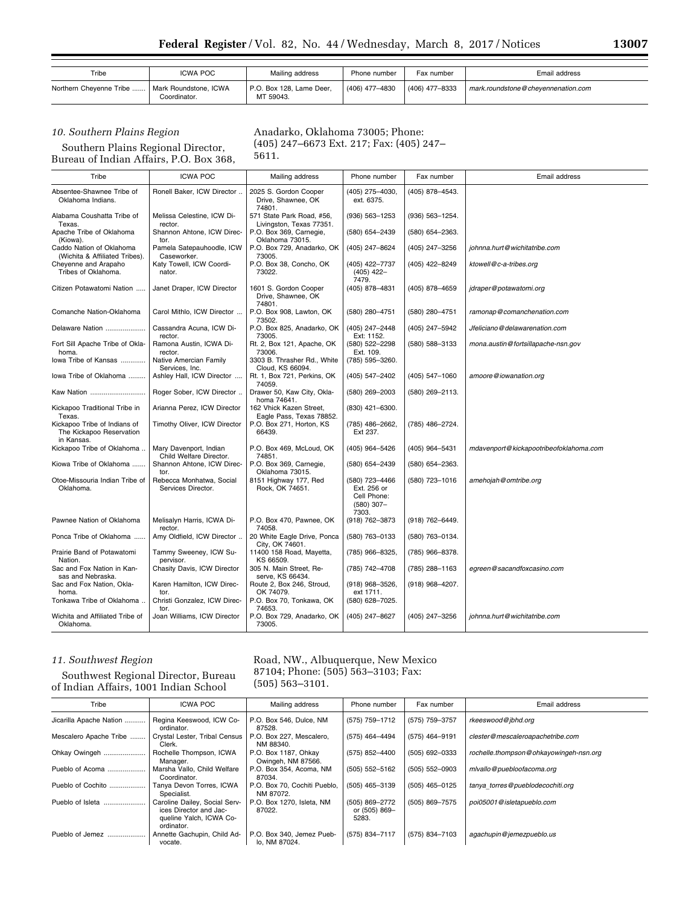| Tribe | ICWA POC | Mailing address | Phone number | Fax number | Email address |
|---|---|---|---|---|---|
| Northern Cheyenne Tribe | Mark Roundstone, ICWA Coordinator. | P.O. Box 128, Lame Deer, MT 59043. | (406) 477–4830 | (406) 477–8333 | mark.roundstone@cheyennenation.com |

### *10. Southern Plains Region*

Southern Plains Regional Director, Bureau of Indian Affairs, P.O. Box 368, Anadarko, Oklahoma 73005; Phone: (405) 247–6673 Ext. 217; Fax: (405) 247–5611.

| Tribe | ICWA POC | Mailing address | Phone number | Fax number | Email address |
|---|---|---|---|---|---|
| Absentee-Shawnee Tribe of Oklahoma Indians. | Ronell Baker, ICW Director | 2025 S. Gordon Cooper Drive, Shawnee, OK 74801. | (405) 275–4030, ext. 6375. | (405) 878–4543. | |
| Alabama Coushatta Tribe of Texas. | Melissa Celestine, ICW Director. | 571 State Park Road, #56, Livingston, Texas 77351. | (936) 563–1253 | (936) 563–1254. | |
| Apache Tribe of Oklahoma (Kiowa). | Shannon Ahtone, ICW Director. | P.O. Box 369, Carnegie, Oklahoma 73015. | (580) 654–2439 | (580) 654–2363. | |
| Caddo Nation of Oklahoma (Wichita & Affiliated Tribes). | Pamela Satepauhoodle, ICW Caseworker. | P.O. Box 729, Anadarko, OK 73005. | (405) 247–8624 | (405) 247–3256 | johnna.hurt@wichitatribe.com |
| Cheyenne and Arapaho Tribes of Oklahoma. | Katy Towell, ICW Coordinator. | P.O. Box 38, Concho, OK 73022. | (405) 422–7737 (405) 422–7479. | (405) 422–8249 | ktowell@c-a-tribes.org |
| Citizen Potawatomi Nation | Janet Draper, ICW Director | 1601 S. Gordon Cooper Drive, Shawnee, OK 74801. | (405) 878–4831 | (405) 878–4659 | jdraper@potawatomi.org |
| Comanche Nation-Oklahoma | Carol Mithlo, ICW Director | P.O. Box 908, Lawton, OK 73502. | (580) 280–4751 | (580) 280–4751 | ramonap@comanchenation.com |
| Delaware Nation | Cassandra Acuna, ICW Director. | P.O. Box 825, Anadarko, OK 73005. | (405) 247–2448 Ext: 1152. | (405) 247–5942 | Jfeliciano@delawarenation.com |
| Fort Sill Apache Tribe of Oklahoma. | Ramona Austin, ICWA Director. | Rt. 2, Box 121, Apache, OK 73006. | (580) 522–2298 Ext. 109. | (580) 588–3133 | mona.austin@fortsillapache-nsn.gov |
| Iowa Tribe of Kansas | Native Amercian Family Services, Inc. | 3303 B. Thrasher Rd., White Cloud, KS 66094. | (785) 595–3260. | | |
| Iowa Tribe of Oklahoma | Ashley Hall, ICW Director | Rt. 1, Box 721, Perkins, OK 74059. | (405) 547–2402 | (405) 547–1060 | amoore@iowanation.org |
| Kaw Nation | Roger Sober, ICW Director | Drawer 50, Kaw City, Oklahoma 74641. | (580) 269–2003 | (580) 269–2113. | |
| Kickapoo Traditional Tribe in Texas. | Arianna Perez, ICW Director | 162 Vhick Kazen Street, Eagle Pass, Texas 78852. | (830) 421–6300. | | |
| Kickapoo Tribe of Indians of The Kickapoo Reservation in Kansas. | Timothy Oliver, ICW Director | P.O. Box 271, Horton, KS 66439. | (785) 486–2662, Ext 237. | (785) 486–2724. | |
| Kickapoo Tribe of Oklahoma | Mary Davenport, Indian Child Welfare Director. | P.O. Box 469, McLoud, OK 74851. | (405) 964–5426 | (405) 964–5431 | mdavenport@kickapootribeofoklahoma.com |
| Kiowa Tribe of Oklahoma | Shannon Ahtone, ICW Director. | P.O. Box 369, Carnegie, Oklahoma 73015. | (580) 654–2439 | (580) 654–2363. | |
| Otoe-Missouria Indian Tribe of Oklahoma. | Rebecca Monhatwa, Social Services Director. | 8151 Highway 177, Red Rock, OK 74651. | (580) 723–4466 Ext. 256 or Cell Phone: (580) 307–7303. | (580) 723–1016 | amehojah@omtribe.org |
| Pawnee Nation of Oklahoma | Melisalyn Harris, ICWA Director. | P.O. Box 470, Pawnee, OK 74058. | (918) 762–3873 | (918) 762–6449. | |
| Ponca Tribe of Oklahoma | Amy Oldfield, ICW Director | 20 White Eagle Drive, Ponca City, OK 74601. | (580) 763–0133 | (580) 763–0134. | |
| Prairie Band of Potawatomi Nation. | Tammy Sweeney, ICW Supervisor. | 11400 158 Road, Mayetta, KS 66509. | (785) 966–8325, | (785) 966–8378. | |
| Sac and Fox Nation in Kansas and Nebraska. | Chasity Davis, ICW Director | 305 N. Main Street, Reserve, KS 66434. | (785) 742–4708 | (785) 288–1163 | egreen@sacandfoxcasino.com |
| Sac and Fox Nation, Oklahoma. | Karen Hamilton, ICW Director. | Route 2, Box 246, Stroud, OK 74079. | (918) 968–3526, ext 1711. | (918) 968–4207. | |
| Tonkawa Tribe of Oklahoma | Christi Gonzalez, ICW Director. | P.O. Box 70, Tonkawa, OK 74653. | (580) 628–7025. | | |
| Wichita and Affiliated Tribe of Oklahoma. | Joan Williams, ICW Director | P.O. Box 729, Anadarko, OK 73005. | (405) 247–8627 | (405) 247–3256 | johnna.hurt@wichitatribe.com |

### *11. Southwest Region*

Southwest Regional Director, Bureau of Indian Affairs, 1001 Indian School Road, NW., Albuquerque, New Mexico 87104; Phone: (505) 563–3103; Fax: (505) 563–3101.

| Tribe | ICWA POC | Mailing address | Phone number | Fax number | Email address |
|---|---|---|---|---|---|
| Jicarilla Apache Nation | Regina Keeswood, ICW Coordinator. | P.O. Box 546, Dulce, NM 87528. | (575) 759–1712 | (575) 759–3757 | rkeeswood@jbhd.org |
| Mescalero Apache Tribe | Crystal Lester, Tribal Census Clerk. | P.O. Box 227, Mescalero, NM 88340. | (575) 464–4494 | (575) 464–9191 | clester@mescaleroapachetribe.com |
| Ohkay Owingeh | Rochelle Thompson, ICWA Manager. | P.O. Box 1187, Ohkay Owingeh, NM 87566. | (575) 852–4400 | (505) 692–0333 | rochelle.thompson@ohkayowingeh-nsn.org |
| Pueblo of Acoma | Marsha Vallo, Child Welfare Coordinator. | P.O. Box 354, Acoma, NM 87034. | (505) 552–5162 | (505) 552–0903 | mlvallo@puebloofacoma.org |
| Pueblo of Cochito | Tanya Devon Torres, ICWA Specialist. | P.O. Box 70, Cochiti Pueblo, NM 87072. | (505) 465–3139 | (505) 465–0125 | tanya_torres@pueblodecochiti.org |
| Pueblo of Isleta | Caroline Dailey, Social Services Director and Jacqueline Yalch, ICWA Coordinator. | P.O. Box 1270, Isleta, NM 87022. | (505) 869–2772 or (505) 869–5283. | (505) 869–7575 | poi05001@isletapueblo.com |
| Pueblo of Jemez | Annette Gachupin, Child Advocate. | P.O. Box 340, Jemez Pueblo, NM 87024. | (575) 834–7117 | (575) 834–7103 | agachupin@jemezpueblo.us |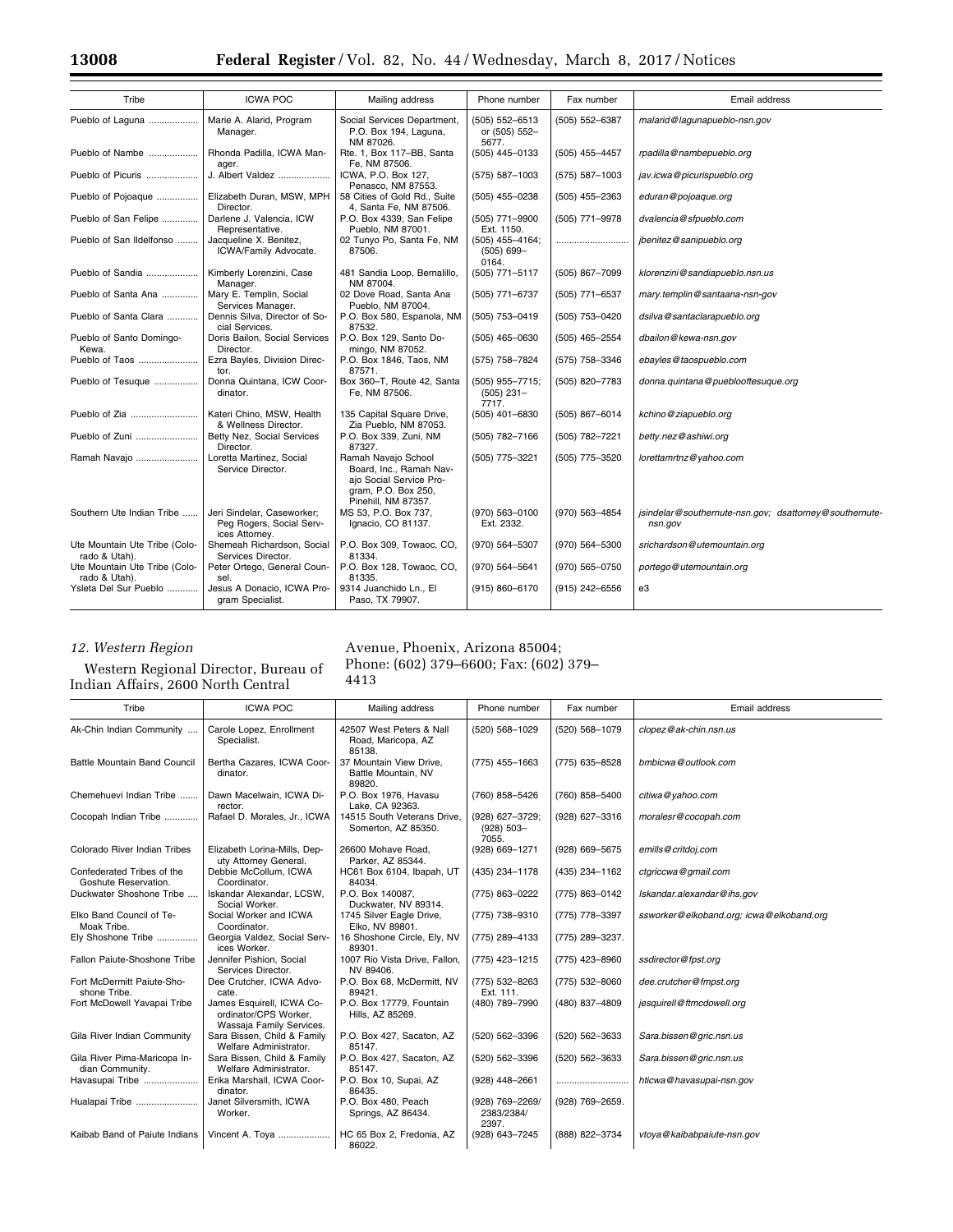| Tribe | ICWA POC | Mailing address | Phone number | Fax number | Email address |
|---|---|---|---|---|---|
| Pueblo of Laguna | Marie A. Alarid, Program Manager. | Social Services Department, P.O. Box 194, Laguna, NM 87026. | (505) 552–6513 or (505) 552–5677. | (505) 552–6387 | malarid@lagunapueblo-nsn.gov |
| Pueblo of Nambe | Rhonda Padilla, ICWA Manager. | Rte. 1, Box 117–BB, Santa Fe, NM 87506. | (505) 445–0133 | (505) 455–4457 | rpadilla@nambepueblo.org |
| Pueblo of Picuris | J. Albert Valdez | ICWA, P.O. Box 127, Penasco, NM 87553. | (575) 587–1003 | (575) 587–1003 | jav.icwa@picurispueblo.org |
| Pueblo of Pojoaque | Elizabeth Duran, MSW, MPH Director. | 58 Cities of Gold Rd., Suite 4, Santa Fe, NM 87506. | (505) 455–0238 | (505) 455–2363 | eduran@pojoaque.org |
| Pueblo of San Felipe | Darlene J. Valencia, ICW Representative. | P.O. Box 4339, San Felipe Pueblo, NM 87001. | (505) 771–9900 Ext. 1150. | (505) 771–9978 | dvalencia@sfpueblo.com |
| Pueblo of San Ildelfonso | Jacqueline X. Benitez, ICWA/Family Advocate. | 02 Tunyo Po, Santa Fe, NM 87506. | (505) 455–4164; (505) 699–0164. | ............................ | jbenitez@sanipueblo.org |
| Pueblo of Sandia | Kimberly Lorenzini, Case Manager. | 481 Sandia Loop, Bernalillo, NM 87004. | (505) 771–5117 | (505) 867–7099 | klorenzini@sandiapueblo.nsn.us |
| Pueblo of Santa Ana | Mary E. Templin, Social Services Manager. | 02 Dove Road, Santa Ana Pueblo, NM 87004. | (505) 771–6737 | (505) 771–6537 | mary.templin@santaana-nsn-gov |
| Pueblo of Santa Clara | Dennis Silva, Director of Social Services. | P.O. Box 580, Espanola, NM 87532. | (505) 753–0419 | (505) 753–0420 | dsilva@santaclarapueblo.org |
| Pueblo of Santo Domingo-Kewa. | Doris Bailon, Social Services Director. | P.O. Box 129, Santo Domingo, NM 87052. | (505) 465–0630 | (505) 465–2554 | dbailon@kewa-nsn.gov |
| Pueblo of Taos | Ezra Bayles, Division Director. | P.O. Box 1846, Taos, NM 87571. | (575) 758–7824 | (575) 758–3346 | ebayles@taospueblo.com |
| Pueblo of Tesuque | Donna Quintana, ICW Coordinator. | Box 360–T, Route 42, Santa Fe, NM 87506. | (505) 955–7715; (505) 231–7717. | (505) 820–7783 | donna.quintana@pueblooftesuque.org |
| Pueblo of Zia | Kateri Chino, MSW, Health & Wellness Director. | 135 Capital Square Drive, Zia Pueblo, NM 87053. | (505) 401–6830 | (505) 867–6014 | kchino@ziapueblo.org |
| Pueblo of Zuni | Betty Nez, Social Services Director. | P.O. Box 339, Zuni, NM 87327. | (505) 782–7166 | (505) 782–7221 | betty.nez@ashiwi.org |
| Ramah Navajo | Loretta Martinez, Social Service Director. | Ramah Navajo School Board, Inc., Ramah Navajo Social Service Program, P.O. Box 250, Pinehill, NM 87357. | (505) 775–3221 | (505) 775–3520 | lorettamrtnz@yahoo.com |
| Southern Ute Indian Tribe | Jeri Sindelar, Caseworker; Peg Rogers, Social Services Attorney. | MS 53, P.O. Box 737, Ignacio, CO 81137. | (970) 563–0100 Ext. 2332. | (970) 563–4854 | jsindelar@southernute-nsn.gov; dsattorney@southernute-nsn.gov |
| Ute Mountain Ute Tribe (Colorado & Utah). | Shemeah Richardson, Social Services Director. | P.O. Box 309, Towaoc, CO, 81334. | (970) 564–5307 | (970) 564–5300 | srichardson@utemountain.org |
| Ute Mountain Ute Tribe (Colorado & Utah). | Peter Ortego, General Counsel. | P.O. Box 128, Towaoc, CO, 81335. | (970) 564–5641 | (970) 565–0750 | portego@utemountain.org |
| Ysleta Del Sur Pueblo | Jesus A Donacio, ICWA Program Specialist. | 9314 Juanchido Ln., El Paso, TX 79907. | (915) 860–6170 | (915) 242–6556 | e3 |

## *12. Western Region*

Western Regional Director, Bureau of Indian Affairs, 2600 North Central Avenue, Phoenix, Arizona 85004; Phone: (602) 379–6600; Fax: (602) 379–4413

| Tribe | ICWA POC | Mailing address | Phone number | Fax number | Email address |
|---|---|---|---|---|---|
| Ak-Chin Indian Community | Carole Lopez, Enrollment Specialist. | 42507 West Peters & Nall Road, Maricopa, AZ 85138. | (520) 568–1029 | (520) 568–1079 | clopez@ak-chin.nsn.us |
| Battle Mountain Band Council | Bertha Cazares, ICWA Coordinator. | 37 Mountain View Drive, Battle Mountain, NV 89820. | (775) 455–1663 | (775) 635–8528 | bmbicwa@outlook.com |
| Chemehuevi Indian Tribe | Dawn Macelwain, ICWA Director. | P.O. Box 1976, Havasu Lake, CA 92363. | (760) 858–5426 | (760) 858–5400 | citiwa@yahoo.com |
| Cocopah Indian Tribe | Rafael D. Morales, Jr., ICWA | 14515 South Veterans Drive, Somerton, AZ 85350. | (928) 627–3729; (928) 503–7055. | (928) 627–3316 | moralesr@cocopah.com |
| Colorado River Indian Tribes | Elizabeth Lorina-Mills, Deputy Attorney General. | 26600 Mohave Road, Parker, AZ 85344. | (928) 669–1271 | (928) 669–5675 | emills@critdoj.com |
| Confederated Tribes of the Goshute Reservation. | Debbie McCollum, ICWA Coordinator. | HC61 Box 6104, Ibapah, UT 84034. | (435) 234–1178 | (435) 234–1162 | ctgriccwa@gmail.com |
| Duckwater Shoshone Tribe | Iskandar Alexandar, LCSW, Social Worker. | P.O. Box 140087, Duckwater, NV 89314. | (775) 863–0222 | (775) 863–0142 | Iskandar.alexandar@ihs.gov |
| Elko Band Council of Te-Moak Tribe. | Social Worker and ICWA Coordinator. | 1745 Silver Eagle Drive, Elko, NV 89801. | (775) 738–9310 | (775) 778–3397 | ssworker@elkoband.org; icwa@elkoband.org |
| Ely Shoshone Tribe | Georgia Valdez, Social Services Worker. | 16 Shoshone Circle, Ely, NV 89301. | (775) 289–4133 | (775) 289–3237. | |
| Fallon Paiute-Shoshone Tribe | Jennifer Pishion, Social Services Director. | 1007 Rio Vista Drive, Fallon, NV 89406. | (775) 423–1215 | (775) 423–8960 | ssdirector@fpst.org |
| Fort McDermitt Paiute-Shoshone Tribe. | Dee Crutcher, ICWA Advocate. | P.O. Box 68, McDermitt, NV 89421. | (775) 532–8263 Ext. 111. | (775) 532–8060 | dee.crutcher@fmpst.org |
| Fort McDowell Yavapai Tribe | James Esquirell, ICWA Coordinator/CPS Worker, Wassaja Family Services. | P.O. Box 17779, Fountain Hills, AZ 85269. | (480) 789–7990 | (480) 837–4809 | jesquirell@ftmcdowell.org |
| Gila River Indian Community | Sara Bissen, Child & Family Welfare Administrator. | P.O. Box 427, Sacaton, AZ 85147. | (520) 562–3396 | (520) 562–3633 | Sara.bissen@gric.nsn.us |
| Gila River Pima-Maricopa Indian Community. | Sara Bissen, Child & Family Welfare Administrator. | P.O. Box 427, Sacaton, AZ 85147. | (520) 562–3396 | (520) 562–3633 | Sara.bissen@gric.nsn.us |
| Havasupai Tribe | Erika Marshall, ICWA Coordinator. | P.O. Box 10, Supai, AZ 86435. | (928) 448–2661 | ............................ | hticwa@havasupai-nsn.gov |
| Hualapai Tribe | Janet Silversmith, ICWA Worker. | P.O. Box 480, Peach Springs, AZ 86434. | (928) 769–2269/2383/2384/2397. | (928) 769–2659. | |
| Kaibab Band of Paiute Indians | Vincent A. Toya | HC 65 Box 2, Fredonia, AZ 86022. | (928) 643–7245 | (888) 822–3734 | vtoya@kaibabpaiute-nsn.gov |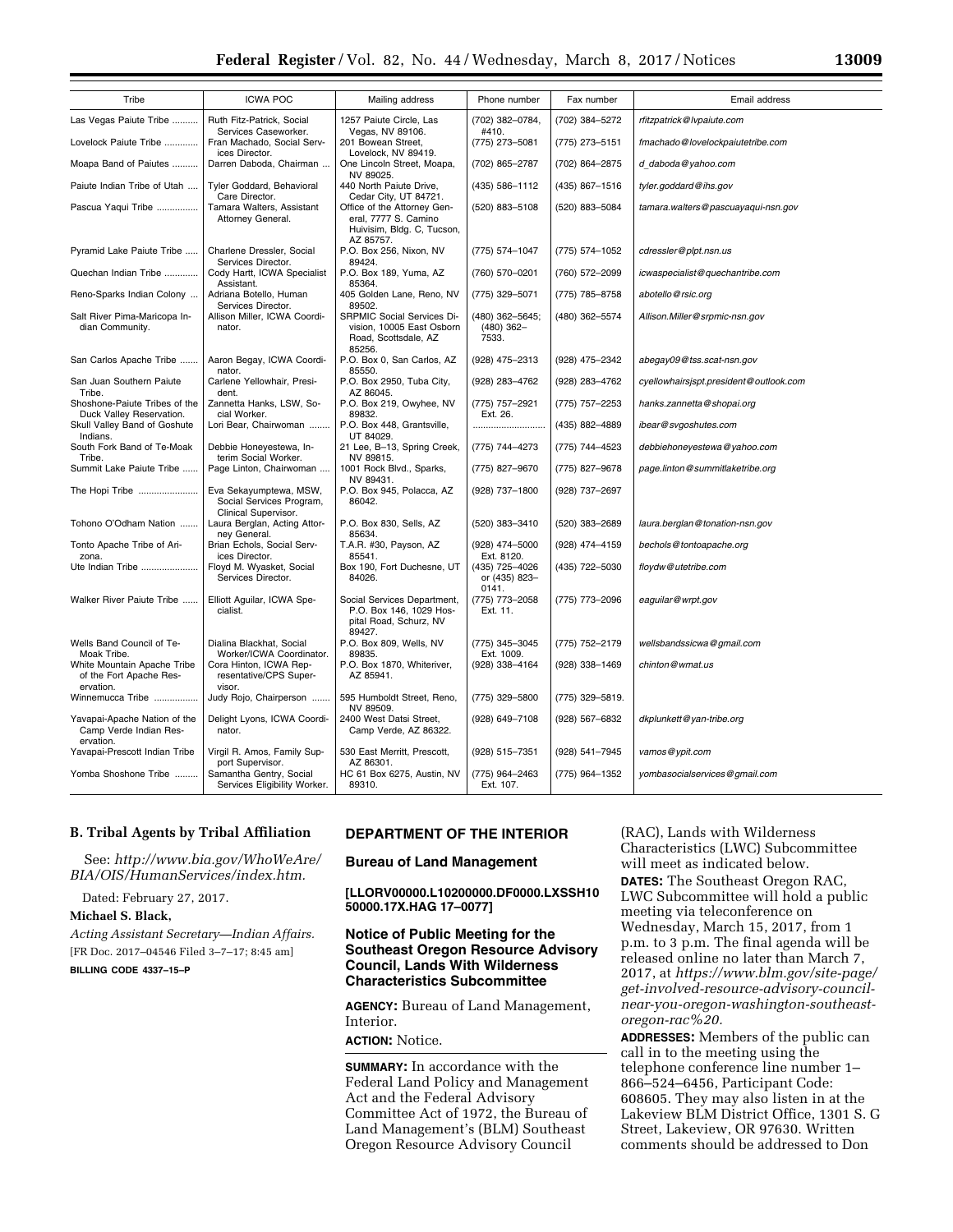| Tribe | ICWA POC | Mailing address | Phone number | Fax number | Email address |
|---|---|---|---|---|---|
| Las Vegas Paiute Tribe | Ruth Fitz-Patrick, Social Services Caseworker. | 1257 Paiute Circle, Las Vegas, NV 89106. | (702) 382–0784, #410. | (702) 384–5272 | rfitzpatrick@lvpaiute.com |
| Lovelock Paiute Tribe | Fran Machado, Social Services Director. | 201 Bowean Street, Lovelock, NV 89419. | (775) 273–5081 | (775) 273–5151 | fmachado@lovelockpaiutetribe.com |
| Moapa Band of Paiutes | Darren Daboda, Chairman | One Lincoln Street, Moapa, NV 89025. | (702) 865–2787 | (702) 864–2875 | d_daboda@yahoo.com |
| Paiute Indian Tribe of Utah | Tyler Goddard, Behavioral Care Director. | 440 North Paiute Drive, Cedar City, UT 84721. | (435) 586–1112 | (435) 867–1516 | tyler.goddard@ihs.gov |
| Pascua Yaqui Tribe | Tamara Walters, Assistant Attorney General. | Office of the Attorney General, 7777 S. Camino Huivisim, Bldg. C, Tucson, AZ 85757. | (520) 883–5108 | (520) 883–5084 | tamara.walters@pascuayaqui-nsn.gov |
| Pyramid Lake Paiute Tribe | Charlene Dressler, Social Services Director. | P.O. Box 256, Nixon, NV 89424. | (775) 574–1047 | (775) 574–1052 | cdressler@plpt.nsn.us |
| Quechan Indian Tribe | Cody Hartt, ICWA Specialist Assistant. | P.O. Box 189, Yuma, AZ 85364. | (760) 570–0201 | (760) 572–2099 | icwaspecialist@quechantribe.com |
| Reno-Sparks Indian Colony | Adriana Botello, Human Services Director. | 405 Golden Lane, Reno, NV 89502. | (775) 329–5071 | (775) 785–8758 | abotello@rsic.org |
| Salt River Pima-Maricopa Indian Community. | Allison Miller, ICWA Coordinator. | SRPMIC Social Services Division, 10005 East Osborn Road, Scottsdale, AZ 85256. | (480) 362–5645; (480) 362–7533. | (480) 362–5574 | Allison.Miller@srpmic-nsn.gov |
| San Carlos Apache Tribe | Aaron Begay, ICWA Coordinator. | P.O. Box 0, San Carlos, AZ 85550. | (928) 475–2313 | (928) 475–2342 | abegay09@tss.scat-nsn.gov |
| San Juan Southern Paiute Tribe. | Carlene Yellowhair, President. | P.O. Box 2950, Tuba City, AZ 86045. | (928) 283–4762 | (928) 283–4762 | cyellowhairsjspt.president@outlook.com |
| Shoshone-Paiute Tribes of the Duck Valley Reservation. | Zannetta Hanks, LSW, Social Worker. | P.O. Box 219, Owyhee, NV 89832. | (775) 757–2921 Ext. 26. | (775) 757–2253 | hanks.zannetta@shopai.org |
| Skull Valley Band of Goshute Indians. | Lori Bear, Chairwoman | P.O. Box 448, Grantsville, UT 84029. | ........................ | (435) 882–4889 | lbear@svgoshutes.com |
| South Fork Band of Te-Moak Tribe. | Debbie Honeyestewa, Interim Social Worker. | 21 Lee, B–13, Spring Creek, NV 89815. | (775) 744–4273 | (775) 744–4523 | debbiehoneyestewa@yahoo.com |
| Summit Lake Paiute Tribe | Page Linton, Chairwoman | 1001 Rock Blvd., Sparks, NV 89431. | (775) 827–9670 | (775) 827–9678 | page.linton@summitlaketribe.org |
| The Hopi Tribe | Eva Sekayumptewa, MSW, Social Services Program, Clinical Supervisor. | P.O. Box 945, Polacca, AZ 86042. | (928) 737–1800 | (928) 737–2697 | |
| Tohono O'Odham Nation | Laura Berglan, Acting Attorney General. | P.O. Box 830, Sells, AZ 85634. | (520) 383–3410 | (520) 383–2689 | laura.berglan@tonation-nsn.gov |
| Tonto Apache Tribe of Arizona. | Brian Echols, Social Services Director. | T.A.R. #30, Payson, AZ 85541. | (928) 474–5000 Ext. 8120. | (928) 474–4159 | bechols@tontoapache.org |
| Ute Indian Tribe | Floyd M. Wyasket, Social Services Director. | Box 190, Fort Duchesne, UT 84026. | (435) 725–4026 or (435) 823–0141. | (435) 722–5030 | floydw@utetribe.com |
| Walker River Paiute Tribe | Elliott Aguilar, ICWA Specialist. | Social Services Department, P.O. Box 146, 1029 Hospital Road, Schurz, NV 89427. | (775) 773–2058 Ext. 11. | (775) 773–2096 | eaguilar@wrpt.gov |
| Wells Band Council of Te-Moak Tribe. | Dialina Blackhat, Social Worker/ICWA Coordinator. | P.O. Box 809, Wells, NV 89835. | (775) 345–3045 Ext. 1009. | (775) 752–2179 | wellsbandssicwa@gmail.com |
| White Mountain Apache Tribe of the Fort Apache Reservation. | Cora Hinton, ICWA Representative/CPS Supervisor. | P.O. Box 1870, Whiteriver, AZ 85941. | (928) 338–4164 | (928) 338–1469 | chinton@wmat.us |
| Winnemucca Tribe | Judy Rojo, Chairperson | 595 Humboldt Street, Reno, NV 89509. | (775) 329–5800 | (775) 329–5819. | |
| Yavapai-Apache Nation of the Camp Verde Indian Reservation. | Delight Lyons, ICWA Coordinator. | 2400 West Datsi Street, Camp Verde, AZ 86322. | (928) 649–7108 | (928) 567–6832 | dkplunkett@yan-tribe.org |
| Yavapai-Prescott Indian Tribe | Virgil R. Amos, Family Support Supervisor. | 530 East Merritt, Prescott, AZ 86301. | (928) 515–7351 | (928) 541–7945 | vamos@ypit.com |
| Yomba Shoshone Tribe | Samantha Gentry, Social Services Eligibility Worker. | HC 61 Box 6275, Austin, NV 89310. | (775) 964–2463 Ext. 107. | (775) 964–1352 | yombasocialservices@gmail.com |

**B. Tribal Agents by Tribal Affiliation**

See: *http://www.bia.gov/WhoWeAre/BIA/OIS/HumanServices/index.htm.*

Dated: February 27, 2017.

**Michael S. Black,**

*Acting Assistant Secretary—Indian Affairs.*

[FR Doc. 2017–04546 Filed 3–7–17; 8:45 am]

**BILLING CODE 4337–15–P**

## DEPARTMENT OF THE INTERIOR

### Bureau of Land Management

**[LLORV00000.L10200000.DF0000.LXSSH10 50000.17X.HAG 17–0077]**

### Notice of Public Meeting for the Southeast Oregon Resource Advisory Council, Lands With Wilderness Characteristics Subcommittee

**AGENCY:** Bureau of Land Management, Interior.

**ACTION:** Notice.

**SUMMARY:** In accordance with the Federal Land Policy and Management Act and the Federal Advisory Committee Act of 1972, the Bureau of Land Management's (BLM) Southeast Oregon Resource Advisory Council (RAC), Lands with Wilderness Characteristics (LWC) Subcommittee will meet as indicated below.

**DATES:** The Southeast Oregon RAC, LWC Subcommittee will hold a public meeting via teleconference on Wednesday, March 15, 2017, from 1 p.m. to 3 p.m. The final agenda will be released online no later than March 7, 2017, at *https://www.blm.gov/site-page/get-involved-resource-advisory-council-near-you-oregon-washington-southeast-oregon-rac%20.*

**ADDRESSES:** Members of the public can call in to the meeting using the telephone conference line number 1–866–524–6456, Participant Code: 608605. They may also listen in at the Lakeview BLM District Office, 1301 S. G Street, Lakeview, OR 97630. Written comments should be addressed to Don